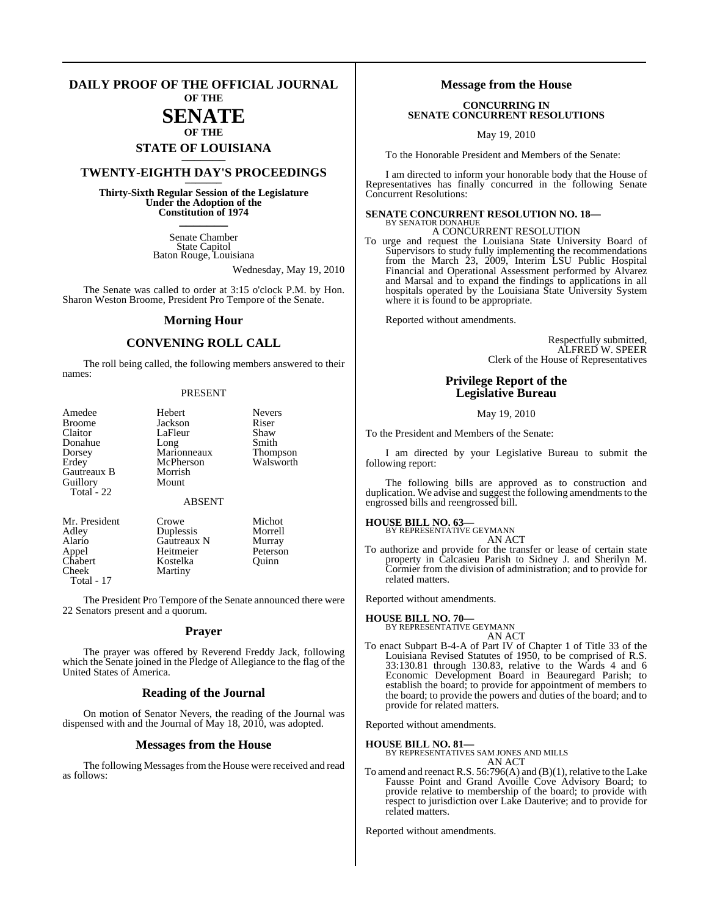# DAILY PROOF OF THE OFFICIAL JOURNAL OF THE SENATE OF THE STATE OF LOUISIANA

## TWENTY-EIGHTH DAY'S PROCEEDINGS

**Thirty-Sixth Regular Session of the Legislature Under the Adoption of the Constitution of 1974**

Senate Chamber
State Capitol
Baton Rouge, Louisiana

Wednesday, May 19, 2010

The Senate was called to order at 3:15 o'clock P.M. by Hon. Sharon Weston Broome, President Pro Tempore of the Senate.

## Morning Hour

## CONVENING ROLL CALL

The roll being called, the following members answered to their names:

PRESENT

| | | |
|---|---|---|
| Amedee | Hebert | Nevers |
| Broome | Jackson | Riser |
| Claitor | LaFleur | Shaw |
| Donahue | Long | Smith |
| Dorsey | Marionneaux | Thompson |
| Erdey | McPherson | Walsworth |
| Gautreaux B | Morrish | |
| Guillory | Mount | |
| Total - 22 | | |

ABSENT

| | | |
|---|---|---|
| Mr. President | Crowe | Michot |
| Adley | Duplessis | Morrell |
| Alario | Gautreaux N | Murray |
| Appel | Heitmeier | Peterson |
| Chabert | Kostelka | Quinn |
| Cheek | Martiny | |
| Total - 17 | | |

The President Pro Tempore of the Senate announced there were 22 Senators present and a quorum.

## Prayer

The prayer was offered by Reverend Freddy Jack, following which the Senate joined in the Pledge of Allegiance to the flag of the United States of America.

## Reading of the Journal

On motion of Senator Nevers, the reading of the Journal was dispensed with and the Journal of May 18, 2010, was adopted.

## Messages from the House

The following Messages from the House were received and read as follows:

## Message from the House

**CONCURRING IN SENATE CONCURRENT RESOLUTIONS**

May 19, 2010

To the Honorable President and Members of the Senate:

I am directed to inform your honorable body that the House of Representatives has finally concurred in the following Senate Concurrent Resolutions:

**SENATE CONCURRENT RESOLUTION NO. 18—**
BY SENATOR DONAHUE

A CONCURRENT RESOLUTION

To urge and request the Louisiana State University Board of Supervisors to study fully implementing the recommendations from the March 23, 2009, Interim LSU Public Hospital Financial and Operational Assessment performed by Alvarez and Marsal and to expand the findings to applications in all hospitals operated by the Louisiana State University System where it is found to be appropriate.

Reported without amendments.

Respectfully submitted,
ALFRED W. SPEER
Clerk of the House of Representatives

## Privilege Report of the Legislative Bureau

May 19, 2010

To the President and Members of the Senate:

I am directed by your Legislative Bureau to submit the following report:

The following bills are approved as to construction and duplication. We advise and suggest the following amendments to the engrossed bills and reengrossed bill.

**HOUSE BILL NO. 63—**
BY REPRESENTATIVE GEYMANN

AN ACT

To authorize and provide for the transfer or lease of certain state property in Calcasieu Parish to Sidney J. and Sherilyn M. Cormier from the division of administration; and to provide for related matters.

Reported without amendments.

**HOUSE BILL NO. 70—**
BY REPRESENTATIVE GEYMANN

AN ACT

To enact Subpart B-4-A of Part IV of Chapter 1 of Title 33 of the Louisiana Revised Statutes of 1950, to be comprised of R.S. 33:130.81 through 130.83, relative to the Wards 4 and 6 Economic Development Board in Beauregard Parish; to establish the board; to provide for appointment of members to the board; to provide the powers and duties of the board; and to provide for related matters.

Reported without amendments.

**HOUSE BILL NO. 81—**
BY REPRESENTATIVES SAM JONES AND MILLS

AN ACT

To amend and reenact R.S. 56:796(A) and (B)(1), relative to the Lake Fausse Point and Grand Avoille Cove Advisory Board; to provide relative to membership of the board; to provide with respect to jurisdiction over Lake Dauterive; and to provide for related matters.

Reported without amendments.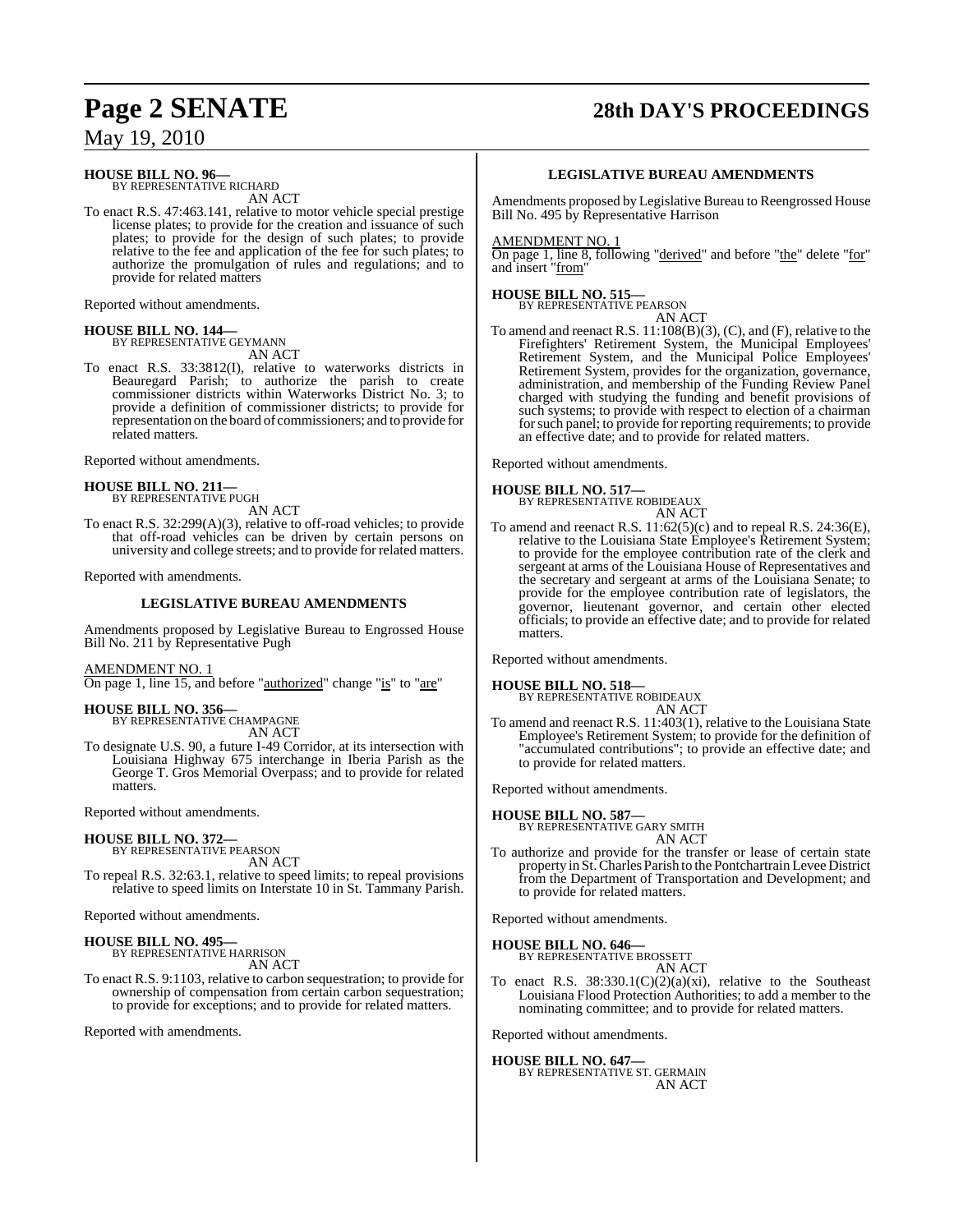**HOUSE BILL NO. 96—**
BY REPRESENTATIVE RICHARD
AN ACT

To enact R.S. 47:463.141, relative to motor vehicle special prestige license plates; to provide for the creation and issuance of such plates; to provide for the design of such plates; to provide relative to the fee and application of the fee for such plates; to authorize the promulgation of rules and regulations; and to provide for related matters

Reported without amendments.

**HOUSE BILL NO. 144—**
BY REPRESENTATIVE GEYMANN
AN ACT

To enact R.S. 33:3812(I), relative to waterworks districts in Beauregard Parish; to authorize the parish to create commissioner districts within Waterworks District No. 3; to provide a definition of commissioner districts; to provide for representation on the board of commissioners; and to provide for related matters.

Reported without amendments.

**HOUSE BILL NO. 211—**
BY REPRESENTATIVE PUGH
AN ACT

To enact R.S. 32:299(A)(3), relative to off-road vehicles; to provide that off-road vehicles can be driven by certain persons on university and college streets; and to provide for related matters.

Reported with amendments.

**LEGISLATIVE BUREAU AMENDMENTS**

Amendments proposed by Legislative Bureau to Engrossed House Bill No. 211 by Representative Pugh

AMENDMENT NO. 1
On page 1, line 15, and before "authorized" change "is" to "are"

**HOUSE BILL NO. 356—**
BY REPRESENTATIVE CHAMPAGNE
AN ACT

To designate U.S. 90, a future I-49 Corridor, at its intersection with Louisiana Highway 675 interchange in Iberia Parish as the George T. Gros Memorial Overpass; and to provide for related matters.

Reported without amendments.

**HOUSE BILL NO. 372—**
BY REPRESENTATIVE PEARSON
AN ACT

To repeal R.S. 32:63.1, relative to speed limits; to repeal provisions relative to speed limits on Interstate 10 in St. Tammany Parish.

Reported without amendments.

**HOUSE BILL NO. 495—**
BY REPRESENTATIVE HARRISON
AN ACT

To enact R.S. 9:1103, relative to carbon sequestration; to provide for ownership of compensation from certain carbon sequestration; to provide for exceptions; and to provide for related matters.

Reported with amendments.

**LEGISLATIVE BUREAU AMENDMENTS**

Amendments proposed by Legislative Bureau to Reengrossed House Bill No. 495 by Representative Harrison

AMENDMENT NO. 1
On page 1, line 8, following "derived" and before "the" delete "for" and insert "from"

**HOUSE BILL NO. 515—**
BY REPRESENTATIVE PEARSON
AN ACT

To amend and reenact R.S. 11:108(B)(3), (C), and (F), relative to the Firefighters' Retirement System, the Municipal Employees' Retirement System, and the Municipal Police Employees' Retirement System, provides for the organization, governance, administration, and membership of the Funding Review Panel charged with studying the funding and benefit provisions of such systems; to provide with respect to election of a chairman for such panel; to provide for reporting requirements; to provide an effective date; and to provide for related matters.

Reported without amendments.

**HOUSE BILL NO. 517—**
BY REPRESENTATIVE ROBIDEAUX
AN ACT

To amend and reenact R.S. 11:62(5)(c) and to repeal R.S. 24:36(E), relative to the Louisiana State Employee's Retirement System; to provide for the employee contribution rate of the clerk and sergeant at arms of the Louisiana House of Representatives and the secretary and sergeant at arms of the Louisiana Senate; to provide for the employee contribution rate of legislators, the governor, lieutenant governor, and certain other elected officials; to provide an effective date; and to provide for related matters.

Reported without amendments.

**HOUSE BILL NO. 518—**
BY REPRESENTATIVE ROBIDEAUX
AN ACT

To amend and reenact R.S. 11:403(1), relative to the Louisiana State Employee's Retirement System; to provide for the definition of "accumulated contributions"; to provide an effective date; and to provide for related matters.

Reported without amendments.

**HOUSE BILL NO. 587—**
BY REPRESENTATIVE GARY SMITH
AN ACT

To authorize and provide for the transfer or lease of certain state property in St. Charles Parish to the Pontchartrain Levee District from the Department of Transportation and Development; and to provide for related matters.

Reported without amendments.

**HOUSE BILL NO. 646—**
BY REPRESENTATIVE BROSSETT
AN ACT

To enact R.S. 38:330.1(C)(2)(a)(xi), relative to the Southeast Louisiana Flood Protection Authorities; to add a member to the nominating committee; and to provide for related matters.

Reported without amendments.

**HOUSE BILL NO. 647—**
BY REPRESENTATIVE ST. GERMAIN
AN ACT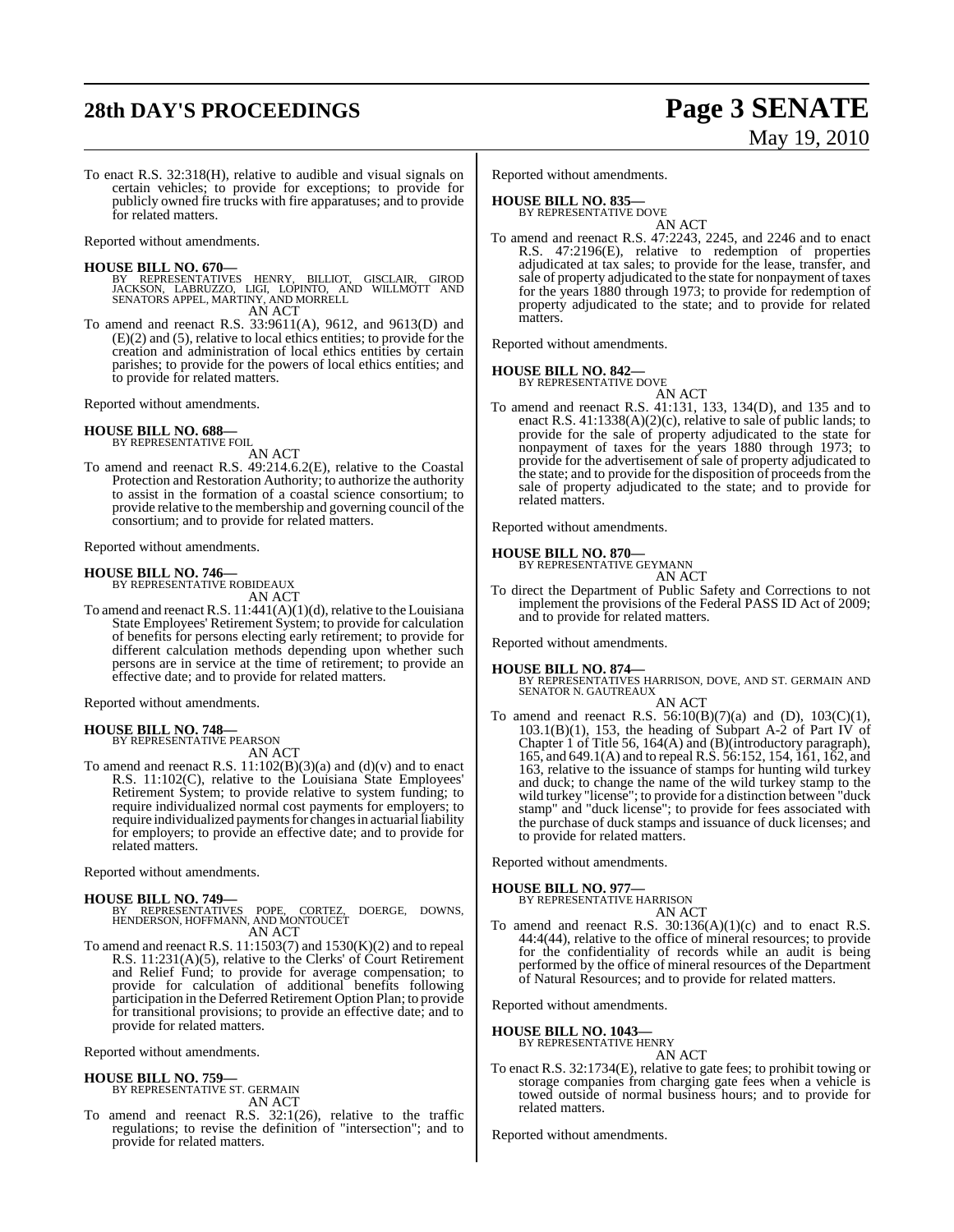To enact R.S. 32:318(H), relative to audible and visual signals on certain vehicles; to provide for exceptions; to provide for publicly owned fire trucks with fire apparatuses; and to provide for related matters.

Reported without amendments.

**HOUSE BILL NO. 670—**
BY REPRESENTATIVES HENRY, BILLIOT, GISCLAIR, GIROD JACKSON, LABRUZZO, LIGI, LOPINTO, AND WILLMOTT AND SENATORS APPEL, MARTINY, AND MORRELL
AN ACT

To amend and reenact R.S. 33:9611(A), 9612, and 9613(D) and (E)(2) and (5), relative to local ethics entities; to provide for the creation and administration of local ethics entities by certain parishes; to provide for the powers of local ethics entities; and to provide for related matters.

Reported without amendments.

**HOUSE BILL NO. 688—**
BY REPRESENTATIVE FOIL
AN ACT

To amend and reenact R.S. 49:214.6.2(E), relative to the Coastal Protection and Restoration Authority; to authorize the authority to assist in the formation of a coastal science consortium; to provide relative to the membership and governing council of the consortium; and to provide for related matters.

Reported without amendments.

**HOUSE BILL NO. 746—**
BY REPRESENTATIVE ROBIDEAUX
AN ACT

To amend and reenact R.S. 11:441(A)(1)(d), relative to the Louisiana State Employees' Retirement System; to provide for calculation of benefits for persons electing early retirement; to provide for different calculation methods depending upon whether such persons are in service at the time of retirement; to provide an effective date; and to provide for related matters.

Reported without amendments.

**HOUSE BILL NO. 748—**
BY REPRESENTATIVE PEARSON
AN ACT

To amend and reenact R.S. 11:102(B)(3)(a) and (d)(v) and to enact R.S. 11:102(C), relative to the Louisiana State Employees' Retirement System; to provide relative to system funding; to require individualized normal cost payments for employers; to require individualized payments for changes in actuarial liability for employers; to provide an effective date; and to provide for related matters.

Reported without amendments.

**HOUSE BILL NO. 749—**
BY REPRESENTATIVES POPE, CORTEZ, DOERGE, DOWNS, HENDERSON, HOFFMANN, AND MONTOUCET
AN ACT

To amend and reenact R.S. 11:1503(7) and 1530(K)(2) and to repeal R.S. 11:231(A)(5), relative to the Clerks' of Court Retirement and Relief Fund; to provide for average compensation; to provide for calculation of additional benefits following participation in the Deferred Retirement Option Plan; to provide for transitional provisions; to provide an effective date; and to provide for related matters.

Reported without amendments.

**HOUSE BILL NO. 759—**
BY REPRESENTATIVE ST. GERMAIN
AN ACT

To amend and reenact R.S. 32:1(26), relative to the traffic regulations; to revise the definition of "intersection"; and to provide for related matters.

Reported without amendments.

**HOUSE BILL NO. 835—**
BY REPRESENTATIVE DOVE
AN ACT

To amend and reenact R.S. 47:2243, 2245, and 2246 and to enact R.S. 47:2196(E), relative to redemption of properties adjudicated at tax sales; to provide for the lease, transfer, and sale of property adjudicated to the state for nonpayment of taxes for the years 1880 through 1973; to provide for redemption of property adjudicated to the state; and to provide for related matters.

Reported without amendments.

**HOUSE BILL NO. 842—**
BY REPRESENTATIVE DOVE
AN ACT

To amend and reenact R.S. 41:131, 133, 134(D), and 135 and to enact R.S. 41:1338(A)(2)(c), relative to sale of public lands; to provide for the sale of property adjudicated to the state for nonpayment of taxes for the years 1880 through 1973; to provide for the advertisement of sale of property adjudicated to the state; and to provide for the disposition of proceeds from the sale of property adjudicated to the state; and to provide for related matters.

Reported without amendments.

**HOUSE BILL NO. 870—**
BY REPRESENTATIVE GEYMANN
AN ACT

To direct the Department of Public Safety and Corrections to not implement the provisions of the Federal PASS ID Act of 2009; and to provide for related matters.

Reported without amendments.

**HOUSE BILL NO. 874—**
BY REPRESENTATIVES HARRISON, DOVE, AND ST. GERMAIN AND SENATOR N. GAUTREAUX
AN ACT

To amend and reenact R.S. 56:10(B)(7)(a) and (D), 103(C)(1), 103.1(B)(1), 153, the heading of Subpart A-2 of Part IV of Chapter 1 of Title 56, 164(A) and (B)(introductory paragraph), 165, and 649.1(A) and to repeal R.S. 56:152, 154, 161, 162, and 163, relative to the issuance of stamps for hunting wild turkey and duck; to change the name of the wild turkey stamp to the wild turkey "license"; to provide for a distinction between "duck stamp" and "duck license"; to provide for fees associated with the purchase of duck stamps and issuance of duck licenses; and to provide for related matters.

Reported without amendments.

**HOUSE BILL NO. 977—**
BY REPRESENTATIVE HARRISON
AN ACT

To amend and reenact R.S. 30:136(A)(1)(c) and to enact R.S. 44:4(44), relative to the office of mineral resources; to provide for the confidentiality of records while an audit is being performed by the office of mineral resources of the Department of Natural Resources; and to provide for related matters.

Reported without amendments.

**HOUSE BILL NO. 1043—**
BY REPRESENTATIVE HENRY
AN ACT

To enact R.S. 32:1734(E), relative to gate fees; to prohibit towing or storage companies from charging gate fees when a vehicle is towed outside of normal business hours; and to provide for related matters.

Reported without amendments.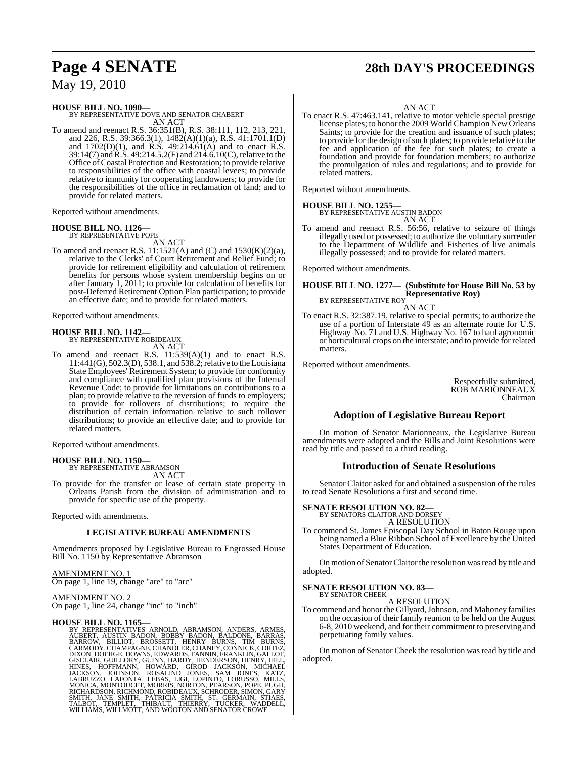**HOUSE BILL NO. 1090—**
BY REPRESENTATIVE DOVE AND SENATOR CHABERT
AN ACT

To amend and reenact R.S. 36:351(B), R.S. 38:111, 112, 213, 221, and 226, R.S. 39:366.3(1), 1482(A)(1)(a), R.S. 41:1701.1(D) and 1702(D)(1), and R.S. 49:214.61(A) and to enact R.S. 39:14(7) and R.S. 49:214.5.2(F) and 214.6.10(C), relative to the Office of Coastal Protection and Restoration; to provide relative to responsibilities of the office with coastal levees; to provide relative to immunity for cooperating landowners; to provide for the responsibilities of the office in reclamation of land; and to provide for related matters.

Reported without amendments.

**HOUSE BILL NO. 1126—**
BY REPRESENTATIVE POPE
AN ACT

To amend and reenact R.S. 11:1521(A) and (C) and 1530(K)(2)(a), relative to the Clerks' of Court Retirement and Relief Fund; to provide for retirement eligibility and calculation of retirement benefits for persons whose system membership begins on or after January 1, 2011; to provide for calculation of benefits for post-Deferred Retirement Option Plan participation; to provide an effective date; and to provide for related matters.

Reported without amendments.

**HOUSE BILL NO. 1142—**
BY REPRESENTATIVE ROBIDEAUX
AN ACT

To amend and reenact R.S. 11:539(A)(1) and to enact R.S. 11:441(G), 502.3(D), 538.1, and 538.2; relative to the Louisiana State Employees' Retirement System; to provide for conformity and compliance with qualified plan provisions of the Internal Revenue Code; to provide for limitations on contributions to a plan; to provide relative to the reversion of funds to employers; to provide for rollovers of distributions; to require the distribution of certain information relative to such rollover distributions; to provide an effective date; and to provide for related matters.

Reported without amendments.

**HOUSE BILL NO. 1150—**
BY REPRESENTATIVE ABRAMSON
AN ACT

To provide for the transfer or lease of certain state property in Orleans Parish from the division of administration and to provide for specific use of the property.

Reported with amendments.

**LEGISLATIVE BUREAU AMENDMENTS**

Amendments proposed by Legislative Bureau to Engrossed House Bill No. 1150 by Representative Abramson

AMENDMENT NO. 1
On page 1, line 19, change "are" to "arc"

AMENDMENT NO. 2
On page 1, line 24, change "inc" to "inch"

**HOUSE BILL NO. 1165—**
BY REPRESENTATIVES ARNOLD, ABRAMSON, ANDERS, ARMES, AUBERT, AUSTIN BADON, BOBBY BADON, BALDONE, BARRAS, BARROW, BILLIOT, BROSSETT, HENRY BURNS, TIM BURNS, CARMODY, CHAMPAGNE, CHANDLER, CHANEY, CONNICK, CORTEZ, DIXON, DOERGE, DOWNS, EDWARDS, FANNIN, FRANKLIN, GALLOT, GISCLAIR, GUILLORY, GUINN, HARDY, HENDERSON, HENRY, HILL, HINES, HOFFMANN, HOWARD, GIROD JACKSON, MICHAEL JACKSON, JOHNSON, ROSALIND JONES, SAM JONES, KATZ, LABRUZZO, LAFONTA, LEBAS, LIGI, LOPINTO, LORUSSO, MILLS, MONICA, MONTOUCET, MORRIS, NORTON, PEARSON, POPE, PUGH, RICHARDSON, RICHMOND, ROBIDEAUX, SCHRODER, SIMON, GARY SMITH, JANE SMITH, PATRICIA SMITH, ST. GERMAIN, STIAES, TALBOT, TEMPLET, THIBAUT, THIERRY, TUCKER, WADDELL, WILLIAMS, WILLMOTT, AND WOOTON AND SENATOR CROWE
AN ACT

To enact R.S. 47:463.141, relative to motor vehicle special prestige license plates; to honor the 2009 World Champion New Orleans Saints; to provide for the creation and issuance of such plates; to provide for the design of such plates; to provide relative to the fee and application of the fee for such plates; to create a foundation and provide for foundation members; to authorize the promulgation of rules and regulations; and to provide for related matters.

Reported without amendments.

**HOUSE BILL NO. 1255—**
BY REPRESENTATIVE AUSTIN BADON
AN ACT

To amend and reenact R.S. 56:56, relative to seizure of things illegally used or possessed; to authorize the voluntary surrender to the Department of Wildlife and Fisheries of live animals illegally possessed; and to provide for related matters.

Reported without amendments.

**HOUSE BILL NO. 1277— (Substitute for House Bill No. 53 by Representative Roy)**
BY REPRESENTATIVE ROY
AN ACT

To enact R.S. 32:387.19, relative to special permits; to authorize the use of a portion of Interstate 49 as an alternate route for U.S. Highway No. 71 and U.S. Highway No. 167 to haul agronomic or horticultural crops on the interstate; and to provide for related matters.

Reported without amendments.

Respectfully submitted,
ROB MARIONNEAUX
Chairman

## Adoption of Legislative Bureau Report

On motion of Senator Marionneaux, the Legislative Bureau amendments were adopted and the Bills and Joint Resolutions were read by title and passed to a third reading.

## Introduction of Senate Resolutions

Senator Claitor asked for and obtained a suspension of the rules to read Senate Resolutions a first and second time.

**SENATE RESOLUTION NO. 82—**
BY SENATORS CLAITOR AND DORSEY
A RESOLUTION

To commend St. James Episcopal Day School in Baton Rouge upon being named a Blue Ribbon School of Excellence by the United States Department of Education.

On motion of Senator Claitor the resolution was read by title and adopted.

**SENATE RESOLUTION NO. 83—**
BY SENATOR CHEEK
A RESOLUTION

To commend and honor the Gillyard, Johnson, and Mahoney families on the occasion of their family reunion to be held on the August 6-8, 2010 weekend, and for their commitment to preserving and perpetuating family values.

On motion of Senator Cheek the resolution was read by title and adopted.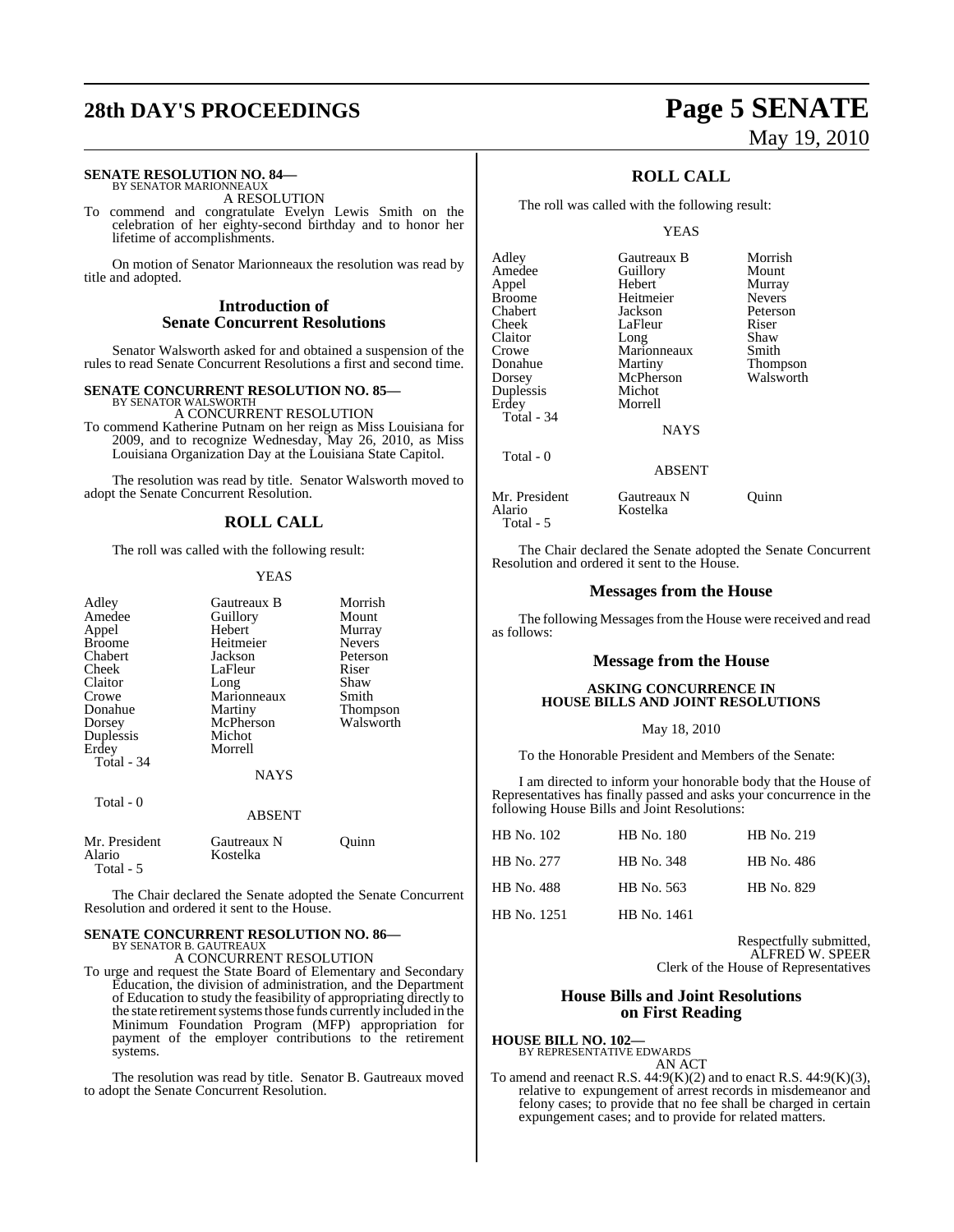**SENATE RESOLUTION NO. 84—**
BY SENATOR MARIONNEAUX

A RESOLUTION

To commend and congratulate Evelyn Lewis Smith on the celebration of her eighty-second birthday and to honor her lifetime of accomplishments.

On motion of Senator Marionneaux the resolution was read by title and adopted.

## Introduction of Senate Concurrent Resolutions

Senator Walsworth asked for and obtained a suspension of the rules to read Senate Concurrent Resolutions a first and second time.

**SENATE CONCURRENT RESOLUTION NO. 85—**
BY SENATOR WALSWORTH

A CONCURRENT RESOLUTION

To commend Katherine Putnam on her reign as Miss Louisiana for 2009, and to recognize Wednesday, May 26, 2010, as Miss Louisiana Organization Day at the Louisiana State Capitol.

The resolution was read by title. Senator Walsworth moved to adopt the Senate Concurrent Resolution.

## ROLL CALL

The roll was called with the following result:

YEAS

| | | |
|---|---|---|
| Adley | Gautreaux B | Morrish |
| Amedee | Guillory | Mount |
| Appel | Hebert | Murray |
| Broome | Heitmeier | Nevers |
| Chabert | Jackson | Peterson |
| Cheek | LaFleur | Riser |
| Claitor | Long | Shaw |
| Crowe | Marionneaux | Smith |
| Donahue | Martiny | Thompson |
| Dorsey | McPherson | Walsworth |
| Duplessis | Michot | |
| Erdey | Morrell | |

Total - 34

NAYS

Total - 0

ABSENT

| | | |
|---|---|---|
| Mr. President | Gautreaux N | Quinn |
| Alario | Kostelka | |

Total - 5

The Chair declared the Senate adopted the Senate Concurrent Resolution and ordered it sent to the House.

**SENATE CONCURRENT RESOLUTION NO. 86—**
BY SENATOR B. GAUTREAUX

A CONCURRENT RESOLUTION

To urge and request the State Board of Elementary and Secondary Education, the division of administration, and the Department of Education to study the feasibility of appropriating directly to the state retirement systems those funds currently included in the Minimum Foundation Program (MFP) appropriation for payment of the employer contributions to the retirement systems.

The resolution was read by title. Senator B. Gautreaux moved to adopt the Senate Concurrent Resolution.

## ROLL CALL

The roll was called with the following result:

YEAS

| | | |
|---|---|---|
| Adley | Gautreaux B | Morrish |
| Amedee | Guillory | Mount |
| Appel | Hebert | Murray |
| Broome | Heitmeier | Nevers |
| Chabert | Jackson | Peterson |
| Cheek | LaFleur | Riser |
| Claitor | Long | Shaw |
| Crowe | Marionneaux | Smith |
| Donahue | Martiny | Thompson |
| Dorsey | McPherson | Walsworth |
| Duplessis | Michot | |
| Erdey | Morrell | |

Total - 34

NAYS

Total - 0

ABSENT

| | | |
|---|---|---|
| Mr. President | Gautreaux N | Quinn |
| Alario | Kostelka | |

Total - 5

The Chair declared the Senate adopted the Senate Concurrent Resolution and ordered it sent to the House.

## Messages from the House

The following Messages from the House were received and read as follows:

## Message from the House

**ASKING CONCURRENCE IN HOUSE BILLS AND JOINT RESOLUTIONS**

May 18, 2010

To the Honorable President and Members of the Senate:

I am directed to inform your honorable body that the House of Representatives has finally passed and asks your concurrence in the following House Bills and Joint Resolutions:

| | | |
|---|---|---|
| HB No. 102 | HB No. 180 | HB No. 219 |
| HB No. 277 | HB No. 348 | HB No. 486 |
| HB No. 488 | HB No. 563 | HB No. 829 |
| HB No. 1251 | HB No. 1461 | |

Respectfully submitted,
ALFRED W. SPEER
Clerk of the House of Representatives

## House Bills and Joint Resolutions on First Reading

**HOUSE BILL NO. 102—**
BY REPRESENTATIVE EDWARDS

AN ACT

To amend and reenact R.S. 44:9(K)(2) and to enact R.S. 44:9(K)(3), relative to expungement of arrest records in misdemeanor and felony cases; to provide that no fee shall be charged in certain expungement cases; and to provide for related matters.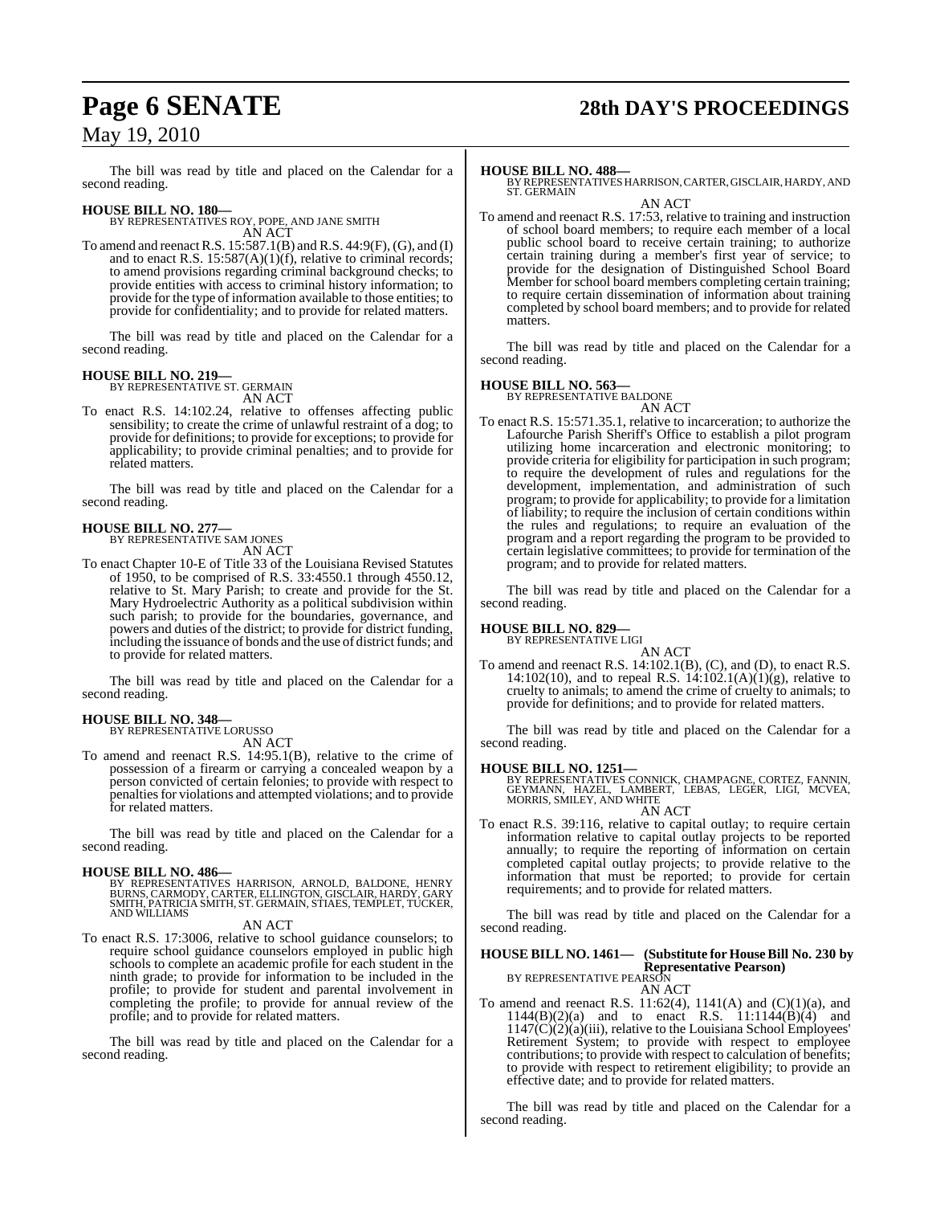The bill was read by title and placed on the Calendar for a second reading.

**HOUSE BILL NO. 180—**
BY REPRESENTATIVES ROY, POPE, AND JANE SMITH
AN ACT

To amend and reenact R.S. 15:587.1(B) and R.S. 44:9(F), (G), and (I) and to enact R.S. 15:587(A)(1)(f), relative to criminal records; to amend provisions regarding criminal background checks; to provide entities with access to criminal history information; to provide for the type of information available to those entities; to provide for confidentiality; and to provide for related matters.

The bill was read by title and placed on the Calendar for a second reading.

**HOUSE BILL NO. 219—**
BY REPRESENTATIVE ST. GERMAIN
AN ACT

To enact R.S. 14:102.24, relative to offenses affecting public sensibility; to create the crime of unlawful restraint of a dog; to provide for definitions; to provide for exceptions; to provide for applicability; to provide criminal penalties; and to provide for related matters.

The bill was read by title and placed on the Calendar for a second reading.

**HOUSE BILL NO. 277—**
BY REPRESENTATIVE SAM JONES
AN ACT

To enact Chapter 10-E of Title 33 of the Louisiana Revised Statutes of 1950, to be comprised of R.S. 33:4550.1 through 4550.12, relative to St. Mary Parish; to create and provide for the St. Mary Hydroelectric Authority as a political subdivision within such parish; to provide for the boundaries, governance, and powers and duties of the district; to provide for district funding, including the issuance of bonds and the use of district funds; and to provide for related matters.

The bill was read by title and placed on the Calendar for a second reading.

**HOUSE BILL NO. 348—**
BY REPRESENTATIVE LORUSSO
AN ACT

To amend and reenact R.S. 14:95.1(B), relative to the crime of possession of a firearm or carrying a concealed weapon by a person convicted of certain felonies; to provide with respect to penalties for violations and attempted violations; and to provide for related matters.

The bill was read by title and placed on the Calendar for a second reading.

**HOUSE BILL NO. 486—**
BY REPRESENTATIVES HARRISON, ARNOLD, BALDONE, HENRY BURNS, CARMODY, CARTER, ELLINGTON, GISCLAIR, HARDY, GARY SMITH, PATRICIA SMITH, ST. GERMAIN, STIAES, TEMPLET, TUCKER, AND WILLIAMS
AN ACT

To enact R.S. 17:3006, relative to school guidance counselors; to require school guidance counselors employed in public high schools to complete an academic profile for each student in the ninth grade; to provide for information to be included in the profile; to provide for student and parental involvement in completing the profile; to provide for annual review of the profile; and to provide for related matters.

The bill was read by title and placed on the Calendar for a second reading.

**HOUSE BILL NO. 488—**
BY REPRESENTATIVES HARRISON, CARTER, GISCLAIR, HARDY, AND ST. GERMAIN
AN ACT

To amend and reenact R.S. 17:53, relative to training and instruction of school board members; to require each member of a local public school board to receive certain training; to authorize certain training during a member's first year of service; to provide for the designation of Distinguished School Board Member for school board members completing certain training; to require certain dissemination of information about training completed by school board members; and to provide for related matters.

The bill was read by title and placed on the Calendar for a second reading.

**HOUSE BILL NO. 563—**
BY REPRESENTATIVE BALDONE
AN ACT

To enact R.S. 15:571.35.1, relative to incarceration; to authorize the Lafourche Parish Sheriff's Office to establish a pilot program utilizing home incarceration and electronic monitoring; to provide criteria for eligibility for participation in such program; to require the development of rules and regulations for the development, implementation, and administration of such program; to provide for applicability; to provide for a limitation of liability; to require the inclusion of certain conditions within the rules and regulations; to require an evaluation of the program and a report regarding the program to be provided to certain legislative committees; to provide for termination of the program; and to provide for related matters.

The bill was read by title and placed on the Calendar for a second reading.

**HOUSE BILL NO. 829—**
BY REPRESENTATIVE LIGI
AN ACT

To amend and reenact R.S. 14:102.1(B), (C), and (D), to enact R.S. 14:102(10), and to repeal R.S. 14:102.1(A)(1)(g), relative to cruelty to animals; to amend the crime of cruelty to animals; to provide for definitions; and to provide for related matters.

The bill was read by title and placed on the Calendar for a second reading.

**HOUSE BILL NO. 1251—**
BY REPRESENTATIVES CONNICK, CHAMPAGNE, CORTEZ, FANNIN, GEYMANN, HAZEL, LAMBERT, LEBAS, LEGER, LIGI, MCVEA, MORRIS, SMILEY, AND WHITE
AN ACT

To enact R.S. 39:116, relative to capital outlay; to require certain information relative to capital outlay projects to be reported annually; to require the reporting of information on certain completed capital outlay projects; to provide relative to the information that must be reported; to provide for certain requirements; and to provide for related matters.

The bill was read by title and placed on the Calendar for a second reading.

**HOUSE BILL NO. 1461— (Substitute for House Bill No. 230 by Representative Pearson)**
BY REPRESENTATIVE PEARSON
AN ACT

To amend and reenact R.S. 11:62(4), 1141(A) and (C)(1)(a), and 1144(B)(2)(a) and to enact R.S. 11:1144(B)(4) and 1147(C)(2)(a)(iii), relative to the Louisiana School Employees' Retirement System; to provide with respect to employee contributions; to provide with respect to calculation of benefits; to provide with respect to retirement eligibility; to provide an effective date; and to provide for related matters.

The bill was read by title and placed on the Calendar for a second reading.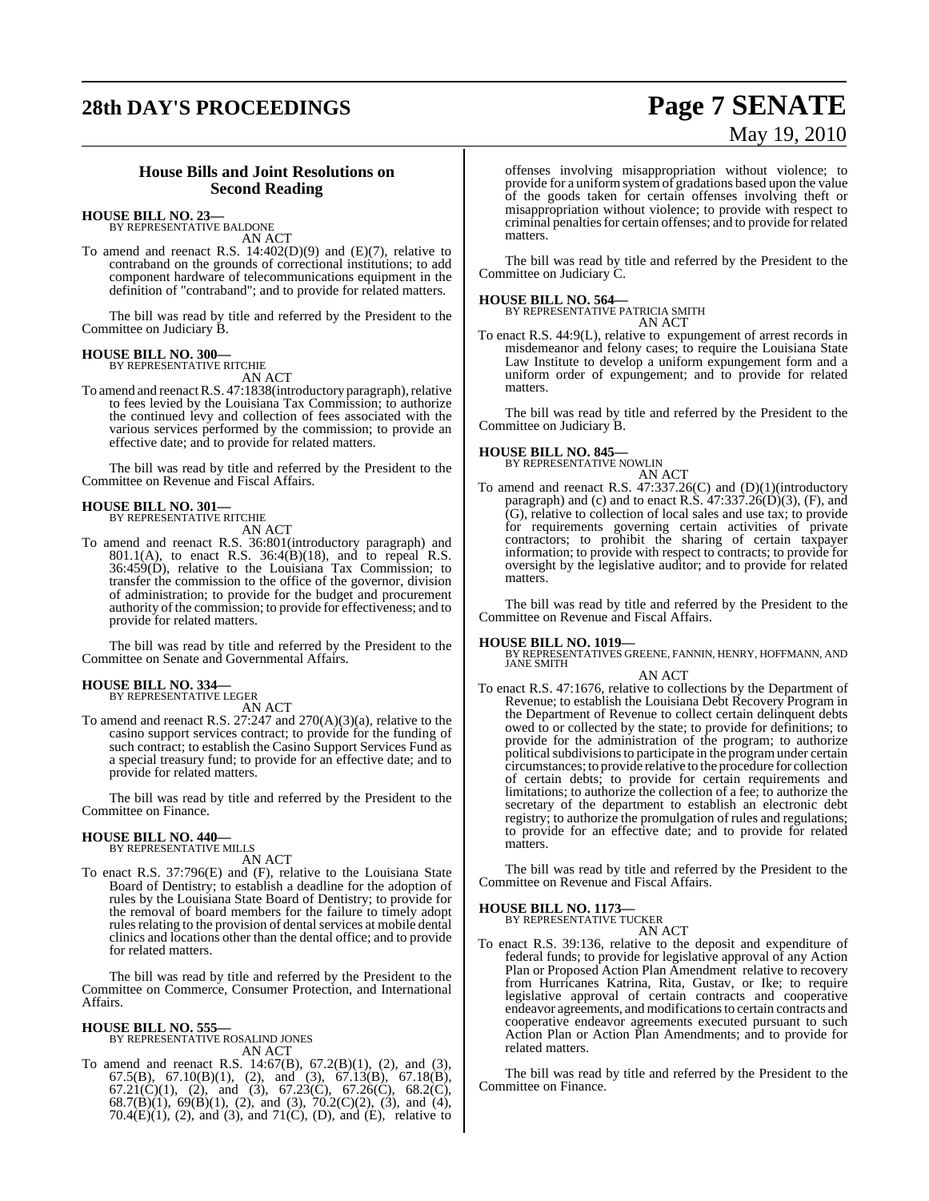## House Bills and Joint Resolutions on Second Reading

**HOUSE BILL NO. 23—**
BY REPRESENTATIVE BALDONE
AN ACT

To amend and reenact R.S. 14:402(D)(9) and (E)(7), relative to contraband on the grounds of correctional institutions; to add component hardware of telecommunications equipment in the definition of "contraband"; and to provide for related matters.

The bill was read by title and referred by the President to the Committee on Judiciary B.

**HOUSE BILL NO. 300—**
BY REPRESENTATIVE RITCHIE
AN ACT

To amend and reenact R.S. 47:1838(introductory paragraph), relative to fees levied by the Louisiana Tax Commission; to authorize the continued levy and collection of fees associated with the various services performed by the commission; to provide an effective date; and to provide for related matters.

The bill was read by title and referred by the President to the Committee on Revenue and Fiscal Affairs.

**HOUSE BILL NO. 301—**
BY REPRESENTATIVE RITCHIE
AN ACT

To amend and reenact R.S. 36:801(introductory paragraph) and 801.1(A), to enact R.S. 36:4(B)(18), and to repeal R.S. 36:459(D), relative to the Louisiana Tax Commission; to transfer the commission to the office of the governor, division of administration; to provide for the budget and procurement authority of the commission; to provide for effectiveness; and to provide for related matters.

The bill was read by title and referred by the President to the Committee on Senate and Governmental Affairs.

**HOUSE BILL NO. 334—**
BY REPRESENTATIVE LEGER
AN ACT

To amend and reenact R.S. 27:247 and 270(A)(3)(a), relative to the casino support services contract; to provide for the funding of such contract; to establish the Casino Support Services Fund as a special treasury fund; to provide for an effective date; and to provide for related matters.

The bill was read by title and referred by the President to the Committee on Finance.

**HOUSE BILL NO. 440—**
BY REPRESENTATIVE MILLS
AN ACT

To enact R.S. 37:796(E) and (F), relative to the Louisiana State Board of Dentistry; to establish a deadline for the adoption of rules by the Louisiana State Board of Dentistry; to provide for the removal of board members for the failure to timely adopt rules relating to the provision of dental services at mobile dental clinics and locations other than the dental office; and to provide for related matters.

The bill was read by title and referred by the President to the Committee on Commerce, Consumer Protection, and International Affairs.

**HOUSE BILL NO. 555—**
BY REPRESENTATIVE ROSALIND JONES
AN ACT

To amend and reenact R.S. 14:67(B), 67.2(B)(1), (2), and (3), 67.5(B), 67.10(B)(1), (2), and (3), 67.13(B), 67.18(B), 67.21(C)(1), (2), and (3), 67.23(C), 67.26(C), 68.2(C), 68.7(B)(1), 69(B)(1), (2), and (3), 70.2(C)(2), (3), and (4), 70.4(E)(1), (2), and (3), and 71(C), (D), and (E), relative to offenses involving misappropriation without violence; to provide for a uniform system of gradations based upon the value of the goods taken for certain offenses involving theft or misappropriation without violence; to provide with respect to criminal penalties for certain offenses; and to provide for related matters.

The bill was read by title and referred by the President to the Committee on Judiciary C.

**HOUSE BILL NO. 564—**
BY REPRESENTATIVE PATRICIA SMITH
AN ACT

To enact R.S. 44:9(L), relative to expungement of arrest records in misdemeanor and felony cases; to require the Louisiana State Law Institute to develop a uniform expungement form and a uniform order of expungement; and to provide for related matters.

The bill was read by title and referred by the President to the Committee on Judiciary B.

**HOUSE BILL NO. 845—**
BY REPRESENTATIVE NOWLIN
AN ACT

To amend and reenact R.S. 47:337.26(C) and (D)(1)(introductory paragraph) and (c) and to enact R.S. 47:337.26(D)(3), (F), and (G), relative to collection of local sales and use tax; to provide for requirements governing certain activities of private contractors; to prohibit the sharing of certain taxpayer information; to provide with respect to contracts; to provide for oversight by the legislative auditor; and to provide for related matters.

The bill was read by title and referred by the President to the Committee on Revenue and Fiscal Affairs.

**HOUSE BILL NO. 1019—**
BY REPRESENTATIVES GREENE, FANNIN, HENRY, HOFFMANN, AND JANE SMITH
AN ACT

To enact R.S. 47:1676, relative to collections by the Department of Revenue; to establish the Louisiana Debt Recovery Program in the Department of Revenue to collect certain delinquent debts owed to or collected by the state; to provide for definitions; to provide for the administration of the program; to authorize political subdivisions to participate in the program under certain circumstances; to provide relative to the procedure for collection of certain debts; to provide for certain requirements and limitations; to authorize the collection of a fee; to authorize the secretary of the department to establish an electronic debt registry; to authorize the promulgation of rules and regulations; to provide for an effective date; and to provide for related matters.

The bill was read by title and referred by the President to the Committee on Revenue and Fiscal Affairs.

**HOUSE BILL NO. 1173—**
BY REPRESENTATIVE TUCKER
AN ACT

To enact R.S. 39:136, relative to the deposit and expenditure of federal funds; to provide for legislative approval of any Action Plan or Proposed Action Plan Amendment relative to recovery from Hurricanes Katrina, Rita, Gustav, or Ike; to require legislative approval of certain contracts and cooperative endeavor agreements, and modifications to certain contracts and cooperative endeavor agreements executed pursuant to such Action Plan or Action Plan Amendments; and to provide for related matters.

The bill was read by title and referred by the President to the Committee on Finance.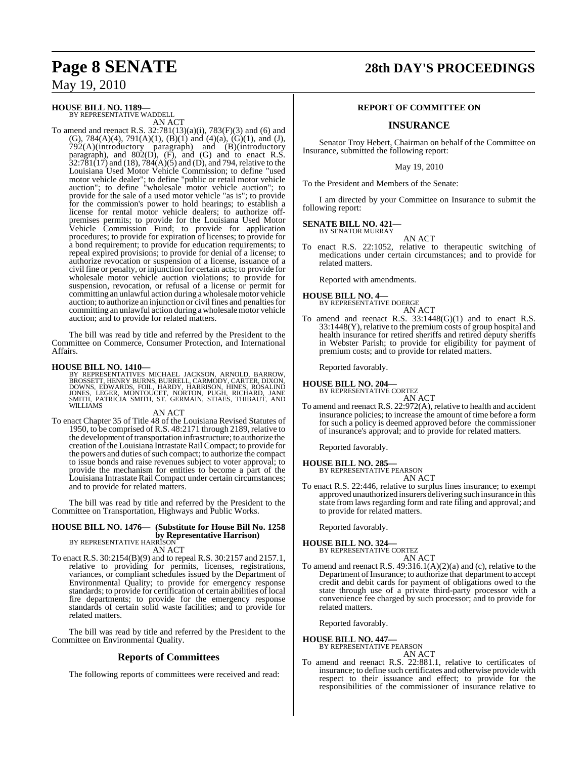**HOUSE BILL NO. 1189—**
BY REPRESENTATIVE WADDELL

AN ACT

To amend and reenact R.S. 32:781(13)(a)(i), 783(F)(3) and (6) and (G), 784(A)(4), 791(A)(1), (B)(1) and (4)(a), (G)(1), and (J), 792(A)(introductory paragraph) and (B)(introductory paragraph), and 802(D), (F), and (G) and to enact R.S. 32:781(17) and (18), 784(A)(5) and (D), and 794, relative to the Louisiana Used Motor Vehicle Commission; to define "used motor vehicle dealer"; to define "public or retail motor vehicle auction"; to define "wholesale motor vehicle auction"; to provide for the sale of a used motor vehicle "as is"; to provide for the commission's power to hold hearings; to establish a license for rental motor vehicle dealers; to authorize off-premises permits; to provide for the Louisiana Used Motor Vehicle Commission Fund; to provide for application procedures; to provide for expiration of licenses; to provide for a bond requirement; to provide for education requirements; to repeal expired provisions; to provide for denial of a license; to authorize revocation or suspension of a license, issuance of a civil fine or penalty, or injunction for certain acts; to provide for wholesale motor vehicle auction violations; to provide for suspension, revocation, or refusal of a license or permit for committing an unlawful action during a wholesale motor vehicle auction; to authorize an injunction or civil fines and penalties for committing an unlawful action during a wholesale motor vehicle auction; and to provide for related matters.

The bill was read by title and referred by the President to the Committee on Commerce, Consumer Protection, and International Affairs.

**HOUSE BILL NO. 1410—**
BY REPRESENTATIVES MICHAEL JACKSON, ARNOLD, BARROW, BROSSETT, HENRY BURNS, BURRELL, CARMODY, CARTER, DIXON, DOWNS, EDWARDS, FOIL, HARDY, HARRISON, HINES, ROSALIND JONES, LEGER, MONTOUCET, NORTON, PUGH, RICHARD, JANE SMITH, PATRICIA SMITH, ST. GERMAIN, STIAES, THIBAUT, AND WILLIAMS

AN ACT

To enact Chapter 35 of Title 48 of the Louisiana Revised Statutes of 1950, to be comprised of R.S. 48:2171 through 2189, relative to the development of transportation infrastructure; to authorize the creation of the Louisiana Intrastate Rail Compact; to provide for the powers and duties of such compact; to authorize the compact to issue bonds and raise revenues subject to voter approval; to provide the mechanism for entities to become a part of the Louisiana Intrastate Rail Compact under certain circumstances; and to provide for related matters.

The bill was read by title and referred by the President to the Committee on Transportation, Highways and Public Works.

**HOUSE BILL NO. 1476— (Substitute for House Bill No. 1258 by Representative Harrison)**
BY REPRESENTATIVE HARRISON

AN ACT

To enact R.S. 30:2154(B)(9) and to repeal R.S. 30:2157 and 2157.1, relative to providing for permits, licenses, registrations, variances, or compliant schedules issued by the Department of Environmental Quality; to provide for emergency response standards; to provide for certification of certain abilities of local fire departments; to provide for the emergency response standards of certain solid waste facilities; and to provide for related matters.

The bill was read by title and referred by the President to the Committee on Environmental Quality.

## Reports of Committees

The following reports of committees were received and read:

### REPORT OF COMMITTEE ON

## INSURANCE

Senator Troy Hebert, Chairman on behalf of the Committee on Insurance, submitted the following report:

May 19, 2010

To the President and Members of the Senate:

I am directed by your Committee on Insurance to submit the following report:

**SENATE BILL NO. 421—**
BY SENATOR MURRAY

AN ACT

To enact R.S. 22:1052, relative to therapeutic switching of medications under certain circumstances; and to provide for related matters.

Reported with amendments.

**HOUSE BILL NO. 4—**
BY REPRESENTATIVE DOERGE

AN ACT

To amend and reenact R.S. 33:1448(G)(1) and to enact R.S. 33:1448(Y), relative to the premium costs of group hospital and health insurance for retired sheriffs and retired deputy sheriffs in Webster Parish; to provide for eligibility for payment of premium costs; and to provide for related matters.

Reported favorably.

**HOUSE BILL NO. 204—**
BY REPRESENTATIVE CORTEZ

AN ACT

To amend and reenact R.S. 22:972(A), relative to health and accident insurance policies; to increase the amount of time before a form for such a policy is deemed approved before the commissioner of insurance's approval; and to provide for related matters.

Reported favorably.

**HOUSE BILL NO. 285—**
BY REPRESENTATIVE PEARSON

AN ACT

To enact R.S. 22:446, relative to surplus lines insurance; to exempt approved unauthorized insurers delivering such insurance in this state from laws regarding form and rate filing and approval; and to provide for related matters.

Reported favorably.

**HOUSE BILL NO. 324—**
BY REPRESENTATIVE CORTEZ

AN ACT

To amend and reenact R.S. 49:316.1(A)(2)(a) and (c), relative to the Department of Insurance; to authorize that department to accept credit and debit cards for payment of obligations owed to the state through use of a private third-party processor with a convenience fee charged by such processor; and to provide for related matters.

Reported favorably.

**HOUSE BILL NO. 447—**
BY REPRESENTATIVE PEARSON

AN ACT

To amend and reenact R.S. 22:881.1, relative to certificates of insurance; to define such certificates and otherwise provide with respect to their issuance and effect; to provide for the responsibilities of the commissioner of insurance relative to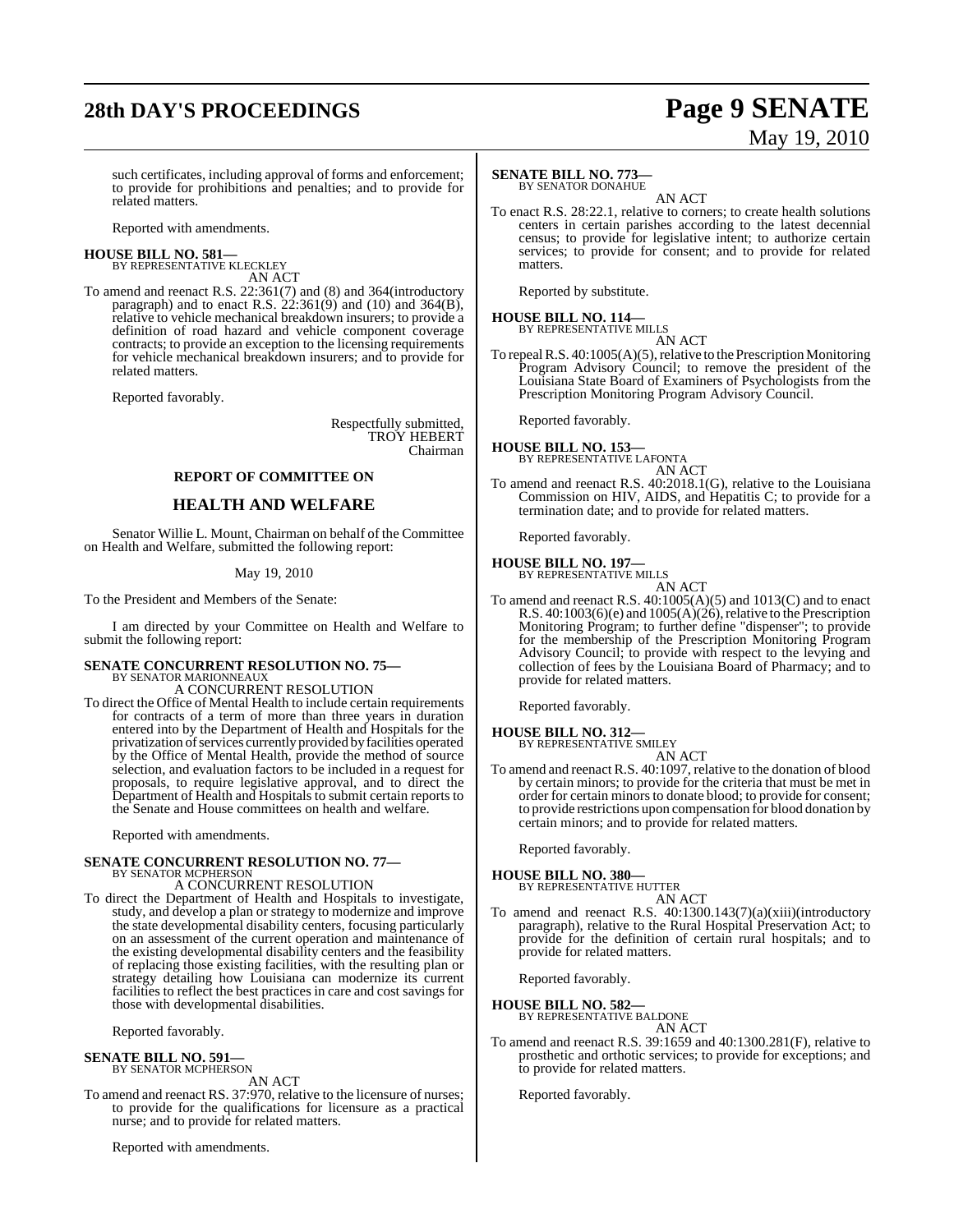such certificates, including approval of forms and enforcement; to provide for prohibitions and penalties; and to provide for related matters.

Reported with amendments.

**HOUSE BILL NO. 581—**
BY REPRESENTATIVE KLECKLEY

AN ACT

To amend and reenact R.S. 22:361(7) and (8) and 364(introductory paragraph) and to enact R.S. 22:361(9) and (10) and 364(B), relative to vehicle mechanical breakdown insurers; to provide a definition of road hazard and vehicle component coverage contracts; to provide an exception to the licensing requirements for vehicle mechanical breakdown insurers; and to provide for related matters.

Reported favorably.

Respectfully submitted,
TROY HEBERT
Chairman

### REPORT OF COMMITTEE ON

## HEALTH AND WELFARE

Senator Willie L. Mount, Chairman on behalf of the Committee on Health and Welfare, submitted the following report:

May 19, 2010

To the President and Members of the Senate:

I am directed by your Committee on Health and Welfare to submit the following report:

**SENATE CONCURRENT RESOLUTION NO. 75—**
BY SENATOR MARIONNEAUX

A CONCURRENT RESOLUTION

To direct the Office of Mental Health to include certain requirements for contracts of a term of more than three years in duration entered into by the Department of Health and Hospitals for the privatization of services currently provided by facilities operated by the Office of Mental Health, provide the method of source selection, and evaluation factors to be included in a request for proposals, to require legislative approval, and to direct the Department of Health and Hospitals to submit certain reports to the Senate and House committees on health and welfare.

Reported with amendments.

**SENATE CONCURRENT RESOLUTION NO. 77—**
BY SENATOR MCPHERSON

A CONCURRENT RESOLUTION

To direct the Department of Health and Hospitals to investigate, study, and develop a plan or strategy to modernize and improve the state developmental disability centers, focusing particularly on an assessment of the current operation and maintenance of the existing developmental disability centers and the feasibility of replacing those existing facilities, with the resulting plan or strategy detailing how Louisiana can modernize its current facilities to reflect the best practices in care and cost savings for those with developmental disabilities.

Reported favorably.

**SENATE BILL NO. 591—**
BY SENATOR MCPHERSON

AN ACT

To amend and reenact RS. 37:970, relative to the licensure of nurses; to provide for the qualifications for licensure as a practical nurse; and to provide for related matters.

Reported with amendments.

**SENATE BILL NO. 773—**
BY SENATOR DONAHUE

AN ACT

To enact R.S. 28:22.1, relative to corners; to create health solutions centers in certain parishes according to the latest decennial census; to provide for legislative intent; to authorize certain services; to provide for consent; and to provide for related matters.

Reported by substitute.

**HOUSE BILL NO. 114—**
BY REPRESENTATIVE MILLS

AN ACT

To repeal R.S. 40:1005(A)(5), relative to the Prescription Monitoring Program Advisory Council; to remove the president of the Louisiana State Board of Examiners of Psychologists from the Prescription Monitoring Program Advisory Council.

Reported favorably.

**HOUSE BILL NO. 153—**
BY REPRESENTATIVE LAFONTA

AN ACT

To amend and reenact R.S. 40:2018.1(G), relative to the Louisiana Commission on HIV, AIDS, and Hepatitis C; to provide for a termination date; and to provide for related matters.

Reported favorably.

**HOUSE BILL NO. 197—**
BY REPRESENTATIVE MILLS

AN ACT

To amend and reenact R.S. 40:1005(A)(5) and 1013(C) and to enact R.S. 40:1003(6)(e) and 1005(A)(26), relative to the Prescription Monitoring Program; to further define "dispenser"; to provide for the membership of the Prescription Monitoring Program Advisory Council; to provide with respect to the levying and collection of fees by the Louisiana Board of Pharmacy; and to provide for related matters.

Reported favorably.

**HOUSE BILL NO. 312—**
BY REPRESENTATIVE SMILEY

AN ACT

To amend and reenact R.S. 40:1097, relative to the donation of blood by certain minors; to provide for the criteria that must be met in order for certain minors to donate blood; to provide for consent; to provide restrictions upon compensation for blood donation by certain minors; and to provide for related matters.

Reported favorably.

**HOUSE BILL NO. 380—**
BY REPRESENTATIVE HUTTER

AN ACT

To amend and reenact R.S. 40:1300.143(7)(a)(xiii)(introductory paragraph), relative to the Rural Hospital Preservation Act; to provide for the definition of certain rural hospitals; and to provide for related matters.

Reported favorably.

**HOUSE BILL NO. 582—**
BY REPRESENTATIVE BALDONE

AN ACT

To amend and reenact R.S. 39:1659 and 40:1300.281(F), relative to prosthetic and orthotic services; to provide for exceptions; and to provide for related matters.

Reported favorably.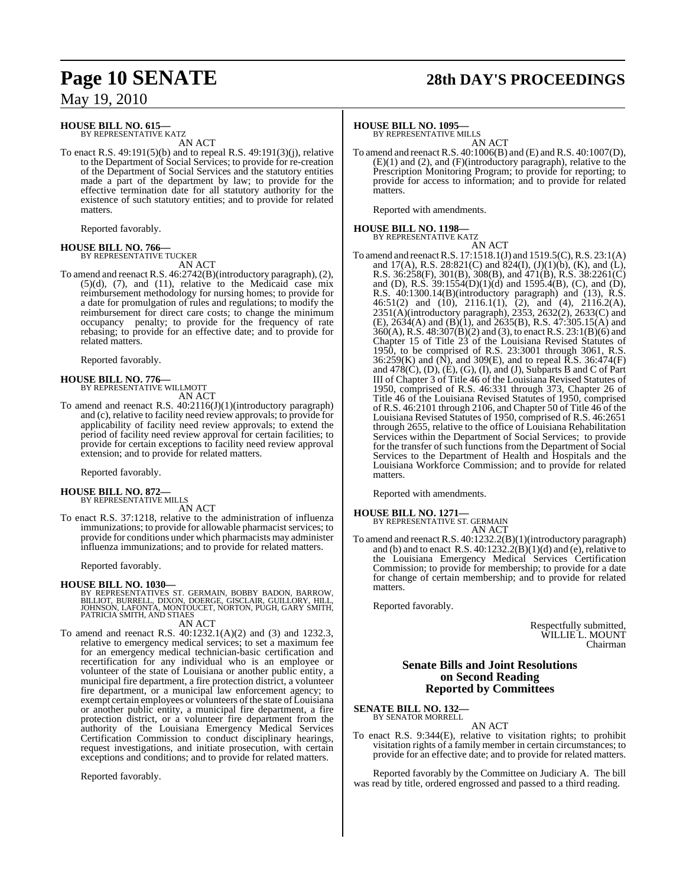**HOUSE BILL NO. 615—**
BY REPRESENTATIVE KATZ

AN ACT

To enact R.S. 49:191(5)(b) and to repeal R.S. 49:191(3)(j), relative to the Department of Social Services; to provide for re-creation of the Department of Social Services and the statutory entities made a part of the department by law; to provide for the effective termination date for all statutory authority for the existence of such statutory entities; and to provide for related matters.

Reported favorably.

**HOUSE BILL NO. 766—**
BY REPRESENTATIVE TUCKER

AN ACT

To amend and reenact R.S. 46:2742(B)(introductory paragraph), (2), (5)(d), (7), and (11), relative to the Medicaid case mix reimbursement methodology for nursing homes; to provide for a date for promulgation of rules and regulations; to modify the reimbursement for direct care costs; to change the minimum occupancy penalty; to provide for the frequency of rate rebasing; to provide for an effective date; and to provide for related matters.

Reported favorably.

**HOUSE BILL NO. 776—**
BY REPRESENTATIVE WILLMOTT

AN ACT

To amend and reenact R.S. 40:2116(J)(1)(introductory paragraph) and (c), relative to facility need review approvals; to provide for applicability of facility need review approvals; to extend the period of facility need review approval for certain facilities; to provide for certain exceptions to facility need review approval extension; and to provide for related matters.

Reported favorably.

**HOUSE BILL NO. 872—**
BY REPRESENTATIVE MILLS

AN ACT

To enact R.S. 37:1218, relative to the administration of influenza immunizations; to provide for allowable pharmacist services; to provide for conditions under which pharmacists may administer influenza immunizations; and to provide for related matters.

Reported favorably.

**HOUSE BILL NO. 1030—**
BY REPRESENTATIVES ST. GERMAIN, BOBBY BADON, BARROW, BILLIOT, BURRELL, DIXON, DOERGE, GISCLAIR, GUILLORY, HILL, JOHNSON, LAFONTA, MONTOUCET, NORTON, PUGH, GARY SMITH, PATRICIA SMITH, AND STIAES

AN ACT

To amend and reenact R.S. 40:1232.1(A)(2) and (3) and 1232.3, relative to emergency medical services; to set a maximum fee for an emergency medical technician-basic certification and recertification for any individual who is an employee or volunteer of the state of Louisiana or another public entity, a municipal fire department, a fire protection district, a volunteer fire department, or a municipal law enforcement agency; to exempt certain employees or volunteers of the state of Louisiana or another public entity, a municipal fire department, a fire protection district, or a volunteer fire department from the authority of the Louisiana Emergency Medical Services Certification Commission to conduct disciplinary hearings, request investigations, and initiate prosecution, with certain exceptions and conditions; and to provide for related matters.

Reported favorably.

**HOUSE BILL NO. 1095—**
BY REPRESENTATIVE MILLS

AN ACT

To amend and reenact R.S. 40:1006(B) and (E) and R.S. 40:1007(D), (E)(1) and (2), and (F)(introductory paragraph), relative to the Prescription Monitoring Program; to provide for reporting; to provide for access to information; and to provide for related matters.

Reported with amendments.

**HOUSE BILL NO. 1198—**
BY REPRESENTATIVE KATZ

AN ACT

To amend and reenact R.S. 17:1518.1(J) and 1519.5(C), R.S. 23:1(A) and 17(A), R.S. 28:821(C) and 824(I), (J)(1)(b), (K), and (L), R.S. 36:258(F), 301(B), 308(B), and 471(B), R.S. 38:2261(C) and (D), R.S. 39:1554(D)(1)(d) and 1595.4(B), (C), and (D), R.S. 40:1300.14(B)(introductory paragraph) and (13), R.S. 46:51(2) and (10), 2116.1(1), (2), and (4), 2116.2(A), 2351(A)(introductory paragraph), 2353, 2632(2), 2633(C) and (E), 2634(A) and (B)(1), and 2635(B), R.S. 47:305.15(A) and 360(A), R.S. 48:307(B)(2) and (3), to enact R.S. 23:1(B)(6) and Chapter 15 of Title 23 of the Louisiana Revised Statutes of 1950, to be comprised of R.S. 23:3001 through 3061, R.S. 36:259(K) and (N), and 309(E), and to repeal R.S. 36:474(F) and 478(C), (D), (E), (G), (I), and (J), Subparts B and C of Part III of Chapter 3 of Title 46 of the Louisiana Revised Statutes of 1950, comprised of R.S. 46:331 through 373, Chapter 26 of Title 46 of the Louisiana Revised Statutes of 1950, comprised of R.S. 46:2101 through 2106, and Chapter 50 of Title 46 of the Louisiana Revised Statutes of 1950, comprised of R.S. 46:2651 through 2655, relative to the office of Louisiana Rehabilitation Services within the Department of Social Services; to provide for the transfer of such functions from the Department of Social Services to the Department of Health and Hospitals and the Louisiana Workforce Commission; and to provide for related matters.

Reported with amendments.

**HOUSE BILL NO. 1271—**
BY REPRESENTATIVE ST. GERMAIN

AN ACT

To amend and reenact R.S. 40:1232.2(B)(1)(introductory paragraph) and (b) and to enact R.S. 40:1232.2(B)(1)(d) and (e), relative to the Louisiana Emergency Medical Services Certification Commission; to provide for membership; to provide for a date for change of certain membership; and to provide for related matters.

Reported favorably.

Respectfully submitted,
WILLIE L. MOUNT
Chairman

## Senate Bills and Joint Resolutions on Second Reading Reported by Committees

**SENATE BILL NO. 132—**
BY SENATOR MORRELL

AN ACT

To enact R.S. 9:344(E), relative to visitation rights; to prohibit visitation rights of a family member in certain circumstances; to provide for an effective date; and to provide for related matters.

Reported favorably by the Committee on Judiciary A. The bill was read by title, ordered engrossed and passed to a third reading.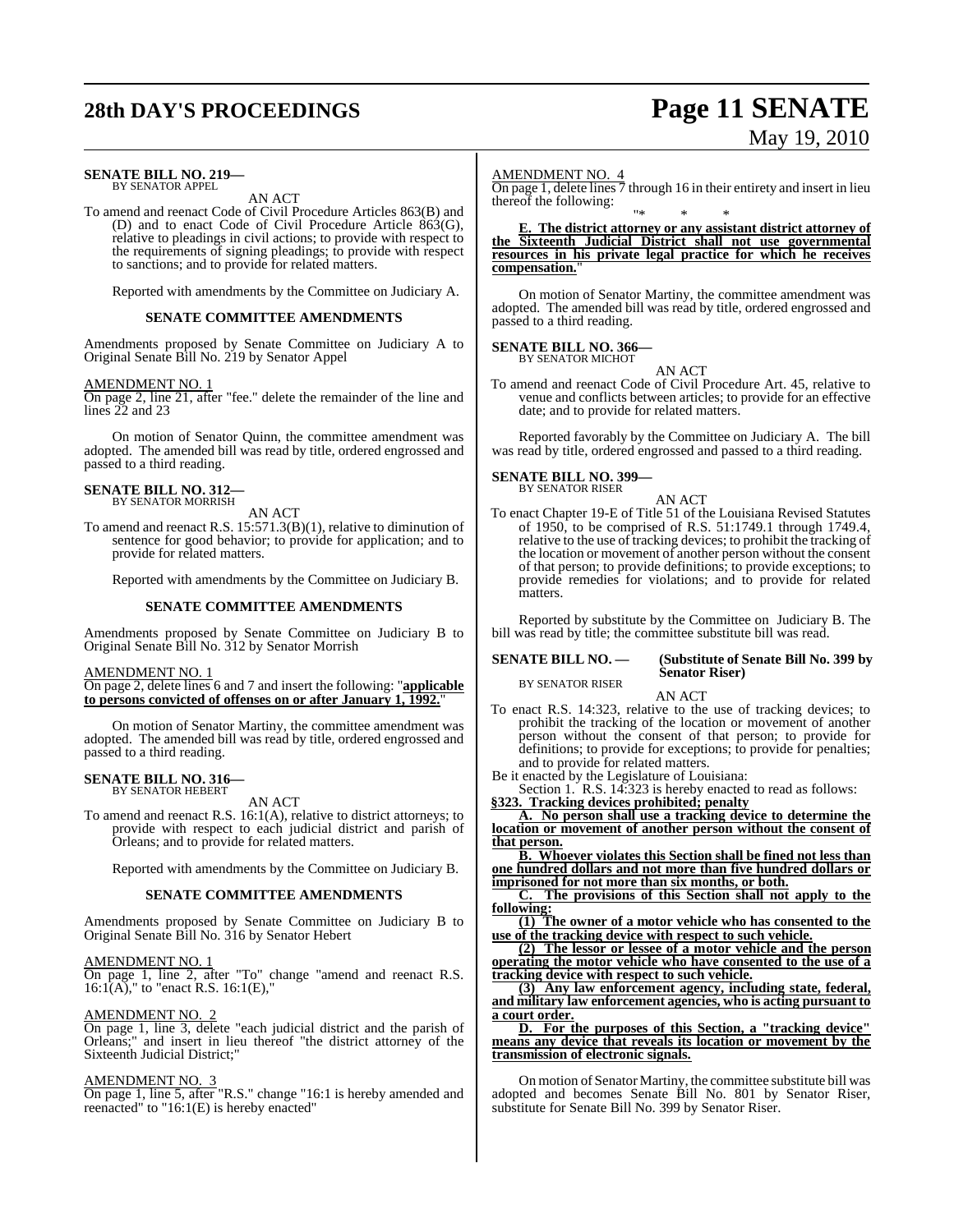**SENATE BILL NO. 219—**
BY SENATOR APPEL

AN ACT

To amend and reenact Code of Civil Procedure Articles 863(B) and (D) and to enact Code of Civil Procedure Article 863(G), relative to pleadings in civil actions; to provide with respect to the requirements of signing pleadings; to provide with respect to sanctions; and to provide for related matters.

Reported with amendments by the Committee on Judiciary A.

**SENATE COMMITTEE AMENDMENTS**

Amendments proposed by Senate Committee on Judiciary A to Original Senate Bill No. 219 by Senator Appel

AMENDMENT NO. 1
On page 2, line 21, after "fee." delete the remainder of the line and lines 22 and 23

On motion of Senator Quinn, the committee amendment was adopted. The amended bill was read by title, ordered engrossed and passed to a third reading.

**SENATE BILL NO. 312—**
BY SENATOR MORRISH

AN ACT

To amend and reenact R.S. 15:571.3(B)(1), relative to diminution of sentence for good behavior; to provide for application; and to provide for related matters.

Reported with amendments by the Committee on Judiciary B.

**SENATE COMMITTEE AMENDMENTS**

Amendments proposed by Senate Committee on Judiciary B to Original Senate Bill No. 312 by Senator Morrish

AMENDMENT NO. 1
On page 2, delete lines 6 and 7 and insert the following: "**applicable to persons convicted of offenses on or after January 1, 1992.**"

On motion of Senator Martiny, the committee amendment was adopted. The amended bill was read by title, ordered engrossed and passed to a third reading.

**SENATE BILL NO. 316—**
BY SENATOR HEBERT

AN ACT

To amend and reenact R.S. 16:1(A), relative to district attorneys; to provide with respect to each judicial district and parish of Orleans; and to provide for related matters.

Reported with amendments by the Committee on Judiciary B.

**SENATE COMMITTEE AMENDMENTS**

Amendments proposed by Senate Committee on Judiciary B to Original Senate Bill No. 316 by Senator Hebert

AMENDMENT NO. 1
On page 1, line 2, after "To" change "amend and reenact R.S. 16:1(A)," to "enact R.S. 16:1(E),"

AMENDMENT NO. 2
On page 1, line 3, delete "each judicial district and the parish of Orleans;" and insert in lieu thereof "the district attorney of the Sixteenth Judicial District;"

AMENDMENT NO. 3
On page 1, line 5, after "R.S." change "16:1 is hereby amended and reenacted" to "16:1(E) is hereby enacted"

AMENDMENT NO. 4
On page 1, delete lines 7 through 16 in their entirety and insert in lieu thereof the following:

"\* \* \*

**E. The district attorney or any assistant district attorney of the Sixteenth Judicial District shall not use governmental resources in his private legal practice for which he receives compensation.**"

On motion of Senator Martiny, the committee amendment was adopted. The amended bill was read by title, ordered engrossed and passed to a third reading.

**SENATE BILL NO. 366—**
BY SENATOR MICHOT

AN ACT

To amend and reenact Code of Civil Procedure Art. 45, relative to venue and conflicts between articles; to provide for an effective date; and to provide for related matters.

Reported favorably by the Committee on Judiciary A. The bill was read by title, ordered engrossed and passed to a third reading.

**SENATE BILL NO. 399—**
BY SENATOR RISER

AN ACT

To enact Chapter 19-E of Title 51 of the Louisiana Revised Statutes of 1950, to be comprised of R.S. 51:1749.1 through 1749.4, relative to the use of tracking devices; to prohibit the tracking of the location or movement of another person without the consent of that person; to provide definitions; to provide exceptions; to provide remedies for violations; and to provide for related matters.

Reported by substitute by the Committee on Judiciary B. The bill was read by title; the committee substitute bill was read.

**SENATE BILL NO. — (Substitute of Senate Bill No. 399 by Senator Riser)**
BY SENATOR RISER

AN ACT

To enact R.S. 14:323, relative to the use of tracking devices; to prohibit the tracking of the location or movement of another person without the consent of that person; to provide for definitions; to provide for exceptions; to provide for penalties; and to provide for related matters.

Be it enacted by the Legislature of Louisiana:

Section 1. R.S. 14:323 is hereby enacted to read as follows:

**§323. Tracking devices prohibited; penalty**

**A. No person shall use a tracking device to determine the location or movement of another person without the consent of that person.**

**B. Whoever violates this Section shall be fined not less than one hundred dollars and not more than five hundred dollars or imprisoned for not more than six months, or both.**

**C. The provisions of this Section shall not apply to the following:**

**(1) The owner of a motor vehicle who has consented to the use of the tracking device with respect to such vehicle.**

**(2) The lessor or lessee of a motor vehicle and the person operating the motor vehicle who have consented to the use of a tracking device with respect to such vehicle.**

**(3) Any law enforcement agency, including state, federal, and military law enforcement agencies, who is acting pursuant to a court order.**

**D. For the purposes of this Section, a "tracking device" means any device that reveals its location or movement by the transmission of electronic signals.**

On motion of Senator Martiny, the committee substitute bill was adopted and becomes Senate Bill No. 801 by Senator Riser, substitute for Senate Bill No. 399 by Senator Riser.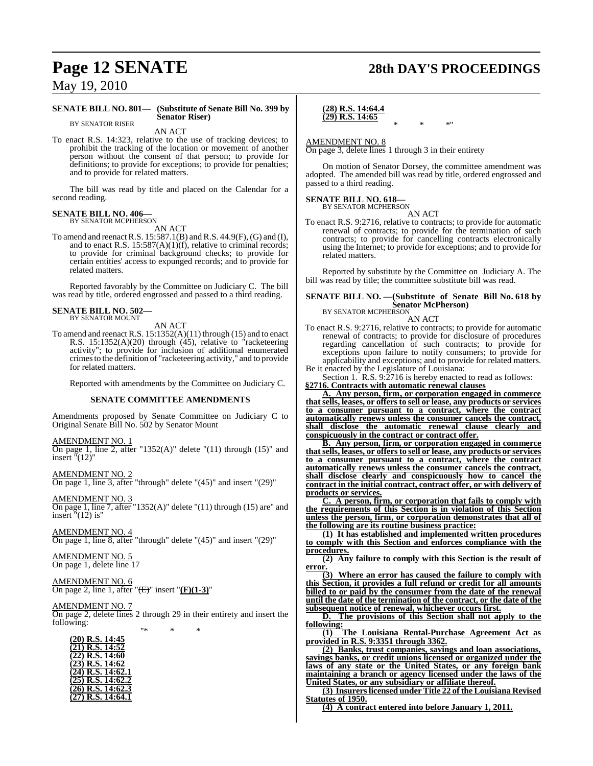**SENATE BILL NO. 801— (Substitute of Senate Bill No. 399 by Senator Riser)**
BY SENATOR RISER

AN ACT

To enact R.S. 14:323, relative to the use of tracking devices; to prohibit the tracking of the location or movement of another person without the consent of that person; to provide for definitions; to provide for exceptions; to provide for penalties; and to provide for related matters.

The bill was read by title and placed on the Calendar for a second reading.

**SENATE BILL NO. 406—**
BY SENATOR MCPHERSON

AN ACT

To amend and reenact R.S. 15:587.1(B) and R.S. 44.9(F), (G) and (I), and to enact R.S. 15:587(A)(1)(f), relative to criminal records; to provide for criminal background checks; to provide for certain entities' access to expunged records; and to provide for related matters.

Reported favorably by the Committee on Judiciary C. The bill was read by title, ordered engrossed and passed to a third reading.

**SENATE BILL NO. 502—**
BY SENATOR MOUNT

AN ACT

To amend and reenact R.S. 15:1352(A)(11) through (15) and to enact R.S. 15:1352(A)(20) through (45), relative to "racketeering activity"; to provide for inclusion of additional enumerated crimes to the definition of "racketeering activity," and to provide for related matters.

Reported with amendments by the Committee on Judiciary C.

**SENATE COMMITTEE AMENDMENTS**

Amendments proposed by Senate Committee on Judiciary C to Original Senate Bill No. 502 by Senator Mount

AMENDMENT NO. 1
On page 1, line 2, after "1352(A)" delete "(11) through (15)" and insert "(12)"

AMENDMENT NO. 2
On page 1, line 3, after "through" delete "(45)" and insert "(29)"

AMENDMENT NO. 3
On page 1, line 7, after "1352(A)" delete "(11) through (15) are" and insert "(12) is"

AMENDMENT NO. 4
On page 1, line 8, after "through" delete "(45)" and insert "(29)"

AMENDMENT NO. 5
On page 1, delete line 17

AMENDMENT NO. 6
On page 2, line 1, after "~~(E)~~" insert "**(F)(1-3)**"

AMENDMENT NO. 7
On page 2, delete lines 2 through 29 in their entirety and insert the following:

"* * *

**(20) R.S. 14:45**
**(21) R.S. 14:52**
**(22) R.S. 14:60**
**(23) R.S. 14:62**
**(24) R.S. 14:62.1**
**(25) R.S. 14:62.2**
**(26) R.S. 14:62.3**
**(27) R.S. 14:64.1**
**(28) R.S. 14:64.4**
**(29) R.S. 14:65**

* * *"

AMENDMENT NO. 8
On page 3, delete lines 1 through 3 in their entirety

On motion of Senator Dorsey, the committee amendment was adopted. The amended bill was read by title, ordered engrossed and passed to a third reading.

**SENATE BILL NO. 618—**
BY SENATOR MCPHERSON

AN ACT

To enact R.S. 9:2716, relative to contracts; to provide for automatic renewal of contracts; to provide for the termination of such contracts; to provide for cancelling contracts electronically using the Internet; to provide for exceptions; and to provide for related matters.

Reported by substitute by the Committee on Judiciary A. The bill was read by title; the committee substitute bill was read.

**SENATE BILL NO. —(Substitute of Senate Bill No. 618 by Senator McPherson)**
BY SENATOR MCPHERSON

AN ACT

To enact R.S. 9:2716, relative to contracts; to provide for automatic renewal of contracts; to provide for disclosure of procedures regarding cancellation of such contracts; to provide for exceptions upon failure to notify consumers; to provide for applicability and exceptions; and to provide for related matters.

Be it enacted by the Legislature of Louisiana:

Section 1. R.S. 9:2716 is hereby enacted to read as follows:

**§2716. Contracts with automatic renewal clauses**

**A. Any person, firm, or corporation engaged in commerce that sells, leases, or offers to sell or lease, any products or services to a consumer pursuant to a contract, where the contract automatically renews unless the consumer cancels the contract, shall disclose the automatic renewal clause clearly and conspicuously in the contract or contract offer.**

**B. Any person, firm, or corporation engaged in commerce that sells, leases, or offers to sell or lease, any products or services to a consumer pursuant to a contract, where the contract automatically renews unless the consumer cancels the contract, shall disclose clearly and conspicuously how to cancel the contract in the initial contract, contract offer, or with delivery of products or services.**

**C. A person, firm, or corporation that fails to comply with the requirements of this Section is in violation of this Section unless the person, firm, or corporation demonstrates that all of the following are its routine business practice:**

**(1) It has established and implemented written procedures to comply with this Section and enforces compliance with the procedures.**

**(2) Any failure to comply with this Section is the result of error.**

**(3) Where an error has caused the failure to comply with this Section, it provides a full refund or credit for all amounts billed to or paid by the consumer from the date of the renewal until the date of the termination of the contract, or the date of the subsequent notice of renewal, whichever occurs first.**

**D. The provisions of this Section shall not apply to the following:**

**(1) The Louisiana Rental-Purchase Agreement Act as provided in R.S. 9:3351 through 3362.**

**(2) Banks, trust companies, savings and loan associations, savings banks, or credit unions licensed or organized under the laws of any state or the United States, or any foreign bank maintaining a branch or agency licensed under the laws of the United States, or any subsidiary or affiliate thereof.**

**(3) Insurers licensed under Title 22 of the Louisiana Revised Statutes of 1950.**

**(4) A contract entered into before January 1, 2011.**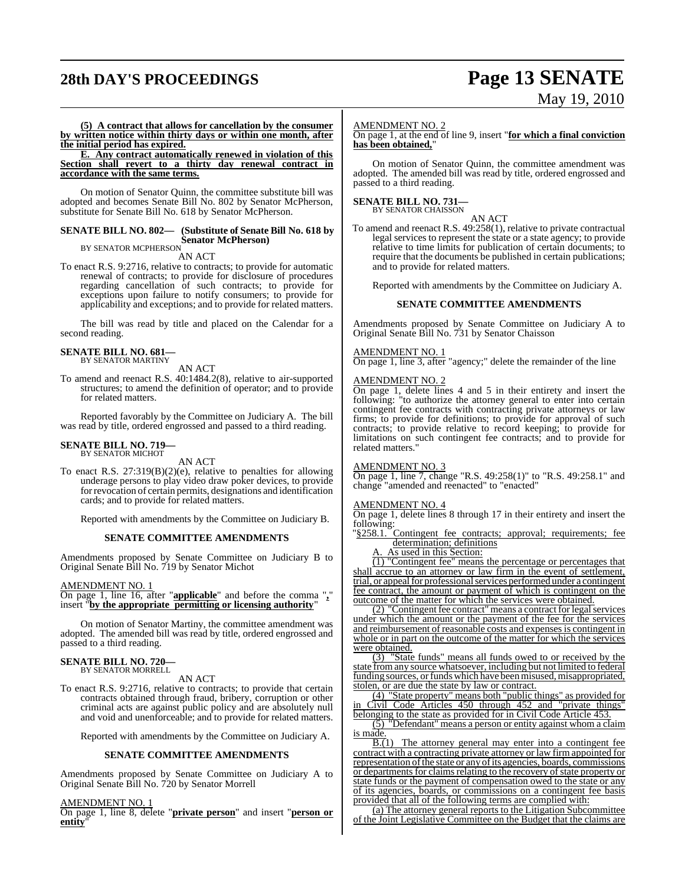**(5) A contract that allows for cancellation by the consumer by written notice within thirty days or within one month, after the initial period has expired.**

**E. Any contract automatically renewed in violation of this Section shall revert to a thirty day renewal contract in accordance with the same terms.**

On motion of Senator Quinn, the committee substitute bill was adopted and becomes Senate Bill No. 802 by Senator McPherson, substitute for Senate Bill No. 618 by Senator McPherson.

**SENATE BILL NO. 802— (Substitute of Senate Bill No. 618 by Senator McPherson)**
BY SENATOR MCPHERSON

AN ACT

To enact R.S. 9:2716, relative to contracts; to provide for automatic renewal of contracts; to provide for disclosure of procedures regarding cancellation of such contracts; to provide for exceptions upon failure to notify consumers; to provide for applicability and exceptions; and to provide for related matters.

The bill was read by title and placed on the Calendar for a second reading.

**SENATE BILL NO. 681—**
BY SENATOR MARTINY

AN ACT

To amend and reenact R.S. 40:1484.2(8), relative to air-supported structures; to amend the definition of operator; and to provide for related matters.

Reported favorably by the Committee on Judiciary A. The bill was read by title, ordered engrossed and passed to a third reading.

**SENATE BILL NO. 719—**
BY SENATOR MICHOT

AN ACT

To enact R.S. 27:319(B)(2)(e), relative to penalties for allowing underage persons to play video draw poker devices, to provide for revocation of certain permits, designations and identification cards; and to provide for related matters.

Reported with amendments by the Committee on Judiciary B.

**SENATE COMMITTEE AMENDMENTS**

Amendments proposed by Senate Committee on Judiciary B to Original Senate Bill No. 719 by Senator Michot

AMENDMENT NO. 1
On page 1, line 16, after "**applicable**" and before the comma "**,**" insert "**by the appropriate permitting or licensing authority**"

On motion of Senator Martiny, the committee amendment was adopted. The amended bill was read by title, ordered engrossed and passed to a third reading.

**SENATE BILL NO. 720—**
BY SENATOR MORRELL

AN ACT

To enact R.S. 9:2716, relative to contracts; to provide that certain contracts obtained through fraud, bribery, corruption or other criminal acts are against public policy and are absolutely null and void and unenforceable; and to provide for related matters.

Reported with amendments by the Committee on Judiciary A.

**SENATE COMMITTEE AMENDMENTS**

Amendments proposed by Senate Committee on Judiciary A to Original Senate Bill No. 720 by Senator Morrell

AMENDMENT NO. 1
On page 1, line 8, delete "**private person**" and insert "**person or entity**"

AMENDMENT NO. 2
On page 1, at the end of line 9, insert "**for which a final conviction has been obtained,**"

On motion of Senator Quinn, the committee amendment was adopted. The amended bill was read by title, ordered engrossed and passed to a third reading.

**SENATE BILL NO. 731—**
BY SENATOR CHAISSON

AN ACT

To amend and reenact R.S. 49:258(1), relative to private contractual legal services to represent the state or a state agency; to provide relative to time limits for publication of certain documents; to require that the documents be published in certain publications; and to provide for related matters.

Reported with amendments by the Committee on Judiciary A.

**SENATE COMMITTEE AMENDMENTS**

Amendments proposed by Senate Committee on Judiciary A to Original Senate Bill No. 731 by Senator Chaisson

AMENDMENT NO. 1
On page 1, line 3, after "agency;" delete the remainder of the line

AMENDMENT NO. 2
On page 1, delete lines 4 and 5 in their entirety and insert the following: "to authorize the attorney general to enter into certain contingent fee contracts with contracting private attorneys or law firms; to provide for definitions; to provide for approval of such contracts; to provide relative to record keeping; to provide for limitations on such contingent fee contracts; and to provide for related matters."

AMENDMENT NO. 3
On page 1, line 7, change "R.S. 49:258(1)" to "R.S. 49:258.1" and change "amended and reenacted" to "enacted"

AMENDMENT NO. 4
On page 1, delete lines 8 through 17 in their entirety and insert the following:

"§258.1. Contingent fee contracts; approval; requirements; fee determination; definitions

A. As used in this Section:

(1) "Contingent fee" means the percentage or percentages that shall accrue to an attorney or law firm in the event of settlement, trial, or appeal for professional services performed under a contingent fee contract, the amount or payment of which is contingent on the outcome of the matter for which the services were obtained.

(2) "Contingent fee contract" means a contract for legal services under which the amount or the payment of the fee for the services and reimbursement of reasonable costs and expenses is contingent in whole or in part on the outcome of the matter for which the services were obtained.

(3) "State funds" means all funds owed to or received by the state from any source whatsoever, including but not limited to federal funding sources, or funds which have been misused, misappropriated, stolen, or are due the state by law or contract.

(4) "State property" means both "public things" as provided for in Civil Code Articles 450 through 452 and "private things" belonging to the state as provided for in Civil Code Article 453.

(5) "Defendant" means a person or entity against whom a claim is made.

B.(1) The attorney general may enter into a contingent fee contract with a contracting private attorney or law firm appointed for representation of the state or any of its agencies, boards, commissions or departments for claims relating to the recovery of state property or state funds or the payment of compensation owed to the state or any of its agencies, boards, or commissions on a contingent fee basis provided that all of the following terms are complied with:

(a) The attorney general reports to the Litigation Subcommittee of the Joint Legislative Committee on the Budget that the claims are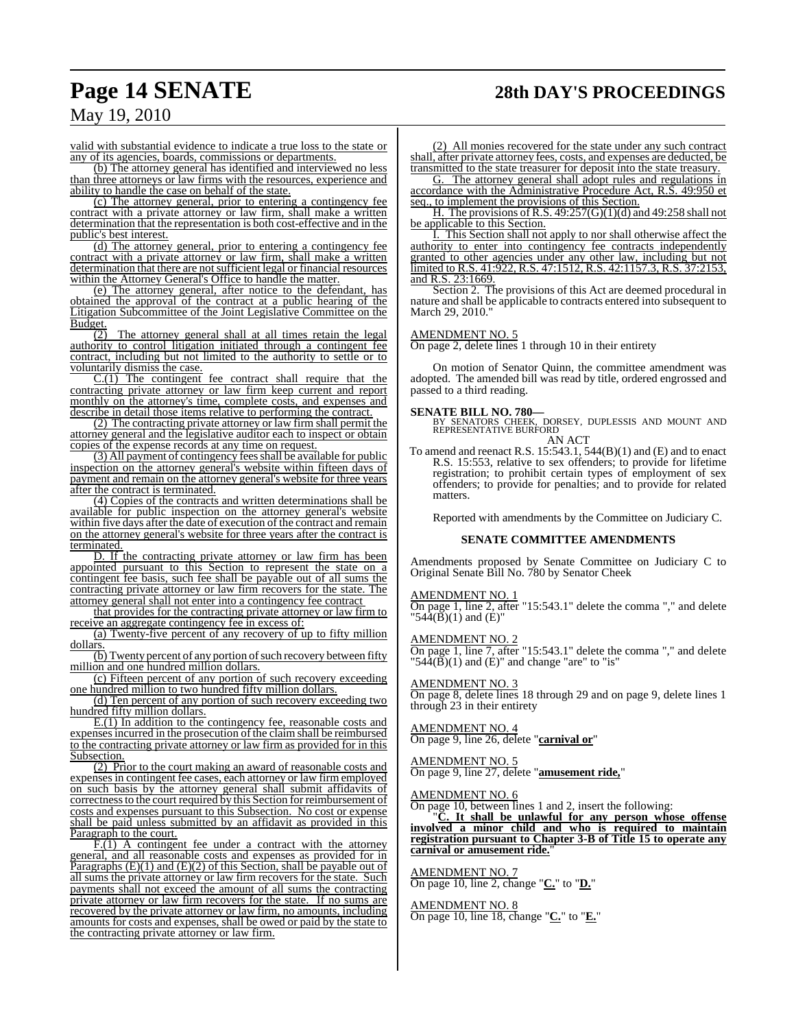valid with substantial evidence to indicate a true loss to the state or any of its agencies, boards, commissions or departments.

(b) The attorney general has identified and interviewed no less than three attorneys or law firms with the resources, experience and ability to handle the case on behalf of the state.

(c) The attorney general, prior to entering a contingency fee contract with a private attorney or law firm, shall make a written determination that the representation is both cost-effective and in the public's best interest.

(d) The attorney general, prior to entering a contingency fee contract with a private attorney or law firm, shall make a written determination that there are not sufficient legal or financial resources within the Attorney General's Office to handle the matter.

(e) The attorney general, after notice to the defendant, has obtained the approval of the contract at a public hearing of the Litigation Subcommittee of the Joint Legislative Committee on the Budget.

(2) The attorney general shall at all times retain the legal authority to control litigation initiated through a contingent fee contract, including but not limited to the authority to settle or to voluntarily dismiss the case.

C.(1) The contingent fee contract shall require that the contracting private attorney or law firm keep current and report monthly on the attorney's time, complete costs, and expenses and describe in detail those items relative to performing the contract.

(2) The contracting private attorney or law firm shall permit the attorney general and the legislative auditor each to inspect or obtain copies of the expense records at any time on request.

(3) All payment of contingency fees shall be available for public inspection on the attorney general's website within fifteen days of payment and remain on the attorney general's website for three years after the contract is terminated.

(4) Copies of the contracts and written determinations shall be available for public inspection on the attorney general's website within five days after the date of execution of the contract and remain on the attorney general's website for three years after the contract is terminated.

D. If the contracting private attorney or law firm has been appointed pursuant to this Section to represent the state on a contingent fee basis, such fee shall be payable out of all sums the contracting private attorney or law firm recovers for the state. The attorney general shall not enter into a contingency fee contract that provides for the contracting private attorney or law firm to receive an aggregate contingency fee in excess of:

(a) Twenty-five percent of any recovery of up to fifty million dollars.

(b) Twenty percent of any portion of such recovery between fifty million and one hundred million dollars.

(c) Fifteen percent of any portion of such recovery exceeding one hundred million to two hundred fifty million dollars.

(d) Ten percent of any portion of such recovery exceeding two hundred fifty million dollars.

E.(1) In addition to the contingency fee, reasonable costs and expenses incurred in the prosecution of the claim shall be reimbursed to the contracting private attorney or law firm as provided for in this Subsection.

(2) Prior to the court making an award of reasonable costs and expenses in contingent fee cases, each attorney or law firm employed on such basis by the attorney general shall submit affidavits of correctness to the court required by this Section for reimbursement of costs and expenses pursuant to this Subsection. No cost or expense shall be paid unless submitted by an affidavit as provided in this Paragraph to the court.

F.(1) A contingent fee under a contract with the attorney general, and all reasonable costs and expenses as provided for in Paragraphs (E)(1) and (E)(2) of this Section, shall be payable out of all sums the private attorney or law firm recovers for the state. Such payments shall not exceed the amount of all sums the contracting private attorney or law firm recovers for the state. If no sums are recovered by the private attorney or law firm, no amounts, including amounts for costs and expenses, shall be owed or paid by the state to the contracting private attorney or law firm.

(2) All monies recovered for the state under any such contract shall, after private attorney fees, costs, and expenses are deducted, be transmitted to the state treasurer for deposit into the state treasury.

G. The attorney general shall adopt rules and regulations in accordance with the Administrative Procedure Act, R.S. 49:950 et seq., to implement the provisions of this Section.

H. The provisions of R.S. 49:257(G)(1)(d) and 49:258 shall not be applicable to this Section.

I. This Section shall not apply to nor shall otherwise affect the authority to enter into contingency fee contracts independently granted to other agencies under any other law, including but not limited to R.S. 41:922, R.S. 47:1512, R.S. 42:1157.3, R.S. 37:2153, and R.S. 23:1669.

Section 2. The provisions of this Act are deemed procedural in nature and shall be applicable to contracts entered into subsequent to March 29, 2010."

AMENDMENT NO. 5

On page 2, delete lines 1 through 10 in their entirety

On motion of Senator Quinn, the committee amendment was adopted. The amended bill was read by title, ordered engrossed and passed to a third reading.

**SENATE BILL NO. 780—**

BY SENATORS CHEEK, DORSEY, DUPLESSIS AND MOUNT AND REPRESENTATIVE BURFORD

AN ACT

To amend and reenact R.S. 15:543.1, 544(B)(1) and (E) and to enact R.S. 15:553, relative to sex offenders; to provide for lifetime registration; to prohibit certain types of employment of sex offenders; to provide for penalties; and to provide for related matters.

Reported with amendments by the Committee on Judiciary C.

**SENATE COMMITTEE AMENDMENTS**

Amendments proposed by Senate Committee on Judiciary C to Original Senate Bill No. 780 by Senator Cheek

AMENDMENT NO. 1

On page 1, line 2, after "15:543.1" delete the comma "," and delete "544(B)(1) and (E)"

AMENDMENT NO. 2

On page 1, line 7, after "15:543.1" delete the comma "," and delete "544(B)(1) and (E)" and change "are" to "is"

AMENDMENT NO. 3

On page 8, delete lines 18 through 29 and on page 9, delete lines 1 through 23 in their entirety

AMENDMENT NO. 4

On page 9, line 26, delete "**carnival or**"

AMENDMENT NO. 5

On page 9, line 27, delete "**amusement ride,**"

AMENDMENT NO. 6

On page 10, between lines 1 and 2, insert the following:

"**C. It shall be unlawful for any person whose offense involved a minor child and who is required to maintain registration pursuant to Chapter 3-B of Title 15 to operate any carnival or amusement ride.**"

AMENDMENT NO. 7

On page 10, line 2, change "**C.**" to "**D.**"

AMENDMENT NO. 8

On page 10, line 18, change "**C.**" to "**E.**"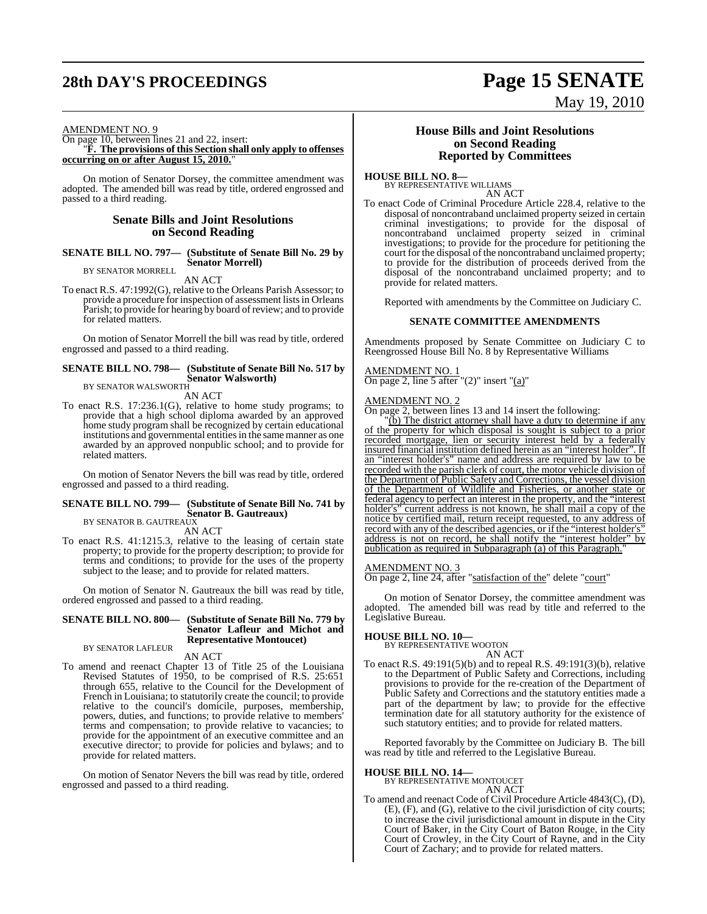AMENDMENT NO. 9

On page 10, between lines 21 and 22, insert:

"**F. The provisions of this Section shall only apply to offenses occurring on or after August 15, 2010.**"

On motion of Senator Dorsey, the committee amendment was adopted. The amended bill was read by title, ordered engrossed and passed to a third reading.

## Senate Bills and Joint Resolutions on Second Reading

**SENATE BILL NO. 797— (Substitute of Senate Bill No. 29 by Senator Morrell)**
BY SENATOR MORRELL

AN ACT

To enact R.S. 47:1992(G), relative to the Orleans Parish Assessor; to provide a procedure for inspection of assessment lists in Orleans Parish; to provide for hearing by board of review; and to provide for related matters.

On motion of Senator Morrell the bill was read by title, ordered engrossed and passed to a third reading.

**SENATE BILL NO. 798— (Substitute of Senate Bill No. 517 by Senator Walsworth)**
BY SENATOR WALSWORTH

AN ACT

To enact R.S. 17:236.1(G), relative to home study programs; to provide that a high school diploma awarded by an approved home study program shall be recognized by certain educational institutions and governmental entities in the same manner as one awarded by an approved nonpublic school; and to provide for related matters.

On motion of Senator Nevers the bill was read by title, ordered engrossed and passed to a third reading.

**SENATE BILL NO. 799— (Substitute of Senate Bill No. 741 by Senator B. Gautreaux)**
BY SENATOR B. GAUTREAUX

AN ACT

To enact R.S. 41:1215.3, relative to the leasing of certain state property; to provide for the property description; to provide for terms and conditions; to provide for the uses of the property subject to the lease; and to provide for related matters.

On motion of Senator N. Gautreaux the bill was read by title, ordered engrossed and passed to a third reading.

**SENATE BILL NO. 800— (Substitute of Senate Bill No. 779 by Senator Lafleur and Michot and Representative Montoucet)**
BY SENATOR LAFLEUR

AN ACT

To amend and reenact Chapter 13 of Title 25 of the Louisiana Revised Statutes of 1950, to be comprised of R.S. 25:651 through 655, relative to the Council for the Development of French in Louisiana; to statutorily create the council; to provide relative to the council's domicile, purposes, membership, powers, duties, and functions; to provide relative to members' terms and compensation; to provide relative to vacancies; to provide for the appointment of an executive committee and an executive director; to provide for policies and bylaws; and to provide for related matters.

On motion of Senator Nevers the bill was read by title, ordered engrossed and passed to a third reading.

## House Bills and Joint Resolutions on Second Reading Reported by Committees

**HOUSE BILL NO. 8—**
BY REPRESENTATIVE WILLIAMS

AN ACT

To enact Code of Criminal Procedure Article 228.4, relative to the disposal of noncontraband unclaimed property seized in certain criminal investigations; to provide for the disposal of noncontraband unclaimed property seized in criminal investigations; to provide for the procedure for petitioning the court for the disposal of the noncontraband unclaimed property; to provide for the distribution of proceeds derived from the disposal of the noncontraband unclaimed property; and to provide for related matters.

Reported with amendments by the Committee on Judiciary C.

### SENATE COMMITTEE AMENDMENTS

Amendments proposed by Senate Committee on Judiciary C to Reengrossed House Bill No. 8 by Representative Williams

AMENDMENT NO. 1

On page 2, line 5 after "(2)" insert "(a)"

AMENDMENT NO. 2

On page 2, between lines 13 and 14 insert the following:

"(b) The district attorney shall have a duty to determine if any of the property for which disposal is sought is subject to a prior recorded mortgage, lien or security interest held by a federally insured financial institution defined herein as an "interest holder". If an "interest holder's" name and address are required by law to be recorded with the parish clerk of court, the motor vehicle division of the Department of Public Safety and Corrections, the vessel division of the Department of Wildlife and Fisheries, or another state or federal agency to perfect an interest in the property, and the "interest holder's" current address is not known, he shall mail a copy of the notice by certified mail, return receipt requested, to any address of record with any of the described agencies, or if the "interest holder's" address is not on record, he shall notify the "interest holder" by publication as required in Subparagraph (a) of this Paragraph."

AMENDMENT NO. 3

On page 2, line 24, after "satisfaction of the" delete "court"

On motion of Senator Dorsey, the committee amendment was adopted. The amended bill was read by title and referred to the Legislative Bureau.

**HOUSE BILL NO. 10—**
BY REPRESENTATIVE WOOTON

AN ACT

To enact R.S. 49:191(5)(b) and to repeal R.S. 49:191(3)(b), relative to the Department of Public Safety and Corrections, including provisions to provide for the re-creation of the Department of Public Safety and Corrections and the statutory entities made a part of the department by law; to provide for the effective termination date for all statutory authority for the existence of such statutory entities; and to provide for related matters.

Reported favorably by the Committee on Judiciary B. The bill was read by title and referred to the Legislative Bureau.

**HOUSE BILL NO. 14—**
BY REPRESENTATIVE MONTOUCET

AN ACT

To amend and reenact Code of Civil Procedure Article 4843(C), (D), (E), (F), and (G), relative to the civil jurisdiction of city courts; to increase the civil jurisdictional amount in dispute in the City Court of Baker, in the City Court of Baton Rouge, in the City Court of Crowley, in the City Court of Rayne, and in the City Court of Zachary; and to provide for related matters.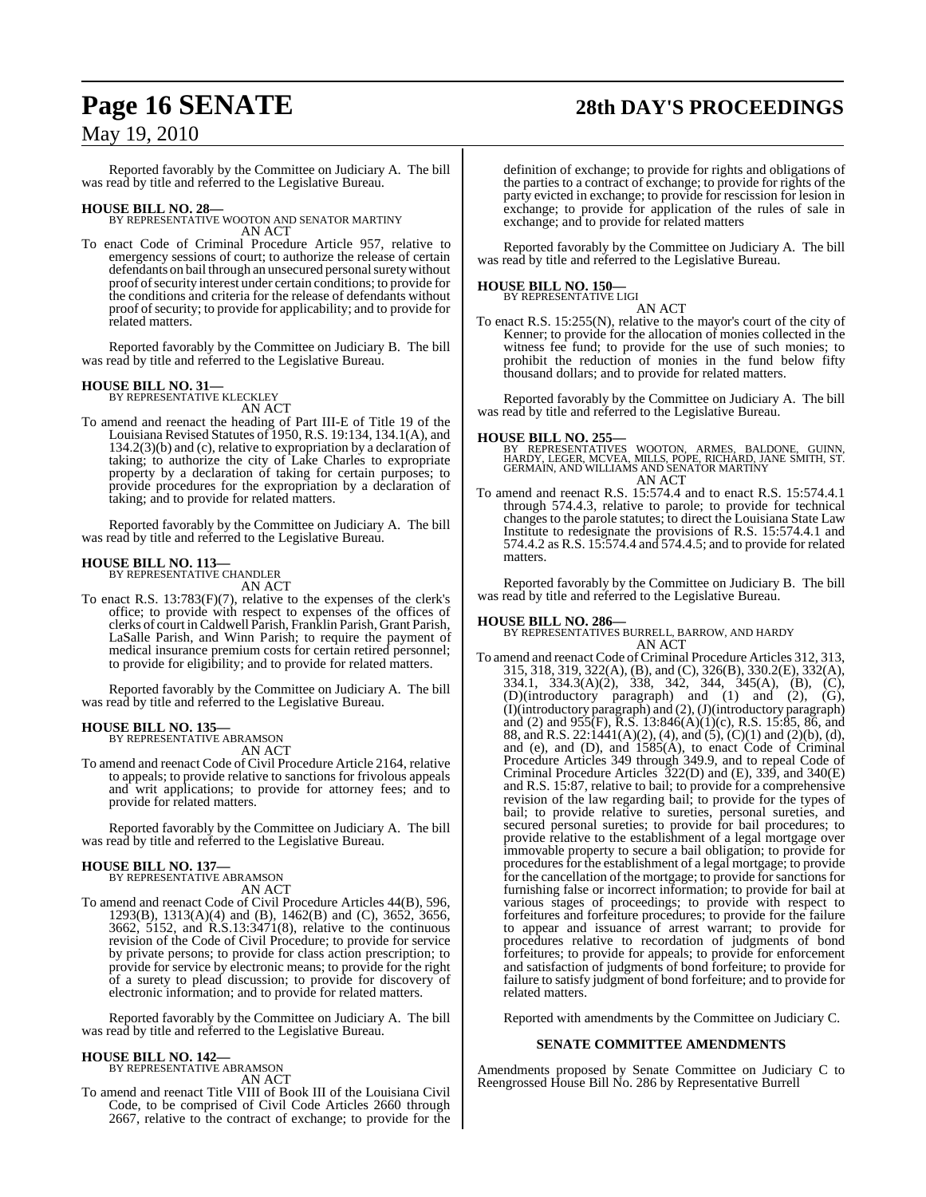Reported favorably by the Committee on Judiciary A. The bill was read by title and referred to the Legislative Bureau.

**HOUSE BILL NO. 28—**
BY REPRESENTATIVE WOOTON AND SENATOR MARTINY
AN ACT

To enact Code of Criminal Procedure Article 957, relative to emergency sessions of court; to authorize the release of certain defendants on bail through an unsecured personal surety without proof of security interest under certain conditions; to provide for the conditions and criteria for the release of defendants without proof of security; to provide for applicability; and to provide for related matters.

Reported favorably by the Committee on Judiciary B. The bill was read by title and referred to the Legislative Bureau.

**HOUSE BILL NO. 31—**
BY REPRESENTATIVE KLECKLEY
AN ACT

To amend and reenact the heading of Part III-E of Title 19 of the Louisiana Revised Statutes of 1950, R.S. 19:134, 134.1(A), and 134.2(3)(b) and (c), relative to expropriation by a declaration of taking; to authorize the city of Lake Charles to expropriate property by a declaration of taking for certain purposes; to provide procedures for the expropriation by a declaration of taking; and to provide for related matters.

Reported favorably by the Committee on Judiciary A. The bill was read by title and referred to the Legislative Bureau.

**HOUSE BILL NO. 113—**
BY REPRESENTATIVE CHANDLER
AN ACT

To enact R.S. 13:783(F)(7), relative to the expenses of the clerk's office; to provide with respect to expenses of the offices of clerks of court in Caldwell Parish, Franklin Parish, Grant Parish, LaSalle Parish, and Winn Parish; to require the payment of medical insurance premium costs for certain retired personnel; to provide for eligibility; and to provide for related matters.

Reported favorably by the Committee on Judiciary A. The bill was read by title and referred to the Legislative Bureau.

**HOUSE BILL NO. 135—**
BY REPRESENTATIVE ABRAMSON
AN ACT

To amend and reenact Code of Civil Procedure Article 2164, relative to appeals; to provide relative to sanctions for frivolous appeals and writ applications; to provide for attorney fees; and to provide for related matters.

Reported favorably by the Committee on Judiciary A. The bill was read by title and referred to the Legislative Bureau.

**HOUSE BILL NO. 137—**
BY REPRESENTATIVE ABRAMSON
AN ACT

To amend and reenact Code of Civil Procedure Articles 44(B), 596, 1293(B), 1313(A)(4) and (B), 1462(B) and (C), 3652, 3656, 3662, 5152, and R.S.13:3471(8), relative to the continuous revision of the Code of Civil Procedure; to provide for service by private persons; to provide for class action prescription; to provide for service by electronic means; to provide for the right of a surety to plead discussion; to provide for discovery of electronic information; and to provide for related matters.

Reported favorably by the Committee on Judiciary A. The bill was read by title and referred to the Legislative Bureau.

**HOUSE BILL NO. 142—**
BY REPRESENTATIVE ABRAMSON
AN ACT

To amend and reenact Title VIII of Book III of the Louisiana Civil Code, to be comprised of Civil Code Articles 2660 through 2667, relative to the contract of exchange; to provide for the definition of exchange; to provide for rights and obligations of the parties to a contract of exchange; to provide for rights of the party evicted in exchange; to provide for rescission for lesion in exchange; to provide for application of the rules of sale in exchange; and to provide for related matters

Reported favorably by the Committee on Judiciary A. The bill was read by title and referred to the Legislative Bureau.

**HOUSE BILL NO. 150—**
BY REPRESENTATIVE LIGI
AN ACT

To enact R.S. 15:255(N), relative to the mayor's court of the city of Kenner; to provide for the allocation of monies collected in the witness fee fund; to provide for the use of such monies; to prohibit the reduction of monies in the fund below fifty thousand dollars; and to provide for related matters.

Reported favorably by the Committee on Judiciary A. The bill was read by title and referred to the Legislative Bureau.

**HOUSE BILL NO. 255—**
BY REPRESENTATIVES WOOTON, ARMES, BALDONE, GUINN, HARDY, LEGER, MCVEA, MILLS, POPE, RICHARD, JANE SMITH, ST. GERMAIN, AND WILLIAMS AND SENATOR MARTINY
AN ACT

To amend and reenact R.S. 15:574.4 and to enact R.S. 15:574.4.1 through 574.4.3, relative to parole; to provide for technical changes to the parole statutes; to direct the Louisiana State Law Institute to redesignate the provisions of R.S. 15:574.4.1 and 574.4.2 as R.S. 15:574.4 and 574.4.5; and to provide for related matters.

Reported favorably by the Committee on Judiciary B. The bill was read by title and referred to the Legislative Bureau.

**HOUSE BILL NO. 286—**
BY REPRESENTATIVES BURRELL, BARROW, AND HARDY
AN ACT

To amend and reenact Code of Criminal Procedure Articles 312, 313, 315, 318, 319, 322(A), (B), and (C), 326(B), 330.2(E), 332(A), 334.1, 334.3(A)(2), 338, 342, 344, 345(A), (B), (C), (D)(introductory paragraph) and (1) and (2), (G), (I)(introductory paragraph) and (2), (J)(introductory paragraph) and (2) and 955(F), R.S. 13:846(A)(1)(c), R.S. 15:85, 86, and 88, and R.S. 22:1441(A)(2), (4), and (5), (C)(1) and (2)(b), (d), and (e), and (D), and 1585(A), to enact Code of Criminal Procedure Articles 349 through 349.9, and to repeal Code of Criminal Procedure Articles 322(D) and (E), 339, and 340(E) and R.S. 15:87, relative to bail; to provide for a comprehensive revision of the law regarding bail; to provide for the types of bail; to provide relative to sureties, personal sureties, and secured personal sureties; to provide for bail procedures; to provide relative to the establishment of a legal mortgage over immovable property to secure a bail obligation; to provide for procedures for the establishment of a legal mortgage; to provide for the cancellation of the mortgage; to provide for sanctions for furnishing false or incorrect information; to provide for bail at various stages of proceedings; to provide with respect to forfeitures and forfeiture procedures; to provide for the failure to appear and issuance of arrest warrant; to provide for procedures relative to recordation of judgments of bond forfeitures; to provide for appeals; to provide for enforcement and satisfaction of judgments of bond forfeiture; to provide for failure to satisfy judgment of bond forfeiture; and to provide for related matters.

Reported with amendments by the Committee on Judiciary C.

**SENATE COMMITTEE AMENDMENTS**

Amendments proposed by Senate Committee on Judiciary C to Reengrossed House Bill No. 286 by Representative Burrell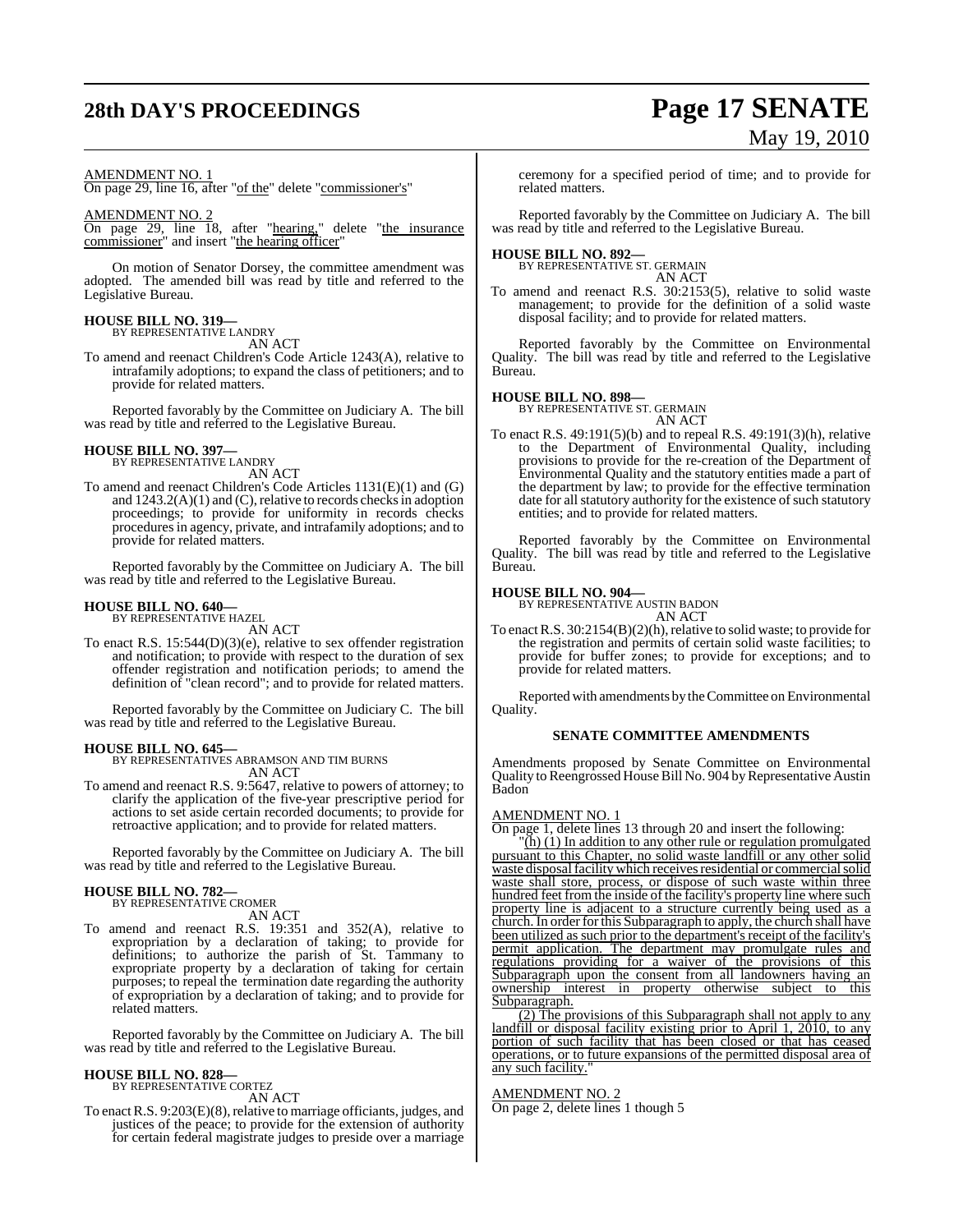AMENDMENT NO. 1

On page 29, line 16, after "of the" delete "commissioner's"

AMENDMENT NO. 2

On page 29, line 18, after "hearing," delete "the insurance commissioner" and insert "the hearing officer"

On motion of Senator Dorsey, the committee amendment was adopted. The amended bill was read by title and referred to the Legislative Bureau.

**HOUSE BILL NO. 319—**
BY REPRESENTATIVE LANDRY
AN ACT

To amend and reenact Children's Code Article 1243(A), relative to intrafamily adoptions; to expand the class of petitioners; and to provide for related matters.

Reported favorably by the Committee on Judiciary A. The bill was read by title and referred to the Legislative Bureau.

**HOUSE BILL NO. 397—**
BY REPRESENTATIVE LANDRY
AN ACT

To amend and reenact Children's Code Articles 1131(E)(1) and (G) and 1243.2(A)(1) and (C), relative to records checks in adoption proceedings; to provide for uniformity in records checks procedures in agency, private, and intrafamily adoptions; and to provide for related matters.

Reported favorably by the Committee on Judiciary A. The bill was read by title and referred to the Legislative Bureau.

**HOUSE BILL NO. 640—**
BY REPRESENTATIVE HAZEL
AN ACT

To enact R.S. 15:544(D)(3)(e), relative to sex offender registration and notification; to provide with respect to the duration of sex offender registration and notification periods; to amend the definition of "clean record"; and to provide for related matters.

Reported favorably by the Committee on Judiciary C. The bill was read by title and referred to the Legislative Bureau.

**HOUSE BILL NO. 645—**
BY REPRESENTATIVES ABRAMSON AND TIM BURNS
AN ACT

To amend and reenact R.S. 9:5647, relative to powers of attorney; to clarify the application of the five-year prescriptive period for actions to set aside certain recorded documents; to provide for retroactive application; and to provide for related matters.

Reported favorably by the Committee on Judiciary A. The bill was read by title and referred to the Legislative Bureau.

**HOUSE BILL NO. 782—**
BY REPRESENTATIVE CROMER
AN ACT

To amend and reenact R.S. 19:351 and 352(A), relative to expropriation by a declaration of taking; to provide for definitions; to authorize the parish of St. Tammany to expropriate property by a declaration of taking for certain purposes; to repeal the termination date regarding the authority of expropriation by a declaration of taking; and to provide for related matters.

Reported favorably by the Committee on Judiciary A. The bill was read by title and referred to the Legislative Bureau.

**HOUSE BILL NO. 828—**
BY REPRESENTATIVE CORTEZ
AN ACT

To enact R.S. 9:203(E)(8), relative to marriage officiants, judges, and justices of the peace; to provide for the extension of authority for certain federal magistrate judges to preside over a marriage ceremony for a specified period of time; and to provide for related matters.

Reported favorably by the Committee on Judiciary A. The bill was read by title and referred to the Legislative Bureau.

**HOUSE BILL NO. 892—**
BY REPRESENTATIVE ST. GERMAIN
AN ACT

To amend and reenact R.S. 30:2153(5), relative to solid waste management; to provide for the definition of a solid waste disposal facility; and to provide for related matters.

Reported favorably by the Committee on Environmental Quality. The bill was read by title and referred to the Legislative Bureau.

**HOUSE BILL NO. 898—**
BY REPRESENTATIVE ST. GERMAIN
AN ACT

To enact R.S. 49:191(5)(b) and to repeal R.S. 49:191(3)(h), relative to the Department of Environmental Quality, including provisions to provide for the re-creation of the Department of Environmental Quality and the statutory entities made a part of the department by law; to provide for the effective termination date for all statutory authority for the existence of such statutory entities; and to provide for related matters.

Reported favorably by the Committee on Environmental Quality. The bill was read by title and referred to the Legislative Bureau.

**HOUSE BILL NO. 904—**
BY REPRESENTATIVE AUSTIN BADON
AN ACT

To enact R.S. 30:2154(B)(2)(h), relative to solid waste; to provide for the registration and permits of certain solid waste facilities; to provide for buffer zones; to provide for exceptions; and to provide for related matters.

Reported with amendments by the Committee on Environmental Quality.

**SENATE COMMITTEE AMENDMENTS**

Amendments proposed by Senate Committee on Environmental Quality to Reengrossed House Bill No. 904 by Representative Austin Badon

AMENDMENT NO. 1

On page 1, delete lines 13 through 20 and insert the following:

"(h) (1) In addition to any other rule or regulation promulgated pursuant to this Chapter, no solid waste landfill or any other solid waste disposal facility which receives residential or commercial solid waste shall store, process, or dispose of such waste within three hundred feet from the inside of the facility's property line where such property line is adjacent to a structure currently being used as a church. In order for this Subparagraph to apply, the church shall have been utilized as such prior to the department's receipt of the facility's permit application. The department may promulgate rules and regulations providing for a waiver of the provisions of this Subparagraph upon the consent from all landowners having an ownership interest in property otherwise subject to this Subparagraph.

(2) The provisions of this Subparagraph shall not apply to any landfill or disposal facility existing prior to April 1, 2010, to any portion of such facility that has been closed or that has ceased operations, or to future expansions of the permitted disposal area of any such facility."

AMENDMENT NO. 2

On page 2, delete lines 1 though 5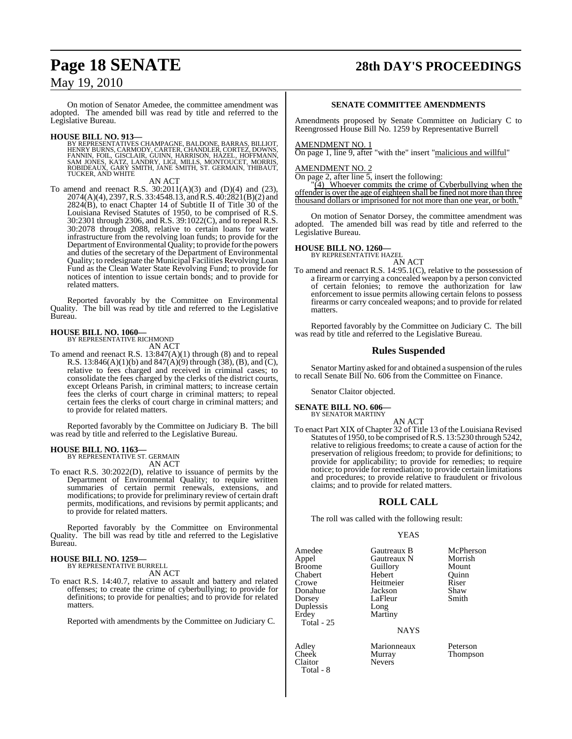On motion of Senator Amedee, the committee amendment was adopted. The amended bill was read by title and referred to the Legislative Bureau.

**HOUSE BILL NO. 913—**
BY REPRESENTATIVES CHAMPAGNE, BALDONE, BARRAS, BILLIOT, HENRY BURNS, CARMODY, CARTER, CHANDLER, CORTEZ, DOWNS, FANNIN, FOIL, GISCLAIR, GUINN, HARRISON, HAZEL, HOFFMANN, SAM JONES, KATZ, LANDRY, LIGI, MILLS, MONTOUCET, MORRIS, ROBIDEAUX, GARY SMITH, JANE SMITH, ST. GERMAIN, THIBAUT, TUCKER, AND WHITE

AN ACT

To amend and reenact R.S. 30:2011(A)(3) and (D)(4) and (23), 2074(A)(4), 2397, R.S. 33:4548.13, and R.S. 40:2821(B)(2) and 2824(B), to enact Chapter 14 of Subtitle II of Title 30 of the Louisiana Revised Statutes of 1950, to be comprised of R.S. 30:2301 through 2306, and R.S. 39:1022(C), and to repeal R.S. 30:2078 through 2088, relative to certain loans for water infrastructure from the revolving loan funds; to provide for the Department of Environmental Quality; to provide for the powers and duties of the secretary of the Department of Environmental Quality; to redesignate the Municipal Facilities Revolving Loan Fund as the Clean Water State Revolving Fund; to provide for notices of intention to issue certain bonds; and to provide for related matters.

Reported favorably by the Committee on Environmental Quality. The bill was read by title and referred to the Legislative Bureau.

**HOUSE BILL NO. 1060—**
BY REPRESENTATIVE RICHMOND

AN ACT

To amend and reenact R.S. 13:847(A)(1) through (8) and to repeal R.S. 13:846(A)(1)(b) and 847(A)(9) through (38), (B), and (C), relative to fees charged and received in criminal cases; to consolidate the fees charged by the clerks of the district courts, except Orleans Parish, in criminal matters; to increase certain fees the clerks of court charge in criminal matters; to repeal certain fees the clerks of court charge in criminal matters; and to provide for related matters.

Reported favorably by the Committee on Judiciary B. The bill was read by title and referred to the Legislative Bureau.

**HOUSE BILL NO. 1163—**
BY REPRESENTATIVE ST. GERMAIN

AN ACT

To enact R.S. 30:2022(D), relative to issuance of permits by the Department of Environmental Quality; to require written summaries of certain permit renewals, extensions, and modifications; to provide for preliminary review of certain draft permits, modifications, and revisions by permit applicants; and to provide for related matters.

Reported favorably by the Committee on Environmental Quality. The bill was read by title and referred to the Legislative Bureau.

**HOUSE BILL NO. 1259—**
BY REPRESENTATIVE BURRELL

AN ACT

To enact R.S. 14:40.7, relative to assault and battery and related offenses; to create the crime of cyberbullying; to provide for definitions; to provide for penalties; and to provide for related matters.

Reported with amendments by the Committee on Judiciary C.

**SENATE COMMITTEE AMENDMENTS**

Amendments proposed by Senate Committee on Judiciary C to Reengrossed House Bill No. 1259 by Representative Burrell

AMENDMENT NO. 1

On page 1, line 9, after "with the" insert "malicious and willful"

AMENDMENT NO. 2

On page 2, after line 5, insert the following:

"(4) Whoever commits the crime of Cyberbullying when the offender is over the age of eighteen shall be fined not more than three thousand dollars or imprisoned for not more than one year, or both."

On motion of Senator Dorsey, the committee amendment was adopted. The amended bill was read by title and referred to the Legislative Bureau.

**HOUSE BILL NO. 1260—**
BY REPRESENTATIVE HAZEL

AN ACT

To amend and reenact R.S. 14:95.1(C), relative to the possession of a firearm or carrying a concealed weapon by a person convicted of certain felonies; to remove the authorization for law enforcement to issue permits allowing certain felons to possess firearms or carry concealed weapons; and to provide for related matters.

Reported favorably by the Committee on Judiciary C. The bill was read by title and referred to the Legislative Bureau.

## Rules Suspended

Senator Martiny asked for and obtained a suspension of the rules to recall Senate Bill No. 606 from the Committee on Finance.

Senator Claitor objected.

**SENATE BILL NO. 606—**
BY SENATOR MARTINY

AN ACT

To enact Part XIX of Chapter 32 of Title 13 of the Louisiana Revised Statutes of 1950, to be comprised of R.S. 13:5230 through 5242, relative to religious freedoms; to create a cause of action for the preservation of religious freedom; to provide for definitions; to provide for applicability; to provide for remedies; to require notice; to provide for remediation; to provide certain limitations and procedures; to provide relative to fraudulent or frivolous claims; and to provide for related matters.

## ROLL CALL

The roll was called with the following result:

YEAS

| | | |
|---|---|---|
| Amedee | Gautreaux B | McPherson |
| Appel | Gautreaux N | Morrish |
| Broome | Guillory | Mount |
| Chabert | Hebert | Quinn |
| Crowe | Heitmeier | Riser |
| Donahue | Jackson | Shaw |
| Dorsey | LaFleur | Smith |
| Duplessis | Long | |
| Erdey | Martiny | |

Total - 25

NAYS

| | | |
|---|---|---|
| Adley | Marionneaux | Peterson |
| Cheek | Murray | Thompson |
| Claitor | Nevers | |

Total - 8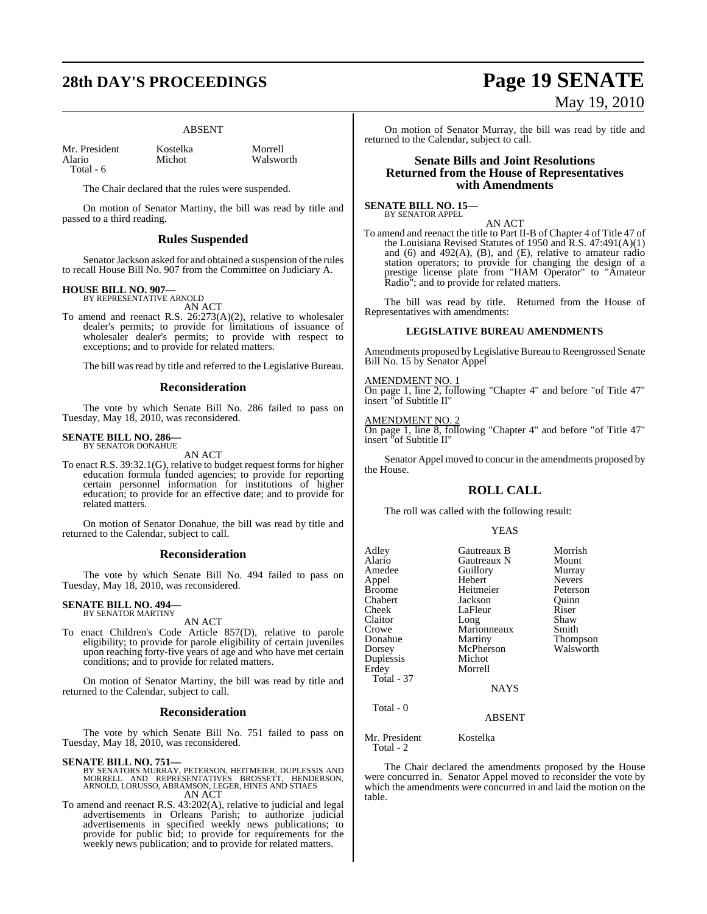ABSENT

| | | |
|---|---|---|
| Mr. President | Kostelka | Morrell |
| Alario | Michot | Walsworth |
| Total - 6 | | |

The Chair declared that the rules were suspended.

On motion of Senator Martiny, the bill was read by title and passed to a third reading.

## Rules Suspended

Senator Jackson asked for and obtained a suspension of the rules to recall House Bill No. 907 from the Committee on Judiciary A.

**HOUSE BILL NO. 907—**
BY REPRESENTATIVE ARNOLD

AN ACT

To amend and reenact R.S. 26:273(A)(2), relative to wholesaler dealer's permits; to provide for limitations of issuance of wholesaler dealer's permits; to provide with respect to exceptions; and to provide for related matters.

The bill was read by title and referred to the Legislative Bureau.

## Reconsideration

The vote by which Senate Bill No. 286 failed to pass on Tuesday, May 18, 2010, was reconsidered.

**SENATE BILL NO. 286—**
BY SENATOR DONAHUE

AN ACT

To enact R.S. 39:32.1(G), relative to budget request forms for higher education formula funded agencies; to provide for reporting certain personnel information for institutions of higher education; to provide for an effective date; and to provide for related matters.

On motion of Senator Donahue, the bill was read by title and returned to the Calendar, subject to call.

## Reconsideration

The vote by which Senate Bill No. 494 failed to pass on Tuesday, May 18, 2010, was reconsidered.

**SENATE BILL NO. 494—**
BY SENATOR MARTINY

AN ACT

To enact Children's Code Article 857(D), relative to parole eligibility; to provide for parole eligibility of certain juveniles upon reaching forty-five years of age and who have met certain conditions; and to provide for related matters.

On motion of Senator Martiny, the bill was read by title and returned to the Calendar, subject to call.

## Reconsideration

The vote by which Senate Bill No. 751 failed to pass on Tuesday, May 18, 2010, was reconsidered.

**SENATE BILL NO. 751—**
BY SENATORS MURRAY, PETERSON, HEITMEIER, DUPLESSIS AND MORRELL AND REPRESENTATIVES BROSSETT, HENDERSON, ARNOLD, LORUSSO, ABRAMSON, LEGER, HINES AND STIAES

AN ACT

To amend and reenact R.S. 43:202(A), relative to judicial and legal advertisements in Orleans Parish; to authorize judicial advertisements in specified weekly news publications; to provide for public bid; to provide for requirements for the weekly news publication; and to provide for related matters.

On motion of Senator Murray, the bill was read by title and returned to the Calendar, subject to call.

## Senate Bills and Joint Resolutions Returned from the House of Representatives with Amendments

**SENATE BILL NO. 15—**
BY SENATOR APPEL

AN ACT

To amend and reenact the title to Part II-B of Chapter 4 of Title 47 of the Louisiana Revised Statutes of 1950 and R.S. 47:491(A)(1) and (6) and 492(A), (B), and (E), relative to amateur radio station operators; to provide for changing the design of a prestige license plate from "HAM Operator" to "Amateur Radio"; and to provide for related matters.

The bill was read by title. Returned from the House of Representatives with amendments:

### LEGISLATIVE BUREAU AMENDMENTS

Amendments proposed by Legislative Bureau to Reengrossed Senate Bill No. 15 by Senator Appel

AMENDMENT NO. 1
On page 1, line 2, following "Chapter 4" and before "of Title 47" insert "of Subtitle II"

AMENDMENT NO. 2
On page 1, line 8, following "Chapter 4" and before "of Title 47" insert "of Subtitle II"

Senator Appel moved to concur in the amendments proposed by the House.

## ROLL CALL

The roll was called with the following result:

YEAS

| | | |
|---|---|---|
| Adley | Gautreaux B | Morrish |
| Alario | Gautreaux N | Mount |
| Amedee | Guillory | Murray |
| Appel | Hebert | Nevers |
| Broome | Heitmeier | Peterson |
| Chabert | Jackson | Quinn |
| Cheek | LaFleur | Riser |
| Claitor | Long | Shaw |
| Crowe | Marionneaux | Smith |
| Donahue | Martiny | Thompson |
| Dorsey | McPherson | Walsworth |
| Duplessis | Michot | |
| Erdey | Morrell | |
| Total - 37 | | |

NAYS

Total - 0

ABSENT

| | |
|---|---|
| Mr. President | Kostelka |
| Total - 2 | |

The Chair declared the amendments proposed by the House were concurred in. Senator Appel moved to reconsider the vote by which the amendments were concurred in and laid the motion on the table.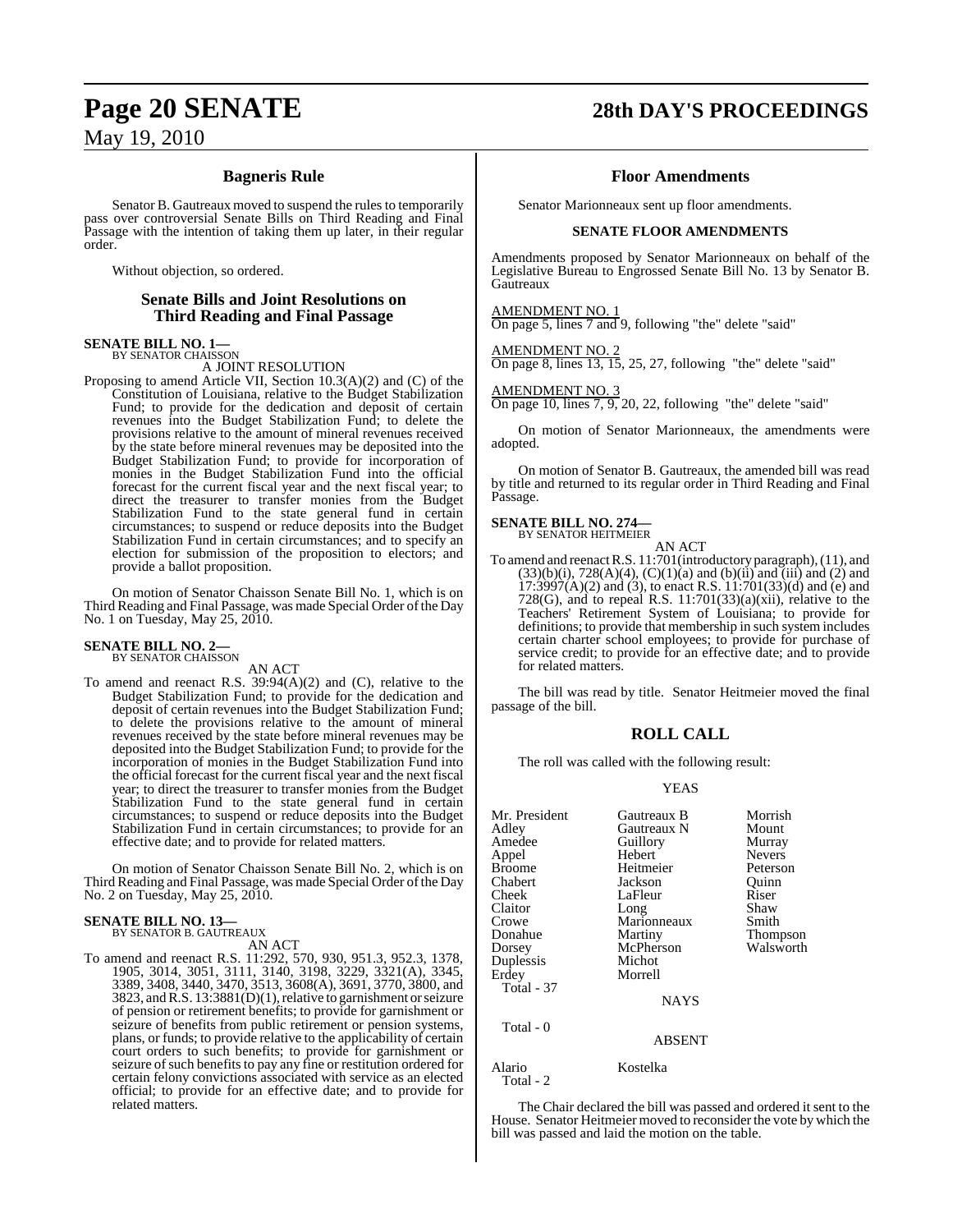## Bagneris Rule

Senator B. Gautreaux moved to suspend the rules to temporarily pass over controversial Senate Bills on Third Reading and Final Passage with the intention of taking them up later, in their regular order.

Without objection, so ordered.

## Senate Bills and Joint Resolutions on Third Reading and Final Passage

**SENATE BILL NO. 1—**
BY SENATOR CHAISSON

A JOINT RESOLUTION

Proposing to amend Article VII, Section 10.3(A)(2) and (C) of the Constitution of Louisiana, relative to the Budget Stabilization Fund; to provide for the dedication and deposit of certain revenues into the Budget Stabilization Fund; to delete the provisions relative to the amount of mineral revenues received by the state before mineral revenues may be deposited into the Budget Stabilization Fund; to provide for incorporation of monies in the Budget Stabilization Fund into the official forecast for the current fiscal year and the next fiscal year; to direct the treasurer to transfer monies from the Budget Stabilization Fund to the state general fund in certain circumstances; to suspend or reduce deposits into the Budget Stabilization Fund in certain circumstances; and to specify an election for submission of the proposition to electors; and provide a ballot proposition.

On motion of Senator Chaisson Senate Bill No. 1, which is on Third Reading and Final Passage, was made Special Order of the Day No. 1 on Tuesday, May 25, 2010.

**SENATE BILL NO. 2—**
BY SENATOR CHAISSON

AN ACT

To amend and reenact R.S. 39:94(A)(2) and (C), relative to the Budget Stabilization Fund; to provide for the dedication and deposit of certain revenues into the Budget Stabilization Fund; to delete the provisions relative to the amount of mineral revenues received by the state before mineral revenues may be deposited into the Budget Stabilization Fund; to provide for the incorporation of monies in the Budget Stabilization Fund into the official forecast for the current fiscal year and the next fiscal year; to direct the treasurer to transfer monies from the Budget Stabilization Fund to the state general fund in certain circumstances; to suspend or reduce deposits into the Budget Stabilization Fund in certain circumstances; to provide for an effective date; and to provide for related matters.

On motion of Senator Chaisson Senate Bill No. 2, which is on Third Reading and Final Passage, was made Special Order of the Day No. 2 on Tuesday, May 25, 2010.

**SENATE BILL NO. 13—**
BY SENATOR B. GAUTREAUX

AN ACT

To amend and reenact R.S. 11:292, 570, 930, 951.3, 952.3, 1378, 1905, 3014, 3051, 3111, 3140, 3198, 3229, 3321(A), 3345, 3389, 3408, 3440, 3470, 3513, 3608(A), 3691, 3770, 3800, and 3823, and R.S. 13:3881(D)(1), relative to garnishment or seizure of pension or retirement benefits; to provide for garnishment or seizure of benefits from public retirement or pension systems, plans, or funds; to provide relative to the applicability of certain court orders to such benefits; to provide for garnishment or seizure of such benefits to pay any fine or restitution ordered for certain felony convictions associated with service as an elected official; to provide for an effective date; and to provide for related matters.

## Floor Amendments

Senator Marionneaux sent up floor amendments.

### SENATE FLOOR AMENDMENTS

Amendments proposed by Senator Marionneaux on behalf of the Legislative Bureau to Engrossed Senate Bill No. 13 by Senator B. Gautreaux

AMENDMENT NO. 1
On page 5, lines 7 and 9, following "the" delete "said"

AMENDMENT NO. 2
On page 8, lines 13, 15, 25, 27, following "the" delete "said"

AMENDMENT NO. 3
On page 10, lines 7, 9, 20, 22, following "the" delete "said"

On motion of Senator Marionneaux, the amendments were adopted.

On motion of Senator B. Gautreaux, the amended bill was read by title and returned to its regular order in Third Reading and Final Passage.

**SENATE BILL NO. 274—**
BY SENATOR HEITMEIER

AN ACT

To amend and reenact R.S. 11:701(introductory paragraph), (11), and (33)(b)(i), 728(A)(4), (C)(1)(a) and (b)(ii) and (iii) and (2) and 17:3997(A)(2) and (3), to enact R.S. 11:701(33)(d) and (e) and 728(G), and to repeal R.S. 11:701(33)(a)(xii), relative to the Teachers' Retirement System of Louisiana; to provide for definitions; to provide that membership in such system includes certain charter school employees; to provide for purchase of service credit; to provide for an effective date; and to provide for related matters.

The bill was read by title. Senator Heitmeier moved the final passage of the bill.

## ROLL CALL

The roll was called with the following result:

YEAS

| | | |
|---|---|---|
| Mr. President | Gautreaux B | Morrish |
| Adley | Gautreaux N | Mount |
| Amedee | Guillory | Murray |
| Appel | Hebert | Nevers |
| Broome | Heitmeier | Peterson |
| Chabert | Jackson | Quinn |
| Cheek | LaFleur | Riser |
| Claitor | Long | Shaw |
| Crowe | Marionneaux | Smith |
| Donahue | Martiny | Thompson |
| Dorsey | McPherson | Walsworth |
| Duplessis | Michot | |
| Erdey | Morrell | |

Total - 37

NAYS

Total - 0

ABSENT

| | |
|---|---|
| Alario | Kostelka |

Total - 2

The Chair declared the bill was passed and ordered it sent to the House. Senator Heitmeier moved to reconsider the vote by which the bill was passed and laid the motion on the table.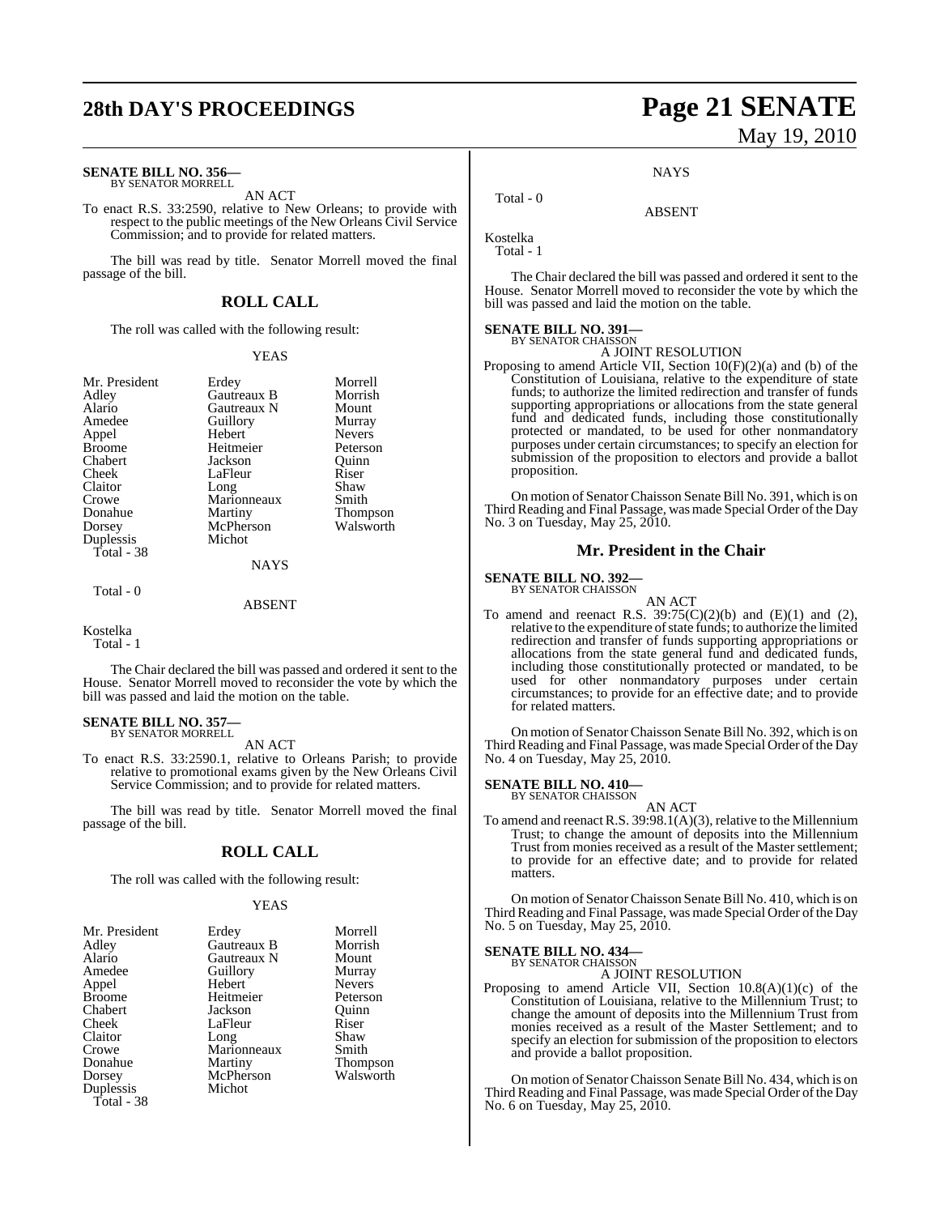**SENATE BILL NO. 356—**
BY SENATOR MORRELL

AN ACT

To enact R.S. 33:2590, relative to New Orleans; to provide with respect to the public meetings of the New Orleans Civil Service Commission; and to provide for related matters.

The bill was read by title. Senator Morrell moved the final passage of the bill.

## ROLL CALL

The roll was called with the following result:

YEAS

| | | |
|---|---|---|
| Mr. President | Erdey | Morrell |
| Adley | Gautreaux B | Morrish |
| Alario | Gautreaux N | Mount |
| Amedee | Guillory | Murray |
| Appel | Hebert | Nevers |
| Broome | Heitmeier | Peterson |
| Chabert | Jackson | Quinn |
| Cheek | LaFleur | Riser |
| Claitor | Long | Shaw |
| Crowe | Marionneaux | Smith |
| Donahue | Martiny | Thompson |
| Dorsey | McPherson | Walsworth |
| Duplessis | Michot | |

Total - 38

NAYS

Total - 0

ABSENT

Kostelka

Total - 1

The Chair declared the bill was passed and ordered it sent to the House. Senator Morrell moved to reconsider the vote by which the bill was passed and laid the motion on the table.

**SENATE BILL NO. 357—**
BY SENATOR MORRELL

AN ACT

To enact R.S. 33:2590.1, relative to Orleans Parish; to provide relative to promotional exams given by the New Orleans Civil Service Commission; and to provide for related matters.

The bill was read by title. Senator Morrell moved the final passage of the bill.

## ROLL CALL

The roll was called with the following result:

YEAS

| | | |
|---|---|---|
| Mr. President | Erdey | Morrell |
| Adley | Gautreaux B | Morrish |
| Alario | Gautreaux N | Mount |
| Amedee | Guillory | Murray |
| Appel | Hebert | Nevers |
| Broome | Heitmeier | Peterson |
| Chabert | Jackson | Quinn |
| Cheek | LaFleur | Riser |
| Claitor | Long | Shaw |
| Crowe | Marionneaux | Smith |
| Donahue | Martiny | Thompson |
| Dorsey | McPherson | Walsworth |
| Duplessis | Michot | |

Total - 38

NAYS

Total - 0

ABSENT

Kostelka

Total - 1

The Chair declared the bill was passed and ordered it sent to the House. Senator Morrell moved to reconsider the vote by which the bill was passed and laid the motion on the table.

**SENATE BILL NO. 391—**
BY SENATOR CHAISSON

A JOINT RESOLUTION

Proposing to amend Article VII, Section 10(F)(2)(a) and (b) of the Constitution of Louisiana, relative to the expenditure of state funds; to authorize the limited redirection and transfer of funds supporting appropriations or allocations from the state general fund and dedicated funds, including those constitutionally protected or mandated, to be used for other nonmandatory purposes under certain circumstances; to specify an election for submission of the proposition to electors and provide a ballot proposition.

On motion of Senator Chaisson Senate Bill No. 391, which is on Third Reading and Final Passage, was made Special Order of the Day No. 3 on Tuesday, May 25, 2010.

## Mr. President in the Chair

**SENATE BILL NO. 392—**
BY SENATOR CHAISSON

AN ACT

To amend and reenact R.S. 39:75(C)(2)(b) and (E)(1) and (2), relative to the expenditure of state funds; to authorize the limited redirection and transfer of funds supporting appropriations or allocations from the state general fund and dedicated funds, including those constitutionally protected or mandated, to be used for other nonmandatory purposes under certain circumstances; to provide for an effective date; and to provide for related matters.

On motion of Senator Chaisson Senate Bill No. 392, which is on Third Reading and Final Passage, was made Special Order of the Day No. 4 on Tuesday, May 25, 2010.

**SENATE BILL NO. 410—**
BY SENATOR CHAISSON

AN ACT

To amend and reenact R.S. 39:98.1(A)(3), relative to the Millennium Trust; to change the amount of deposits into the Millennium Trust from monies received as a result of the Master settlement; to provide for an effective date; and to provide for related matters.

On motion of Senator Chaisson Senate Bill No. 410, which is on Third Reading and Final Passage, was made Special Order of the Day No. 5 on Tuesday, May 25, 2010.

**SENATE BILL NO. 434—**
BY SENATOR CHAISSON

A JOINT RESOLUTION

Proposing to amend Article VII, Section 10.8(A)(1)(c) of the Constitution of Louisiana, relative to the Millennium Trust; to change the amount of deposits into the Millennium Trust from monies received as a result of the Master Settlement; and to specify an election for submission of the proposition to electors and provide a ballot proposition.

On motion of Senator Chaisson Senate Bill No. 434, which is on Third Reading and Final Passage, was made Special Order of the Day No. 6 on Tuesday, May 25, 2010.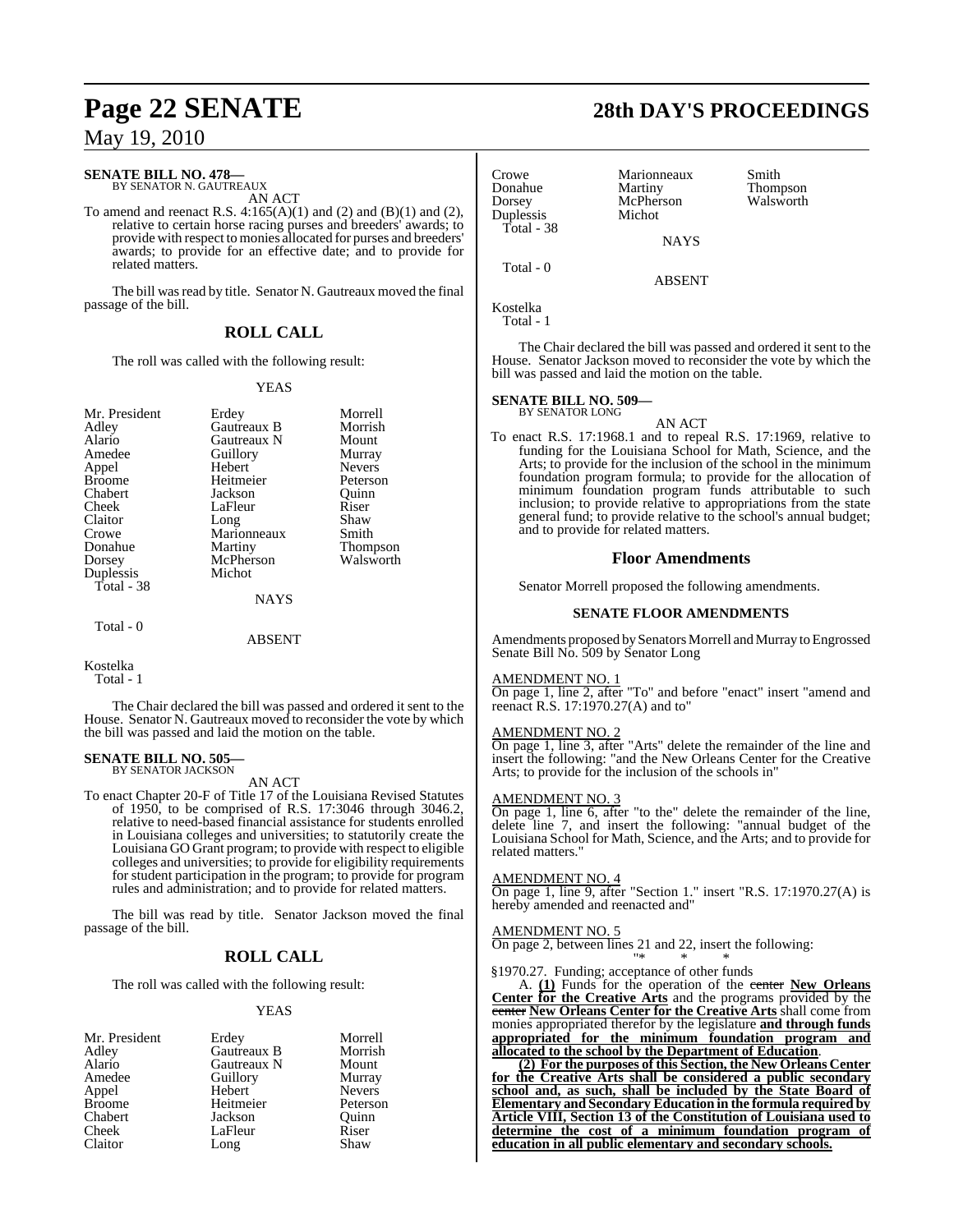**SENATE BILL NO. 478—**
BY SENATOR N. GAUTREAUX

AN ACT

To amend and reenact R.S. 4:165(A)(1) and (2) and (B)(1) and (2), relative to certain horse racing purses and breeders' awards; to provide with respect to monies allocated for purses and breeders' awards; to provide for an effective date; and to provide for related matters.

The bill was read by title. Senator N. Gautreaux moved the final passage of the bill.

## ROLL CALL

The roll was called with the following result:

YEAS

| | | |
|---|---|---|
| Mr. President | Erdey | Morrell |
| Adley | Gautreaux B | Morrish |
| Alario | Gautreaux N | Mount |
| Amedee | Guillory | Murray |
| Appel | Hebert | Nevers |
| Broome | Heitmeier | Peterson |
| Chabert | Jackson | Quinn |
| Cheek | LaFleur | Riser |
| Claitor | Long | Shaw |
| Crowe | Marionneaux | Smith |
| Donahue | Martiny | Thompson |
| Dorsey | McPherson | Walsworth |
| Duplessis | Michot | |

Total - 38

NAYS

Total - 0

ABSENT

Kostelka

Total - 1

The Chair declared the bill was passed and ordered it sent to the House. Senator N. Gautreaux moved to reconsider the vote by which the bill was passed and laid the motion on the table.

**SENATE BILL NO. 505—**
BY SENATOR JACKSON

AN ACT

To enact Chapter 20-F of Title 17 of the Louisiana Revised Statutes of 1950, to be comprised of R.S. 17:3046 through 3046.2, relative to need-based financial assistance for students enrolled in Louisiana colleges and universities; to statutorily create the Louisiana GO Grant program; to provide with respect to eligible colleges and universities; to provide for eligibility requirements for student participation in the program; to provide for program rules and administration; and to provide for related matters.

The bill was read by title. Senator Jackson moved the final passage of the bill.

## ROLL CALL

The roll was called with the following result:

YEAS

| | | |
|---|---|---|
| Mr. President | Erdey | Morrell |
| Adley | Gautreaux B | Morrish |
| Alario | Gautreaux N | Mount |
| Amedee | Guillory | Murray |
| Appel | Hebert | Nevers |
| Broome | Heitmeier | Peterson |
| Chabert | Jackson | Quinn |
| Cheek | LaFleur | Riser |
| Claitor | Long | Shaw |
| Crowe | Marionneaux | Smith |
| Donahue | Martiny | Thompson |
| Dorsey | McPherson | Walsworth |
| Duplessis | Michot | |

Total - 38

NAYS

Total - 0

ABSENT

Kostelka

Total - 1

The Chair declared the bill was passed and ordered it sent to the House. Senator Jackson moved to reconsider the vote by which the bill was passed and laid the motion on the table.

**SENATE BILL NO. 509—**
BY SENATOR LONG

AN ACT

To enact R.S. 17:1968.1 and to repeal R.S. 17:1969, relative to funding for the Louisiana School for Math, Science, and the Arts; to provide for the inclusion of the school in the minimum foundation program formula; to provide for the allocation of minimum foundation program funds attributable to such inclusion; to provide relative to appropriations from the state general fund; to provide relative to the school's annual budget; and to provide for related matters.

## Floor Amendments

Senator Morrell proposed the following amendments.

### SENATE FLOOR AMENDMENTS

Amendments proposed by Senators Morrell and Murray to Engrossed Senate Bill No. 509 by Senator Long

AMENDMENT NO. 1

On page 1, line 2, after "To" and before "enact" insert "amend and reenact R.S. 17:1970.27(A) and to"

AMENDMENT NO. 2

On page 1, line 3, after "Arts" delete the remainder of the line and insert the following: "and the New Orleans Center for the Creative Arts; to provide for the inclusion of the schools in"

AMENDMENT NO. 3

On page 1, line 6, after "to the" delete the remainder of the line, delete line 7, and insert the following: "annual budget of the Louisiana School for Math, Science, and the Arts; and to provide for related matters."

AMENDMENT NO. 4

On page 1, line 9, after "Section 1." insert "R.S. 17:1970.27(A) is hereby amended and reenacted and"

AMENDMENT NO. 5

On page 2, between lines 21 and 22, insert the following:

"* * *

§1970.27. Funding; acceptance of other funds

A. **(1)** Funds for the operation of the ~~center~~ **New Orleans Center for the Creative Arts** and the programs provided by the ~~center~~ **New Orleans Center for the Creative Arts** shall come from monies appropriated therefor by the legislature **and through funds appropriated for the minimum foundation program and allocated to the school by the Department of Education**.

**(2) For the purposes of this Section, the New Orleans Center for the Creative Arts shall be considered a public secondary school and, as such, shall be included by the State Board of Elementary and Secondary Education in the formula required by Article VIII, Section 13 of the Constitution of Louisiana used to determine the cost of a minimum foundation program of education in all public elementary and secondary schools.**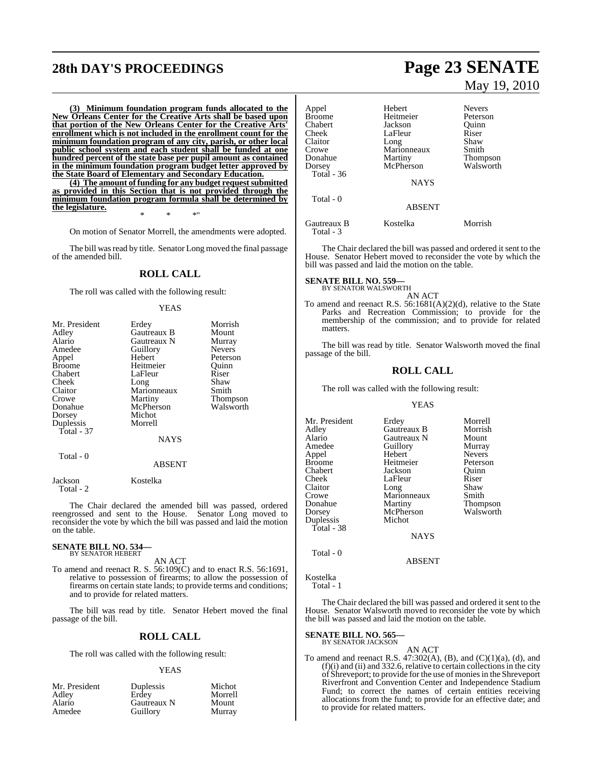**(3) Minimum foundation program funds allocated to the New Orleans Center for the Creative Arts shall be based upon that portion of the New Orleans Center for the Creative Arts' enrollment which is not included in the enrollment count for the minimum foundation program of any city, parish, or other local public school system and each student shall be funded at one hundred percent of the state base per pupil amount as contained in the minimum foundation program budget letter approved by the State Board of Elementary and Secondary Education.**

**(4) The amount of funding for any budget request submitted as provided in this Section that is not provided through the minimum foundation program formula shall be determined by the legislature.**

\* \* \*"

On motion of Senator Morrell, the amendments were adopted.

The bill was read by title. Senator Long moved the final passage of the amended bill.

## ROLL CALL

The roll was called with the following result:

YEAS

| | | |
|---|---|---|
| Mr. President | Erdey | Morrish |
| Adley | Gautreaux B | Mount |
| Alario | Gautreaux N | Murray |
| Amedee | Guillory | Nevers |
| Appel | Hebert | Peterson |
| Broome | Heitmeier | Quinn |
| Chabert | LaFleur | Riser |
| Cheek | Long | Shaw |
| Claitor | Marionneaux | Smith |
| Crowe | Martiny | Thompson |
| Donahue | McPherson | Walsworth |
| Dorsey | Michot | |
| Duplessis | Morrell | |

Total - 37

NAYS

Total - 0

ABSENT

| | |
|---|---|
| Jackson | Kostelka |

Total - 2

The Chair declared the amended bill was passed, ordered reengrossed and sent to the House. Senator Long moved to reconsider the vote by which the bill was passed and laid the motion on the table.

### SENATE BILL NO. 534—
BY SENATOR HEBERT

AN ACT

To amend and reenact R. S. 56:109(C) and to enact R.S. 56:1691, relative to possession of firearms; to allow the possession of firearms on certain state lands; to provide terms and conditions; and to provide for related matters.

The bill was read by title. Senator Hebert moved the final passage of the bill.

## ROLL CALL

The roll was called with the following result:

YEAS

| | | |
|---|---|---|
| Mr. President | Duplessis | Michot |
| Adley | Erdey | Morrell |
| Alario | Gautreaux N | Mount |
| Amedee | Guillory | Murray |
| Appel | Hebert | Nevers |
| Broome | Heitmeier | Peterson |
| Chabert | Jackson | Quinn |
| Cheek | LaFleur | Riser |
| Claitor | Long | Shaw |
| Crowe | Marionneaux | Smith |
| Donahue | Martiny | Thompson |
| Dorsey | McPherson | Walsworth |

Total - 36

NAYS

Total - 0

ABSENT

| | | |
|---|---|---|
| Gautreaux B | Kostelka | Morrish |

Total - 3

The Chair declared the bill was passed and ordered it sent to the House. Senator Hebert moved to reconsider the vote by which the bill was passed and laid the motion on the table.

### SENATE BILL NO. 559—
BY SENATOR WALSWORTH

AN ACT

To amend and reenact R.S. 56:1681(A)(2)(d), relative to the State Parks and Recreation Commission; to provide for the membership of the commission; and to provide for related matters.

The bill was read by title. Senator Walsworth moved the final passage of the bill.

## ROLL CALL

The roll was called with the following result:

YEAS

| | | |
|---|---|---|
| Mr. President | Erdey | Morrell |
| Adley | Gautreaux B | Morrish |
| Alario | Gautreaux N | Mount |
| Amedee | Guillory | Murray |
| Appel | Hebert | Nevers |
| Broome | Heitmeier | Peterson |
| Chabert | Jackson | Quinn |
| Cheek | LaFleur | Riser |
| Claitor | Long | Shaw |
| Crowe | Marionneaux | Smith |
| Donahue | Martiny | Thompson |
| Dorsey | McPherson | Walsworth |
| Duplessis | Michot | |

Total - 38

NAYS

Total - 0

ABSENT

Kostelka

Total - 1

The Chair declared the bill was passed and ordered it sent to the House. Senator Walsworth moved to reconsider the vote by which the bill was passed and laid the motion on the table.

### SENATE BILL NO. 565—
BY SENATOR JACKSON

AN ACT

To amend and reenact R.S. 47:302(A), (B), and (C)(1)(a), (d), and (f)(i) and (ii) and 332.6, relative to certain collections in the city of Shreveport; to provide for the use of monies in the Shreveport Riverfront and Convention Center and Independence Stadium Fund; to correct the names of certain entities receiving allocations from the fund; to provide for an effective date; and to provide for related matters.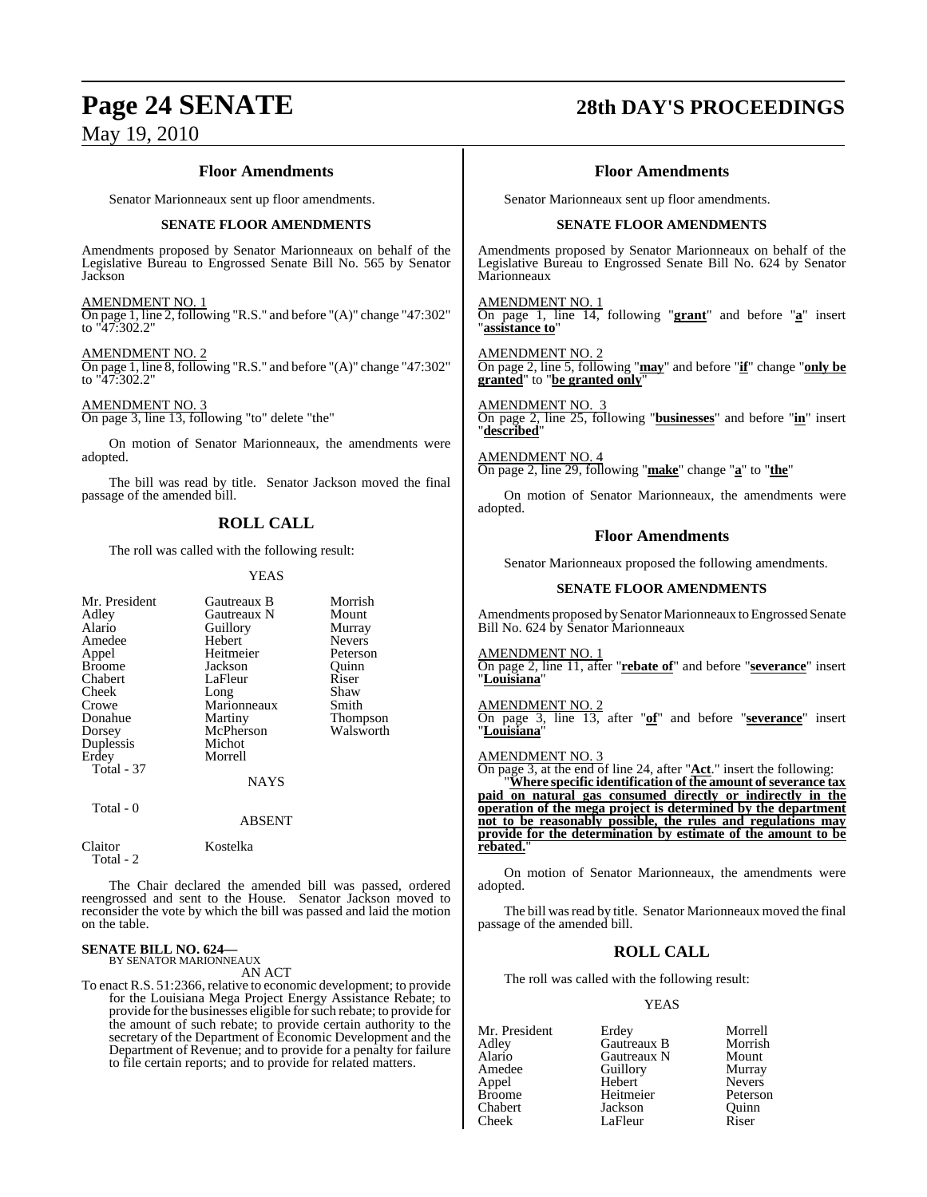### Floor Amendments

Senator Marionneaux sent up floor amendments.

**SENATE FLOOR AMENDMENTS**

Amendments proposed by Senator Marionneaux on behalf of the Legislative Bureau to Engrossed Senate Bill No. 565 by Senator Jackson

AMENDMENT NO. 1
On page 1, line 2, following "R.S." and before "(A)" change "47:302" to "47:302.2"

AMENDMENT NO. 2
On page 1, line 8, following "R.S." and before "(A)" change "47:302" to "47:302.2"

AMENDMENT NO. 3
On page 3, line 13, following "to" delete "the"

On motion of Senator Marionneaux, the amendments were adopted.

The bill was read by title. Senator Jackson moved the final passage of the amended bill.

## ROLL CALL

The roll was called with the following result:

YEAS

| | | |
|---|---|---|
| Mr. President | Gautreaux B | Morrish |
| Adley | Gautreaux N | Mount |
| Alario | Guillory | Murray |
| Amedee | Hebert | Nevers |
| Appel | Heitmeier | Peterson |
| Broome | Jackson | Quinn |
| Chabert | LaFleur | Riser |
| Cheek | Long | Shaw |
| Crowe | Marionneaux | Smith |
| Donahue | Martiny | Thompson |
| Dorsey | McPherson | Walsworth |
| Duplessis | Michot | |
| Erdey | Morrell | |

Total - 37

NAYS

Total - 0

ABSENT

| | |
|---|---|
| Claitor | Kostelka |

Total - 2

The Chair declared the amended bill was passed, ordered reengrossed and sent to the House. Senator Jackson moved to reconsider the vote by which the bill was passed and laid the motion on the table.

**SENATE BILL NO. 624—**
BY SENATOR MARIONNEAUX

AN ACT

To enact R.S. 51:2366, relative to economic development; to provide for the Louisiana Mega Project Energy Assistance Rebate; to provide for the businesses eligible for such rebate; to provide for the amount of such rebate; to provide certain authority to the secretary of the Department of Economic Development and the Department of Revenue; and to provide for a penalty for failure to file certain reports; and to provide for related matters.

### Floor Amendments

Senator Marionneaux sent up floor amendments.

**SENATE FLOOR AMENDMENTS**

Amendments proposed by Senator Marionneaux on behalf of the Legislative Bureau to Engrossed Senate Bill No. 624 by Senator Marionneaux

AMENDMENT NO. 1
On page 1, line 14, following "**grant**" and before "**a**" insert "**assistance to**"

AMENDMENT NO. 2
On page 2, line 5, following "**may**" and before "**if**" change "**only be granted**" to "**be granted only**"

AMENDMENT NO. 3
On page 2, line 25, following "**businesses**" and before "**in**" insert "**described**"

AMENDMENT NO. 4
On page 2, line 29, following "**make**" change "**a**" to "**the**"

On motion of Senator Marionneaux, the amendments were adopted.

### Floor Amendments

Senator Marionneaux proposed the following amendments.

**SENATE FLOOR AMENDMENTS**

Amendments proposed by Senator Marionneaux to Engrossed Senate Bill No. 624 by Senator Marionneaux

AMENDMENT NO. 1
On page 2, line 11, after "**rebate of**" and before "**severance**" insert "**Louisiana**"

AMENDMENT NO. 2
On page 3, line 13, after "**of**" and before "**severance**" insert "**Louisiana**"

AMENDMENT NO. 3
On page 3, at the end of line 24, after "**Act**." insert the following:

"**Where specific identification of the amount of severance tax paid on natural gas consumed directly or indirectly in the operation of the mega project is determined by the department not to be reasonably possible, the rules and regulations may provide for the determination by estimate of the amount to be rebated.**"

On motion of Senator Marionneaux, the amendments were adopted.

The bill was read by title. Senator Marionneaux moved the final passage of the amended bill.

## ROLL CALL

The roll was called with the following result:

YEAS

| | | |
|---|---|---|
| Mr. President | Erdey | Morrell |
| Adley | Gautreaux B | Morrish |
| Alario | Gautreaux N | Mount |
| Amedee | Guillory | Murray |
| Appel | Hebert | Nevers |
| Broome | Heitmeier | Peterson |
| Chabert | Jackson | Quinn |
| Cheek | LaFleur | Riser |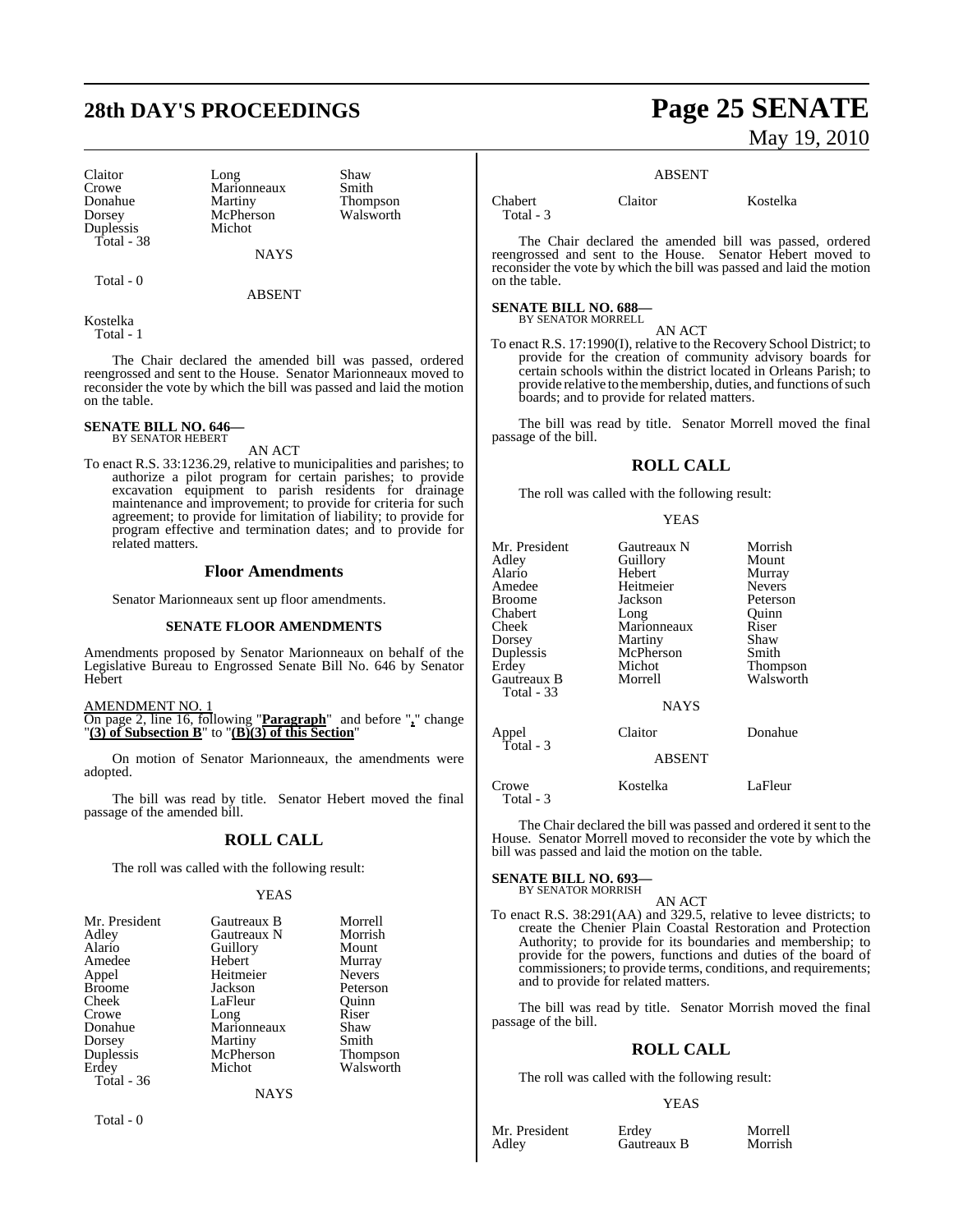| | | |
|---|---|---|
| Claitor | Long | Shaw |
| Crowe | Marionneaux | Smith |
| Donahue | Martiny | Thompson |
| Dorsey | McPherson | Walsworth |
| Duplessis | Michot | |
| Total - 38 | | |

NAYS

Total - 0

ABSENT

Kostelka
Total - 1

The Chair declared the amended bill was passed, ordered reengrossed and sent to the House. Senator Marionneaux moved to reconsider the vote by which the bill was passed and laid the motion on the table.

**SENATE BILL NO. 646—**
BY SENATOR HEBERT

AN ACT

To enact R.S. 33:1236.29, relative to municipalities and parishes; to authorize a pilot program for certain parishes; to provide excavation equipment to parish residents for drainage maintenance and improvement; to provide for criteria for such agreement; to provide for limitation of liability; to provide for program effective and termination dates; and to provide for related matters.

## Floor Amendments

Senator Marionneaux sent up floor amendments.

### SENATE FLOOR AMENDMENTS

Amendments proposed by Senator Marionneaux on behalf of the Legislative Bureau to Engrossed Senate Bill No. 646 by Senator Hebert

AMENDMENT NO. 1
On page 2, line 16, following "**Paragraph**" and before "**,**" change "**(3) of Subsection B**" to "**(B)(3) of this Section**"

On motion of Senator Marionneaux, the amendments were adopted.

The bill was read by title. Senator Hebert moved the final passage of the amended bill.

## ROLL CALL

The roll was called with the following result:

YEAS

| | | |
|---|---|---|
| Mr. President | Gautreaux B | Morrell |
| Adley | Gautreaux N | Morrish |
| Alario | Guillory | Mount |
| Amedee | Hebert | Murray |
| Appel | Heitmeier | Nevers |
| Broome | Jackson | Peterson |
| Cheek | LaFleur | Quinn |
| Crowe | Long | Riser |
| Donahue | Marionneaux | Shaw |
| Dorsey | Martiny | Smith |
| Duplessis | McPherson | Thompson |
| Erdey | Michot | Walsworth |
| Total - 36 | | |

NAYS

Total - 0

ABSENT

| | | |
|---|---|---|
| Chabert | Claitor | Kostelka |
| Total - 3 | | |

The Chair declared the amended bill was passed, ordered reengrossed and sent to the House. Senator Hebert moved to reconsider the vote by which the bill was passed and laid the motion on the table.

**SENATE BILL NO. 688—**
BY SENATOR MORRELL

AN ACT

To enact R.S. 17:1990(I), relative to the Recovery School District; to provide for the creation of community advisory boards for certain schools within the district located in Orleans Parish; to provide relative to the membership, duties, and functions of such boards; and to provide for related matters.

The bill was read by title. Senator Morrell moved the final passage of the bill.

## ROLL CALL

The roll was called with the following result:

YEAS

| | | |
|---|---|---|
| Mr. President | Gautreaux N | Morrish |
| Adley | Guillory | Mount |
| Alario | Hebert | Murray |
| Amedee | Heitmeier | Nevers |
| Broome | Jackson | Peterson |
| Chabert | Long | Quinn |
| Cheek | Marionneaux | Riser |
| Dorsey | Martiny | Shaw |
| Duplessis | McPherson | Smith |
| Erdey | Michot | Thompson |
| Gautreaux B | Morrell | Walsworth |
| Total - 33 | | |

NAYS

| | | |
|---|---|---|
| Appel | Claitor | Donahue |
| Total - 3 | | |

ABSENT

| | | |
|---|---|---|
| Crowe | Kostelka | LaFleur |
| Total - 3 | | |

The Chair declared the bill was passed and ordered it sent to the House. Senator Morrell moved to reconsider the vote by which the bill was passed and laid the motion on the table.

**SENATE BILL NO. 693—**
BY SENATOR MORRISH

AN ACT

To enact R.S. 38:291(AA) and 329.5, relative to levee districts; to create the Chenier Plain Coastal Restoration and Protection Authority; to provide for its boundaries and membership; to provide for the powers, functions and duties of the board of commissioners; to provide terms, conditions, and requirements; and to provide for related matters.

The bill was read by title. Senator Morrish moved the final passage of the bill.

## ROLL CALL

The roll was called with the following result:

YEAS

| | | |
|---|---|---|
| Mr. President | Erdey | Morrell |
| Adley | Gautreaux B | Morrish |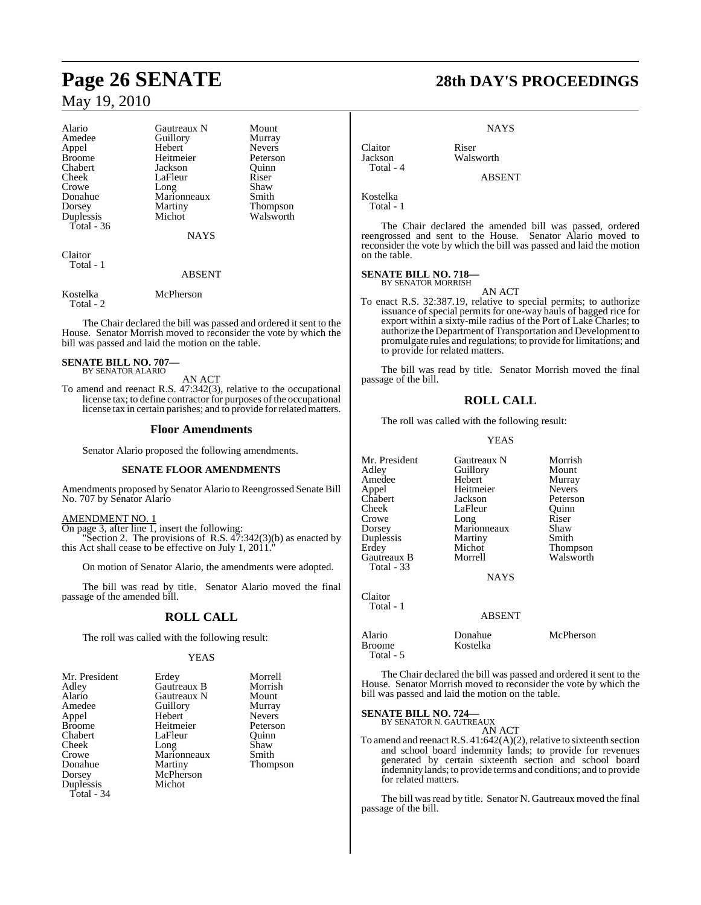| | | |
|---|---|---|
| Alario | Gautreaux N | Mount |
| Amedee | Guillory | Murray |
| Appel | Hebert | Nevers |
| Broome | Heitmeier | Peterson |
| Chabert | Jackson | Quinn |
| Cheek | LaFleur | Riser |
| Crowe | Long | Shaw |
| Donahue | Marionneaux | Smith |
| Dorsey | Martiny | Thompson |
| Duplessis | Michot | Walsworth |
| Total - 36 | | |

NAYS

Claitor
Total - 1

ABSENT

Kostelka McPherson
Total - 2

The Chair declared the bill was passed and ordered it sent to the House. Senator Morrish moved to reconsider the vote by which the bill was passed and laid the motion on the table.

**SENATE BILL NO. 707—**
BY SENATOR ALARIO

AN ACT

To amend and reenact R.S. 47:342(3), relative to the occupational license tax; to define contractor for purposes of the occupational license tax in certain parishes; and to provide for related matters.

## Floor Amendments

Senator Alario proposed the following amendments.

**SENATE FLOOR AMENDMENTS**

Amendments proposed by Senator Alario to Reengrossed Senate Bill No. 707 by Senator Alario

AMENDMENT NO. 1
On page 3, after line 1, insert the following:
"Section 2. The provisions of R.S. 47:342(3)(b) as enacted by this Act shall cease to be effective on July 1, 2011."

On motion of Senator Alario, the amendments were adopted.

The bill was read by title. Senator Alario moved the final passage of the amended bill.

## ROLL CALL

The roll was called with the following result:

YEAS

| | | |
|---|---|---|
| Mr. President | Erdey | Morrell |
| Adley | Gautreaux B | Morrish |
| Alario | Gautreaux N | Mount |
| Amedee | Guillory | Murray |
| Appel | Hebert | Nevers |
| Broome | Heitmeier | Peterson |
| Chabert | LaFleur | Quinn |
| Cheek | Long | Shaw |
| Crowe | Marionneaux | Smith |
| Donahue | Martiny | Thompson |
| Dorsey | McPherson | |
| Duplessis | Michot | |
| Total - 34 | | |

NAYS

Claitor Riser
Jackson Walsworth
Total - 4

ABSENT

Kostelka
Total - 1

The Chair declared the amended bill was passed, ordered reengrossed and sent to the House. Senator Alario moved to reconsider the vote by which the bill was passed and laid the motion on the table.

**SENATE BILL NO. 718—**
BY SENATOR MORRISH

AN ACT

To enact R.S. 32:387.19, relative to special permits; to authorize issuance of special permits for one-way hauls of bagged rice for export within a sixty-mile radius of the Port of Lake Charles; to authorize the Department of Transportation and Development to promulgate rules and regulations; to provide for limitations; and to provide for related matters.

The bill was read by title. Senator Morrish moved the final passage of the bill.

## ROLL CALL

The roll was called with the following result:

YEAS

| | | |
|---|---|---|
| Mr. President | Gautreaux N | Morrish |
| Adley | Guillory | Mount |
| Amedee | Hebert | Murray |
| Appel | Heitmeier | Nevers |
| Chabert | Jackson | Peterson |
| Cheek | LaFleur | Quinn |
| Crowe | Long | Riser |
| Dorsey | Marionneaux | Shaw |
| Duplessis | Martiny | Smith |
| Erdey | Michot | Thompson |
| Gautreaux B | Morrell | Walsworth |
| Total - 33 | | |

NAYS

Claitor
Total - 1

ABSENT

Alario Donahue McPherson
Broome Kostelka
Total - 5

The Chair declared the bill was passed and ordered it sent to the House. Senator Morrish moved to reconsider the vote by which the bill was passed and laid the motion on the table.

**SENATE BILL NO. 724—**
BY SENATOR N. GAUTREAUX

AN ACT

To amend and reenact R.S. 41:642(A)(2), relative to sixteenth section and school board indemnity lands; to provide for revenues generated by certain sixteenth section and school board indemnity lands; to provide terms and conditions; and to provide for related matters.

The bill was read by title. Senator N. Gautreaux moved the final passage of the bill.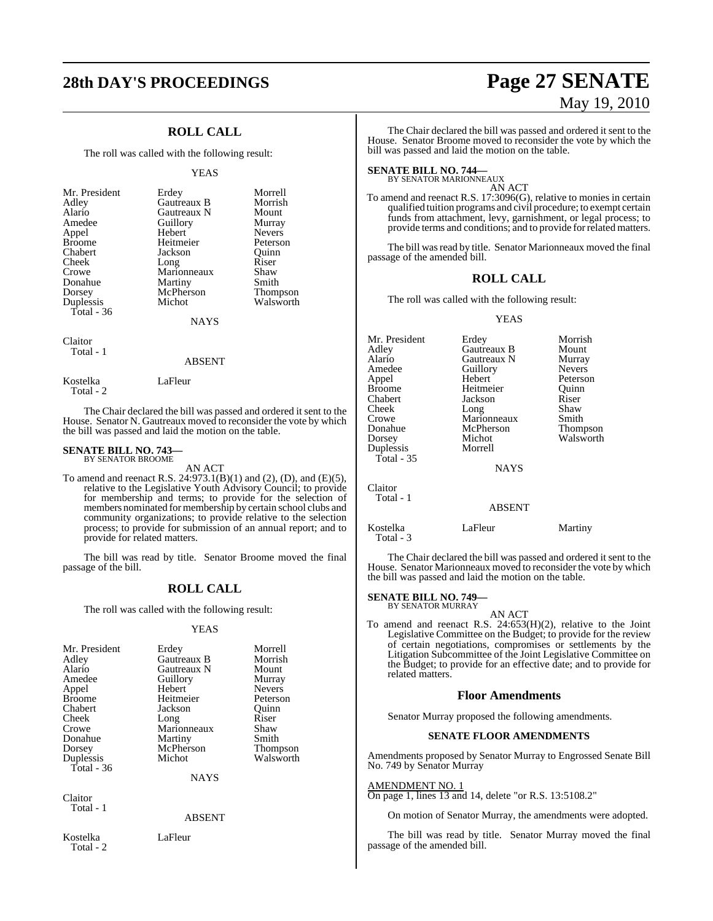## ROLL CALL

The roll was called with the following result:

YEAS

| | | |
|---|---|---|
| Mr. President | Erdey | Morrell |
| Adley | Gautreaux B | Morrish |
| Alario | Gautreaux N | Mount |
| Amedee | Guillory | Murray |
| Appel | Hebert | Nevers |
| Broome | Heitmeier | Peterson |
| Chabert | Jackson | Quinn |
| Cheek | Long | Riser |
| Crowe | Marionneaux | Shaw |
| Donahue | Martiny | Smith |
| Dorsey | McPherson | Thompson |
| Duplessis | Michot | Walsworth |
| Total - 36 | | |

NAYS

Claitor
Total - 1

ABSENT

Kostelka LaFleur
Total - 2

The Chair declared the bill was passed and ordered it sent to the House. Senator N. Gautreaux moved to reconsider the vote by which the bill was passed and laid the motion on the table.

**SENATE BILL NO. 743—**
BY SENATOR BROOME

AN ACT

To amend and reenact R.S. 24:973.1(B)(1) and (2), (D), and (E)(5), relative to the Legislative Youth Advisory Council; to provide for membership and terms; to provide for the selection of members nominated for membership by certain school clubs and community organizations; to provide relative to the selection process; to provide for submission of an annual report; and to provide for related matters.

The bill was read by title. Senator Broome moved the final passage of the bill.

## ROLL CALL

The roll was called with the following result:

YEAS

| | | |
|---|---|---|
| Mr. President | Erdey | Morrell |
| Adley | Gautreaux B | Morrish |
| Alario | Gautreaux N | Mount |
| Amedee | Guillory | Murray |
| Appel | Hebert | Nevers |
| Broome | Heitmeier | Peterson |
| Chabert | Jackson | Quinn |
| Cheek | Long | Riser |
| Crowe | Marionneaux | Shaw |
| Donahue | Martiny | Smith |
| Dorsey | McPherson | Thompson |
| Duplessis | Michot | Walsworth |
| Total - 36 | | |

NAYS

Claitor
Total - 1

ABSENT

Kostelka LaFleur
Total - 2

The Chair declared the bill was passed and ordered it sent to the House. Senator Broome moved to reconsider the vote by which the bill was passed and laid the motion on the table.

**SENATE BILL NO. 744—**
BY SENATOR MARIONNEAUX

AN ACT

To amend and reenact R.S. 17:3096(G), relative to monies in certain qualified tuition programs and civil procedure; to exempt certain funds from attachment, levy, garnishment, or legal process; to provide terms and conditions; and to provide for related matters.

The bill was read by title. Senator Marionneaux moved the final passage of the amended bill.

## ROLL CALL

The roll was called with the following result:

YEAS

| | | |
|---|---|---|
| Mr. President | Erdey | Morrish |
| Adley | Gautreaux B | Mount |
| Alario | Gautreaux N | Murray |
| Amedee | Guillory | Nevers |
| Appel | Hebert | Peterson |
| Broome | Heitmeier | Quinn |
| Chabert | Jackson | Riser |
| Cheek | Long | Shaw |
| Crowe | Marionneaux | Smith |
| Donahue | McPherson | Thompson |
| Dorsey | Michot | Walsworth |
| Duplessis | Morrell | |
| Total - 35 | | |

NAYS

Claitor
Total - 1

ABSENT

Kostelka LaFleur Martiny
Total - 3

The Chair declared the bill was passed and ordered it sent to the House. Senator Marionneaux moved to reconsider the vote by which the bill was passed and laid the motion on the table.

**SENATE BILL NO. 749—**
BY SENATOR MURRAY

AN ACT

To amend and reenact R.S. 24:653(H)(2), relative to the Joint Legislative Committee on the Budget; to provide for the review of certain negotiations, compromises or settlements by the Litigation Subcommittee of the Joint Legislative Committee on the Budget; to provide for an effective date; and to provide for related matters.

## Floor Amendments

Senator Murray proposed the following amendments.

### SENATE FLOOR AMENDMENTS

Amendments proposed by Senator Murray to Engrossed Senate Bill No. 749 by Senator Murray

AMENDMENT NO. 1
On page 1, lines 13 and 14, delete "or R.S. 13:5108.2"

On motion of Senator Murray, the amendments were adopted.

The bill was read by title. Senator Murray moved the final passage of the amended bill.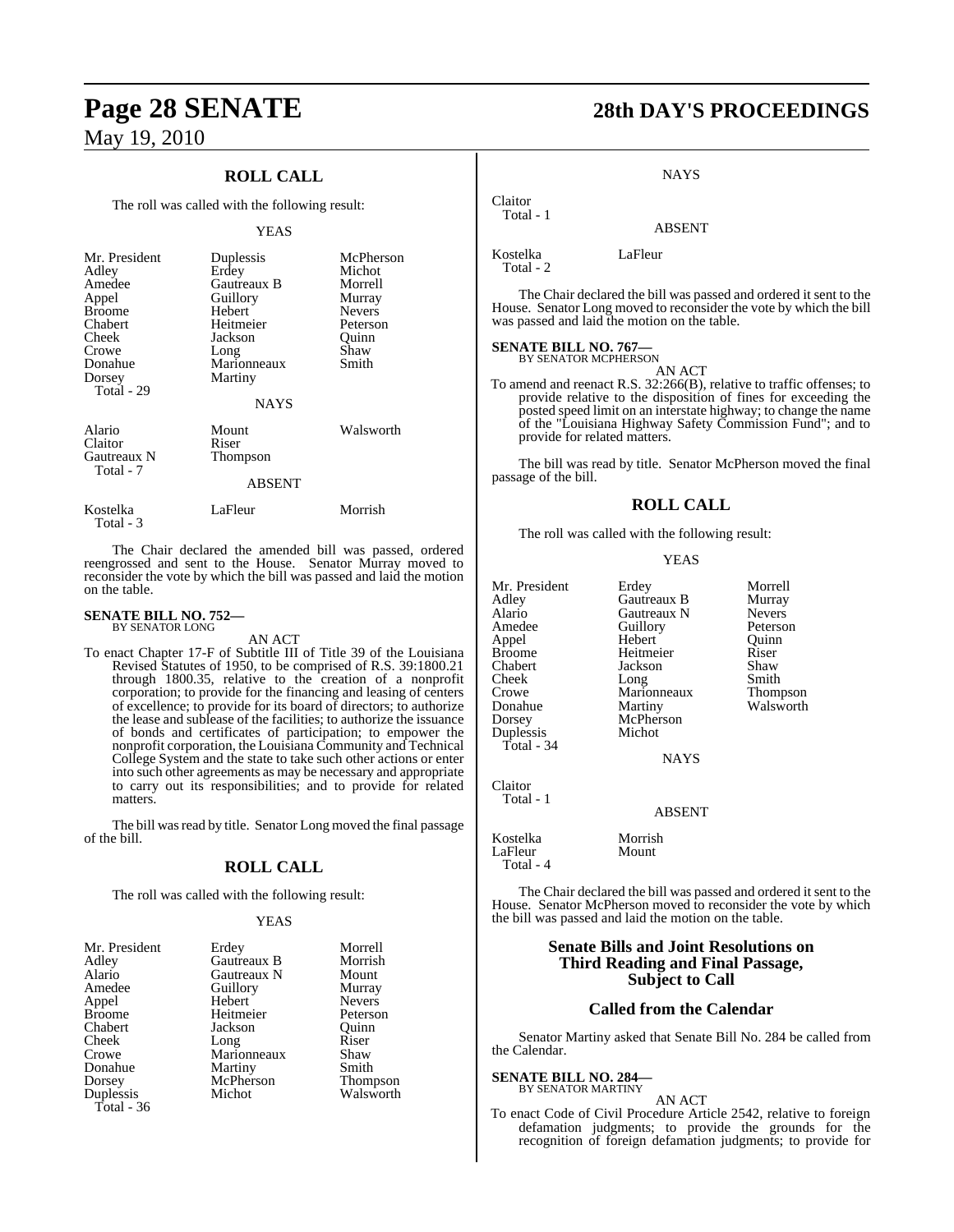## ROLL CALL

The roll was called with the following result:

YEAS

| | | |
|---|---|---|
| Mr. President | Duplessis | McPherson |
| Adley | Erdey | Michot |
| Amedee | Gautreaux B | Morrell |
| Appel | Guillory | Murray |
| Broome | Hebert | Nevers |
| Chabert | Heitmeier | Peterson |
| Cheek | Jackson | Quinn |
| Crowe | Long | Shaw |
| Donahue | Marionneaux | Smith |
| Dorsey | Martiny | |
| Total - 29 | | |

NAYS

| | | |
|---|---|---|
| Alario | Mount | Walsworth |
| Claitor | Riser | |
| Gautreaux N | Thompson | |
| Total - 7 | | |

ABSENT

| | | |
|---|---|---|
| Kostelka | LaFleur | Morrish |
| Total - 3 | | |

The Chair declared the amended bill was passed, ordered reengrossed and sent to the House. Senator Murray moved to reconsider the vote by which the bill was passed and laid the motion on the table.

**SENATE BILL NO. 752—**
BY SENATOR LONG

AN ACT

To enact Chapter 17-F of Subtitle III of Title 39 of the Louisiana Revised Statutes of 1950, to be comprised of R.S. 39:1800.21 through 1800.35, relative to the creation of a nonprofit corporation; to provide for the financing and leasing of centers of excellence; to provide for its board of directors; to authorize the lease and sublease of the facilities; to authorize the issuance of bonds and certificates of participation; to empower the nonprofit corporation, the Louisiana Community and Technical College System and the state to take such other actions or enter into such other agreements as may be necessary and appropriate to carry out its responsibilities; and to provide for related matters.

The bill was read by title. Senator Long moved the final passage of the bill.

## ROLL CALL

The roll was called with the following result:

YEAS

| | | |
|---|---|---|
| Mr. President | Erdey | Morrell |
| Adley | Gautreaux B | Morrish |
| Alario | Gautreaux N | Mount |
| Amedee | Guillory | Murray |
| Appel | Hebert | Nevers |
| Broome | Heitmeier | Peterson |
| Chabert | Jackson | Quinn |
| Cheek | Long | Riser |
| Crowe | Marionneaux | Shaw |
| Donahue | Martiny | Smith |
| Dorsey | McPherson | Thompson |
| Duplessis | Michot | Walsworth |
| Total - 36 | | |

NAYS

| |
|---|
| Claitor |
| Total - 1 |

ABSENT

| | |
|---|---|
| Kostelka | LaFleur |
| Total - 2 | |

The Chair declared the bill was passed and ordered it sent to the House. Senator Long moved to reconsider the vote by which the bill was passed and laid the motion on the table.

**SENATE BILL NO. 767—**
BY SENATOR MCPHERSON

AN ACT

To amend and reenact R.S. 32:266(B), relative to traffic offenses; to provide relative to the disposition of fines for exceeding the posted speed limit on an interstate highway; to change the name of the "Louisiana Highway Safety Commission Fund"; and to provide for related matters.

The bill was read by title. Senator McPherson moved the final passage of the bill.

## ROLL CALL

The roll was called with the following result:

YEAS

| | | |
|---|---|---|
| Mr. President | Erdey | Morrell |
| Adley | Gautreaux B | Murray |
| Alario | Gautreaux N | Nevers |
| Amedee | Guillory | Peterson |
| Appel | Hebert | Quinn |
| Broome | Heitmeier | Riser |
| Chabert | Jackson | Shaw |
| Cheek | Long | Smith |
| Crowe | Marionneaux | Thompson |
| Donahue | Martiny | Walsworth |
| Dorsey | McPherson | |
| Duplessis | Michot | |
| Total - 34 | | |

NAYS

| |
|---|
| Claitor |
| Total - 1 |

ABSENT

| | |
|---|---|
| Kostelka | Morrish |
| LaFleur | Mount |
| Total - 4 | |

The Chair declared the bill was passed and ordered it sent to the House. Senator McPherson moved to reconsider the vote by which the bill was passed and laid the motion on the table.

## Senate Bills and Joint Resolutions on Third Reading and Final Passage, Subject to Call

## Called from the Calendar

Senator Martiny asked that Senate Bill No. 284 be called from the Calendar.

**SENATE BILL NO. 284—**
BY SENATOR MARTINY

AN ACT

To enact Code of Civil Procedure Article 2542, relative to foreign defamation judgments; to provide the grounds for the recognition of foreign defamation judgments; to provide for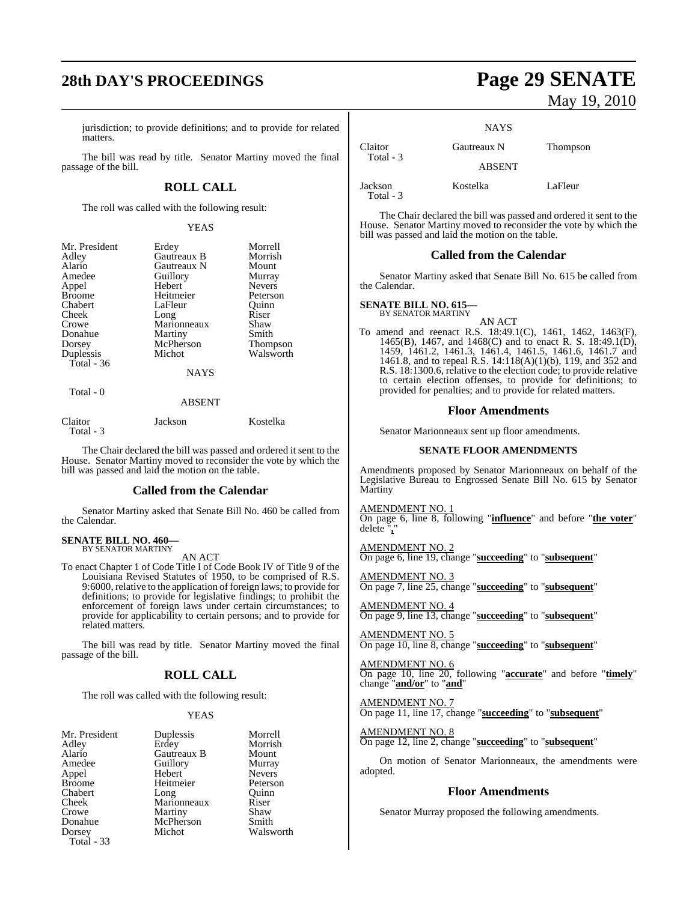jurisdiction; to provide definitions; and to provide for related matters.

The bill was read by title. Senator Martiny moved the final passage of the bill.

## ROLL CALL

The roll was called with the following result:

YEAS

| | | |
|---|---|---|
| Mr. President | Erdey | Morrell |
| Adley | Gautreaux B | Morrish |
| Alario | Gautreaux N | Mount |
| Amedee | Guillory | Murray |
| Appel | Hebert | Nevers |
| Broome | Heitmeier | Peterson |
| Chabert | LaFleur | Quinn |
| Cheek | Long | Riser |
| Crowe | Marionneaux | Shaw |
| Donahue | Martiny | Smith |
| Dorsey | McPherson | Thompson |
| Duplessis | Michot | Walsworth |
| Total - 36 | | |

NAYS

Total - 0

ABSENT

| | | |
|---|---|---|
| Claitor | Jackson | Kostelka |
| Total - 3 | | |

The Chair declared the bill was passed and ordered it sent to the House. Senator Martiny moved to reconsider the vote by which the bill was passed and laid the motion on the table.

## Called from the Calendar

Senator Martiny asked that Senate Bill No. 460 be called from the Calendar.

**SENATE BILL NO. 460—**
BY SENATOR MARTINY

AN ACT

To enact Chapter 1 of Code Title I of Code Book IV of Title 9 of the Louisiana Revised Statutes of 1950, to be comprised of R.S. 9:6000, relative to the application of foreign laws; to provide for definitions; to provide for legislative findings; to prohibit the enforcement of foreign laws under certain circumstances; to provide for applicability to certain persons; and to provide for related matters.

The bill was read by title. Senator Martiny moved the final passage of the bill.

## ROLL CALL

The roll was called with the following result:

YEAS

| | | |
|---|---|---|
| Mr. President | Duplessis | Morrell |
| Adley | Erdey | Morrish |
| Alario | Gautreaux B | Mount |
| Amedee | Guillory | Murray |
| Appel | Hebert | Nevers |
| Broome | Heitmeier | Peterson |
| Chabert | Long | Quinn |
| Cheek | Marionneaux | Riser |
| Crowe | Martiny | Shaw |
| Donahue | McPherson | Smith |
| Dorsey | Michot | Walsworth |
| Total - 33 | | |

NAYS

| | | |
|---|---|---|
| Claitor | Gautreaux N | Thompson |
| Total - 3 | | |

ABSENT

| | | |
|---|---|---|
| Jackson | Kostelka | LaFleur |
| Total - 3 | | |

The Chair declared the bill was passed and ordered it sent to the House. Senator Martiny moved to reconsider the vote by which the bill was passed and laid the motion on the table.

## Called from the Calendar

Senator Martiny asked that Senate Bill No. 615 be called from the Calendar.

**SENATE BILL NO. 615—**
BY SENATOR MARTINY

AN ACT

To amend and reenact R.S. 18:49.1(C), 1461, 1462, 1463(F), 1465(B), 1467, and 1468(C) and to enact R. S. 18:49.1(D), 1459, 1461.2, 1461.3, 1461.4, 1461.5, 1461.6, 1461.7 and 1461.8, and to repeal R.S. 14:118(A)(1)(b), 119, and 352 and R.S. 18:1300.6, relative to the election code; to provide relative to certain election offenses, to provide for definitions; to provided for penalties; and to provide for related matters.

## Floor Amendments

Senator Marionneaux sent up floor amendments.

### SENATE FLOOR AMENDMENTS

Amendments proposed by Senator Marionneaux on behalf of the Legislative Bureau to Engrossed Senate Bill No. 615 by Senator Martiny

AMENDMENT NO. 1
On page 6, line 8, following "**influence**" and before "**the voter**" delete "**,**"

AMENDMENT NO. 2
On page 6, line 19, change "**succeeding**" to "**subsequent**"

AMENDMENT NO. 3
On page 7, line 25, change "**succeeding**" to "**subsequent**"

AMENDMENT NO. 4
On page 9, line 13, change "**succeeding**" to "**subsequent**"

AMENDMENT NO. 5
On page 10, line 8, change "**succeeding**" to "**subsequent**"

AMENDMENT NO. 6
On page 10, line 20, following "**accurate**" and before "**timely**" change "**and/or**" to "**and**"

AMENDMENT NO. 7
On page 11, line 17, change "**succeeding**" to "**subsequent**"

AMENDMENT NO. 8
On page 12, line 2, change "**succeeding**" to "**subsequent**"

On motion of Senator Marionneaux, the amendments were adopted.

## Floor Amendments

Senator Murray proposed the following amendments.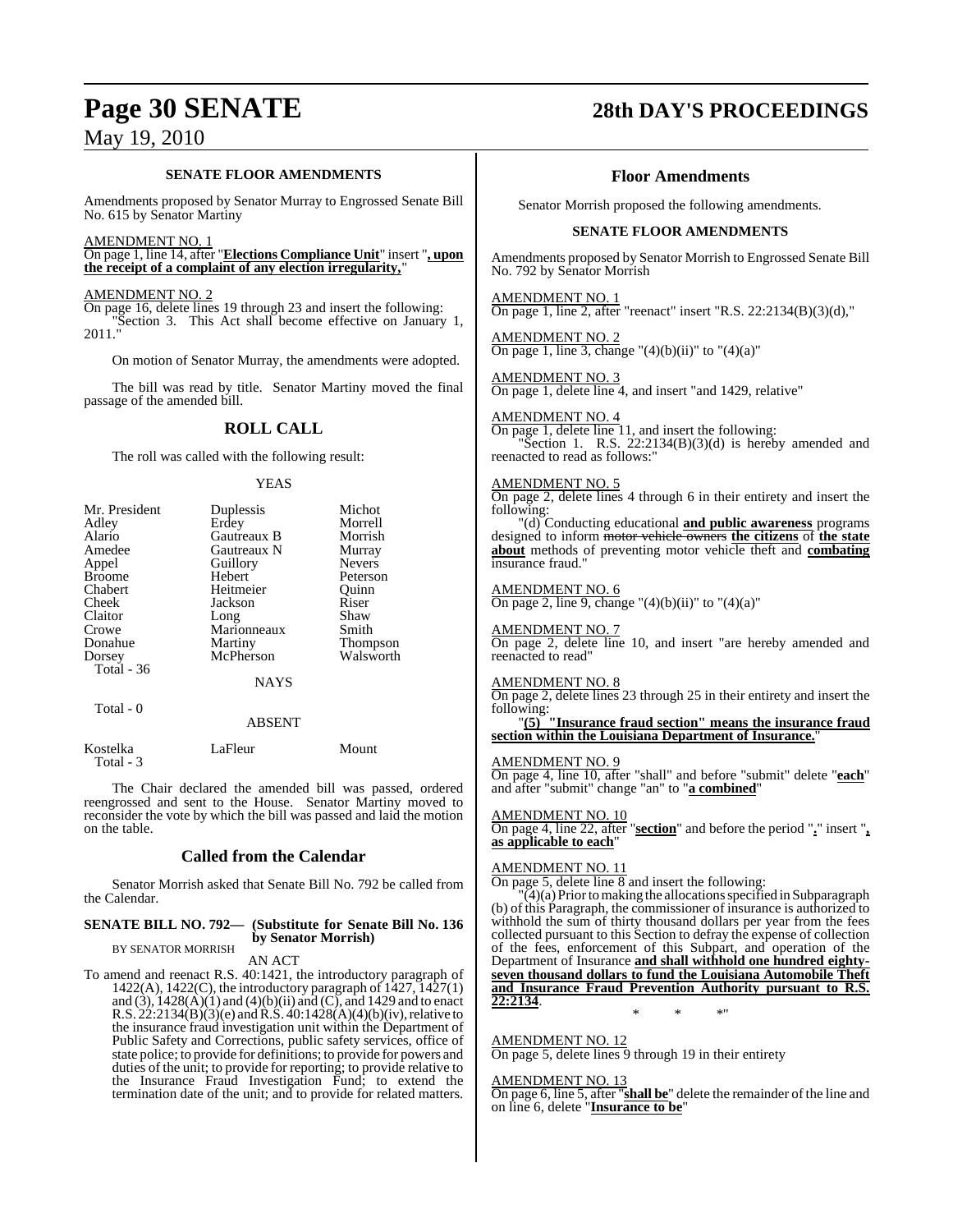**SENATE FLOOR AMENDMENTS**

Amendments proposed by Senator Murray to Engrossed Senate Bill No. 615 by Senator Martiny

AMENDMENT NO. 1
On page 1, line 14, after "**Elections Compliance Unit**" insert "**, upon the receipt of a complaint of any election irregularity,**"

AMENDMENT NO. 2
On page 16, delete lines 19 through 23 and insert the following:
"Section 3. This Act shall become effective on January 1, 2011."

On motion of Senator Murray, the amendments were adopted.

The bill was read by title. Senator Martiny moved the final passage of the amended bill.

## ROLL CALL

The roll was called with the following result:

YEAS

| | | |
|---|---|---|
| Mr. President | Duplessis | Michot |
| Adley | Erdey | Morrell |
| Alario | Gautreaux B | Morrish |
| Amedee | Gautreaux N | Murray |
| Appel | Guillory | Nevers |
| Broome | Hebert | Peterson |
| Chabert | Heitmeier | Quinn |
| Cheek | Jackson | Riser |
| Claitor | Long | Shaw |
| Crowe | Marionneaux | Smith |
| Donahue | Martiny | Thompson |
| Dorsey | McPherson | Walsworth |

Total - 36

NAYS

Total - 0

ABSENT

| | | |
|---|---|---|
| Kostelka | LaFleur | Mount |

Total - 3

The Chair declared the amended bill was passed, ordered reengrossed and sent to the House. Senator Martiny moved to reconsider the vote by which the bill was passed and laid the motion on the table.

## Called from the Calendar

Senator Morrish asked that Senate Bill No. 792 be called from the Calendar.

**SENATE BILL NO. 792— (Substitute for Senate Bill No. 136 by Senator Morrish)**
BY SENATOR MORRISH

AN ACT

To amend and reenact R.S. 40:1421, the introductory paragraph of 1422(A), 1422(C), the introductory paragraph of 1427, 1427(1) and (3), 1428(A)(1) and (4)(b)(ii) and (C), and 1429 and to enact R.S. 22:2134(B)(3)(e) and R.S. 40:1428(A)(4)(b)(iv), relative to the insurance fraud investigation unit within the Department of Public Safety and Corrections, public safety services, office of state police; to provide for definitions; to provide for powers and duties of the unit; to provide for reporting; to provide relative to the Insurance Fraud Investigation Fund; to extend the termination date of the unit; and to provide for related matters.

## Floor Amendments

Senator Morrish proposed the following amendments.

**SENATE FLOOR AMENDMENTS**

Amendments proposed by Senator Morrish to Engrossed Senate Bill No. 792 by Senator Morrish

AMENDMENT NO. 1
On page 1, line 2, after "reenact" insert "R.S. 22:2134(B)(3)(d),"

AMENDMENT NO. 2
On page 1, line 3, change "(4)(b)(ii)" to "(4)(a)"

AMENDMENT NO. 3
On page 1, delete line 4, and insert "and 1429, relative"

AMENDMENT NO. 4
On page 1, delete line 11, and insert the following:
"Section 1. R.S. 22:2134(B)(3)(d) is hereby amended and reenacted to read as follows:"

AMENDMENT NO. 5
On page 2, delete lines 4 through 6 in their entirety and insert the following:
"(d) Conducting educational **and public awareness** programs designed to inform ~~motor vehicle owners~~ **the citizens** of **the state about** methods of preventing motor vehicle theft and **combating** insurance fraud."

AMENDMENT NO. 6
On page 2, line 9, change "(4)(b)(ii)" to "(4)(a)"

AMENDMENT NO. 7
On page 2, delete line 10, and insert "are hereby amended and reenacted to read"

AMENDMENT NO. 8
On page 2, delete lines 23 through 25 in their entirety and insert the following:
"**(5) "Insurance fraud section" means the insurance fraud section within the Louisiana Department of Insurance.**"

AMENDMENT NO. 9
On page 4, line 10, after "shall" and before "submit" delete "**each**" and after "submit" change "an" to "**a combined**"

AMENDMENT NO. 10
On page 4, line 22, after "**section**" and before the period "**.**" insert "**, as applicable to each**"

AMENDMENT NO. 11
On page 5, delete line 8 and insert the following:
"(4)(a) Prior to making the allocations specified in Subparagraph (b) of this Paragraph, the commissioner of insurance is authorized to withhold the sum of thirty thousand dollars per year from the fees collected pursuant to this Section to defray the expense of collection of the fees, enforcement of this Subpart, and operation of the Department of Insurance **and shall withhold one hundred eighty-seven thousand dollars to fund the Louisiana Automobile Theft and Insurance Fraud Prevention Authority pursuant to R.S. 22:2134**.

\* \* \*"

AMENDMENT NO. 12
On page 5, delete lines 9 through 19 in their entirety

AMENDMENT NO. 13
On page 6, line 5, after "**shall be**" delete the remainder of the line and on line 6, delete "**Insurance to be**"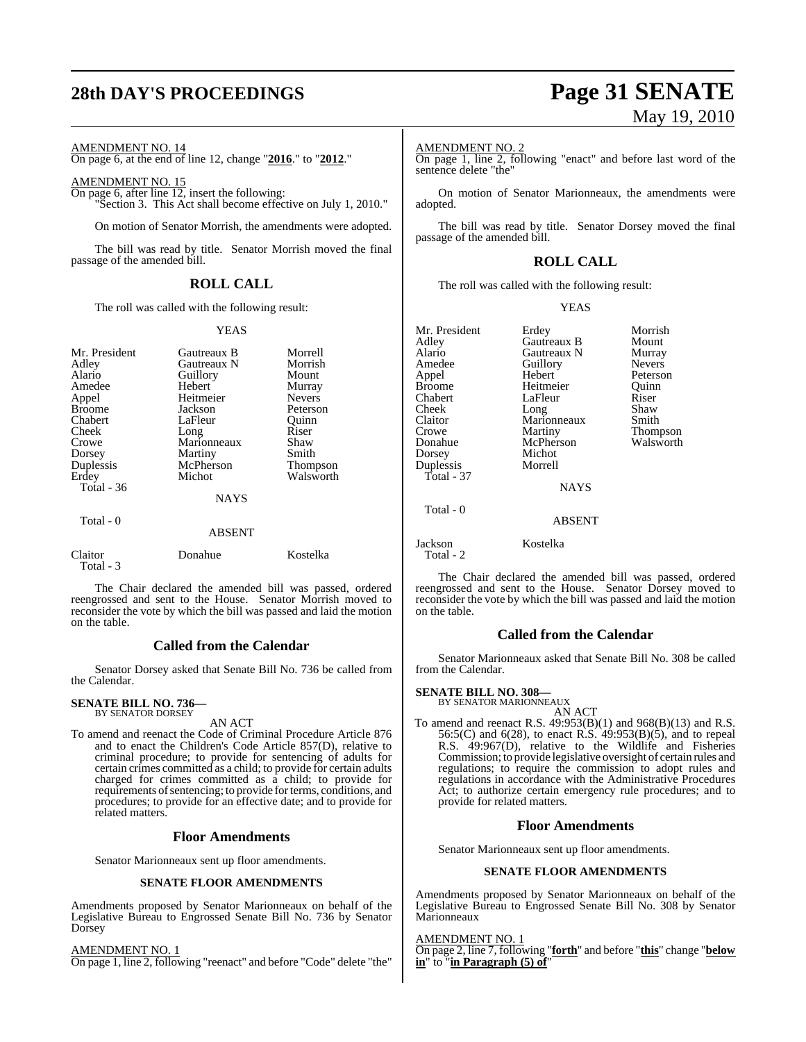AMENDMENT NO. 14

On page 6, at the end of line 12, change "**2016**." to "**2012**."

AMENDMENT NO. 15

On page 6, after line 12, insert the following:

"Section 3. This Act shall become effective on July 1, 2010."

On motion of Senator Morrish, the amendments were adopted.

The bill was read by title. Senator Morrish moved the final passage of the amended bill.

## ROLL CALL

The roll was called with the following result:

YEAS

| | | |
|---|---|---|
| Mr. President | Gautreaux B | Morrell |
| Adley | Gautreaux N | Morrish |
| Alario | Guillory | Mount |
| Amedee | Hebert | Murray |
| Appel | Heitmeier | Nevers |
| Broome | Jackson | Peterson |
| Chabert | LaFleur | Quinn |
| Cheek | Long | Riser |
| Crowe | Marionneaux | Shaw |
| Dorsey | Martiny | Smith |
| Duplessis | McPherson | Thompson |
| Erdey | Michot | Walsworth |

Total - 36

NAYS

Total - 0

ABSENT

| | | |
|---|---|---|
| Claitor | Donahue | Kostelka |

Total - 3

The Chair declared the amended bill was passed, ordered reengrossed and sent to the House. Senator Morrish moved to reconsider the vote by which the bill was passed and laid the motion on the table.

## Called from the Calendar

Senator Dorsey asked that Senate Bill No. 736 be called from the Calendar.

**SENATE BILL NO. 736—**
BY SENATOR DORSEY

AN ACT

To amend and reenact the Code of Criminal Procedure Article 876 and to enact the Children's Code Article 857(D), relative to criminal procedure; to provide for sentencing of adults for certain crimes committed as a child; to provide for certain adults charged for crimes committed as a child; to provide for requirements of sentencing; to provide for terms, conditions, and procedures; to provide for an effective date; and to provide for related matters.

## Floor Amendments

Senator Marionneaux sent up floor amendments.

### SENATE FLOOR AMENDMENTS

Amendments proposed by Senator Marionneaux on behalf of the Legislative Bureau to Engrossed Senate Bill No. 736 by Senator Dorsey

AMENDMENT NO. 1

On page 1, line 2, following "reenact" and before "Code" delete "the"

AMENDMENT NO. 2

On page 1, line 2, following "enact" and before last word of the sentence delete "the"

On motion of Senator Marionneaux, the amendments were adopted.

The bill was read by title. Senator Dorsey moved the final passage of the amended bill.

## ROLL CALL

The roll was called with the following result:

YEAS

| | | |
|---|---|---|
| Mr. President | Erdey | Morrish |
| Adley | Gautreaux B | Mount |
| Alario | Gautreaux N | Murray |
| Amedee | Guillory | Nevers |
| Appel | Hebert | Peterson |
| Broome | Heitmeier | Quinn |
| Chabert | LaFleur | Riser |
| Cheek | Long | Shaw |
| Claitor | Marionneaux | Smith |
| Crowe | Martiny | Thompson |
| Donahue | McPherson | Walsworth |
| Dorsey | Michot | |
| Duplessis | Morrell | |

Total - 37

NAYS

Total - 0

ABSENT

| | |
|---|---|
| Jackson | Kostelka |

Total - 2

The Chair declared the amended bill was passed, ordered reengrossed and sent to the House. Senator Dorsey moved to reconsider the vote by which the bill was passed and laid the motion on the table.

## Called from the Calendar

Senator Marionneaux asked that Senate Bill No. 308 be called from the Calendar.

**SENATE BILL NO. 308—**
BY SENATOR MARIONNEAUX

AN ACT

To amend and reenact R.S. 49:953(B)(1) and 968(B)(13) and R.S. 56:5(C) and 6(28), to enact R.S. 49:953(B)(5), and to repeal R.S. 49:967(D), relative to the Wildlife and Fisheries Commission; to provide legislative oversight of certain rules and regulations; to require the commission to adopt rules and regulations in accordance with the Administrative Procedures Act; to authorize certain emergency rule procedures; and to provide for related matters.

## Floor Amendments

Senator Marionneaux sent up floor amendments.

### SENATE FLOOR AMENDMENTS

Amendments proposed by Senator Marionneaux on behalf of the Legislative Bureau to Engrossed Senate Bill No. 308 by Senator Marionneaux

AMENDMENT NO. 1

On page 2, line 7, following "**forth**" and before "**this**" change "**below in**" to "**in Paragraph (5) of**"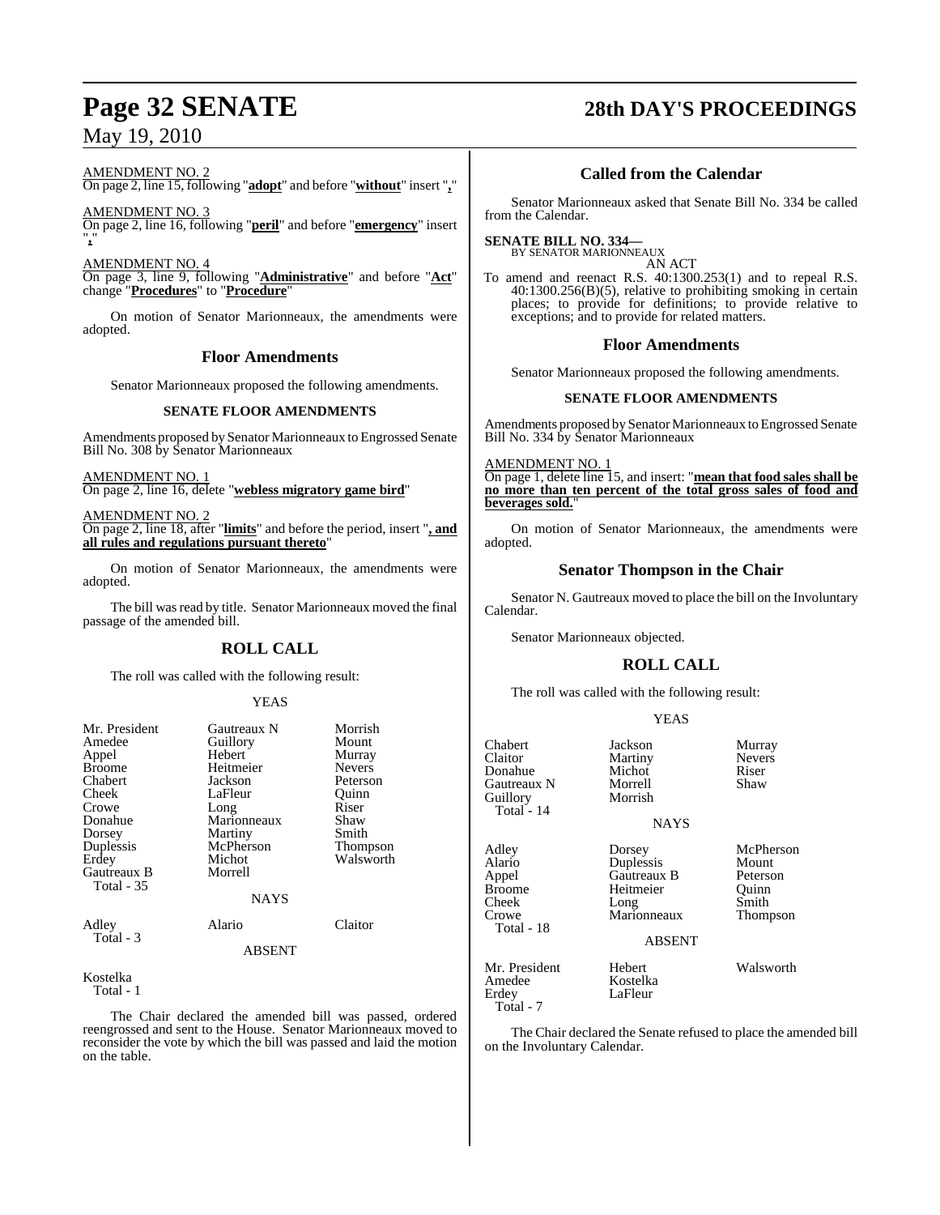AMENDMENT NO. 2
On page 2, line 15, following "**adopt**" and before "**without**" insert "**,**"

AMENDMENT NO. 3
On page 2, line 16, following "**peril**" and before "**emergency**" insert "**,**"

AMENDMENT NO. 4
On page 3, line 9, following "**Administrative**" and before "**Act**" change "**Procedures**" to "**Procedure**"

On motion of Senator Marionneaux, the amendments were adopted.

## Floor Amendments

Senator Marionneaux proposed the following amendments.

### SENATE FLOOR AMENDMENTS

Amendments proposed by Senator Marionneaux to Engrossed Senate Bill No. 308 by Senator Marionneaux

AMENDMENT NO. 1
On page 2, line 16, delete "**webless migratory game bird**"

AMENDMENT NO. 2
On page 2, line 18, after "**limits**" and before the period, insert "**, and all rules and regulations pursuant thereto**"

On motion of Senator Marionneaux, the amendments were adopted.

The bill was read by title. Senator Marionneaux moved the final passage of the amended bill.

## ROLL CALL

The roll was called with the following result:

YEAS

| | | |
|---|---|---|
| Mr. President | Gautreaux N | Morrish |
| Amedee | Guillory | Mount |
| Appel | Hebert | Murray |
| Broome | Heitmeier | Nevers |
| Chabert | Jackson | Peterson |
| Cheek | LaFleur | Quinn |
| Crowe | Long | Riser |
| Donahue | Marionneaux | Shaw |
| Dorsey | Martiny | Smith |
| Duplessis | McPherson | Thompson |
| Erdey | Michot | Walsworth |
| Gautreaux B | Morrell | |
| Total - 35 | | |

NAYS

| | | |
|---|---|---|
| Adley | Alario | Claitor |
| Total - 3 | | |

ABSENT

Kostelka
Total - 1

The Chair declared the amended bill was passed, ordered reengrossed and sent to the House. Senator Marionneaux moved to reconsider the vote by which the bill was passed and laid the motion on the table.

## Called from the Calendar

Senator Marionneaux asked that Senate Bill No. 334 be called from the Calendar.

**SENATE BILL NO. 334—**
BY SENATOR MARIONNEAUX
AN ACT

To amend and reenact R.S. 40:1300.253(1) and to repeal R.S. 40:1300.256(B)(5), relative to prohibiting smoking in certain places; to provide for definitions; to provide relative to exceptions; and to provide for related matters.

## Floor Amendments

Senator Marionneaux proposed the following amendments.

### SENATE FLOOR AMENDMENTS

Amendments proposed by Senator Marionneaux to Engrossed Senate Bill No. 334 by Senator Marionneaux

AMENDMENT NO. 1
On page 1, delete line 15, and insert: "**mean that food sales shall be no more than ten percent of the total gross sales of food and beverages sold.**"

On motion of Senator Marionneaux, the amendments were adopted.

## Senator Thompson in the Chair

Senator N. Gautreaux moved to place the bill on the Involuntary Calendar.

Senator Marionneaux objected.

## ROLL CALL

The roll was called with the following result:

YEAS

| | | |
|---|---|---|
| Chabert | Jackson | Murray |
| Claitor | Martiny | Nevers |
| Donahue | Michot | Riser |
| Gautreaux N | Morrell | Shaw |
| Guillory | Morrish | |
| Total - 14 | | |

NAYS

| | | |
|---|---|---|
| Adley | Dorsey | McPherson |
| Alario | Duplessis | Mount |
| Appel | Gautreaux B | Peterson |
| Broome | Heitmeier | Quinn |
| Cheek | Long | Smith |
| Crowe | Marionneaux | Thompson |
| Total - 18 | | |

ABSENT

| | | |
|---|---|---|
| Mr. President | Hebert | Walsworth |
| Amedee | Kostelka | |
| Erdey | LaFleur | |
| Total - 7 | | |

The Chair declared the Senate refused to place the amended bill on the Involuntary Calendar.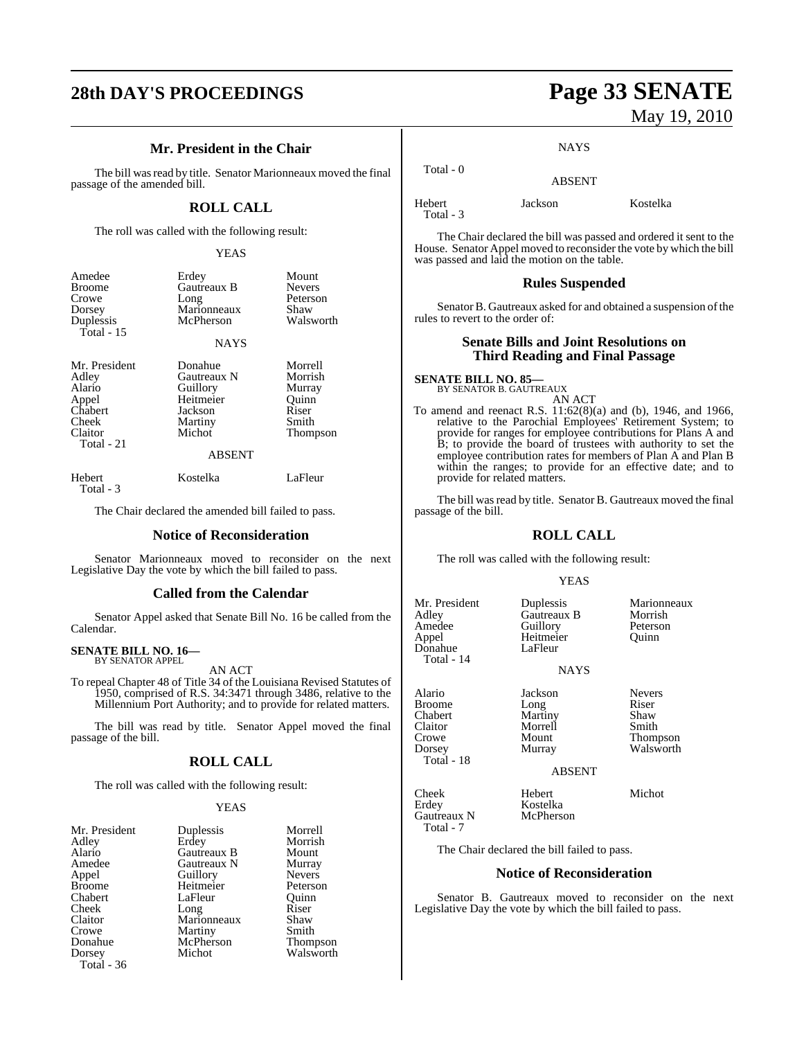## Mr. President in the Chair

The bill was read by title. Senator Marionneaux moved the final passage of the amended bill.

## ROLL CALL

The roll was called with the following result:

YEAS

| | | |
|---|---|---|
| Amedee | Erdey | Mount |
| Broome | Gautreaux B | Nevers |
| Crowe | Long | Peterson |
| Dorsey | Marionneaux | Shaw |
| Duplessis | McPherson | Walsworth |
| Total - 15 | | |

NAYS

| | | |
|---|---|---|
| Mr. President | Donahue | Morrell |
| Adley | Gautreaux N | Morrish |
| Alario | Guillory | Murray |
| Appel | Heitmeier | Quinn |
| Chabert | Jackson | Riser |
| Cheek | Martiny | Smith |
| Claitor | Michot | Thompson |
| Total - 21 | | |

ABSENT

| | | |
|---|---|---|
| Hebert | Kostelka | LaFleur |
| Total - 3 | | |

The Chair declared the amended bill failed to pass.

## Notice of Reconsideration

Senator Marionneaux moved to reconsider on the next Legislative Day the vote by which the bill failed to pass.

## Called from the Calendar

Senator Appel asked that Senate Bill No. 16 be called from the Calendar.

**SENATE BILL NO. 16—**
BY SENATOR APPEL

AN ACT

To repeal Chapter 48 of Title 34 of the Louisiana Revised Statutes of 1950, comprised of R.S. 34:3471 through 3486, relative to the Millennium Port Authority; and to provide for related matters.

The bill was read by title. Senator Appel moved the final passage of the bill.

## ROLL CALL

The roll was called with the following result:

YEAS

| | | |
|---|---|---|
| Mr. President | Duplessis | Morrell |
| Adley | Erdey | Morrish |
| Alario | Gautreaux B | Mount |
| Amedee | Gautreaux N | Murray |
| Appel | Guillory | Nevers |
| Broome | Heitmeier | Peterson |
| Chabert | LaFleur | Quinn |
| Cheek | Long | Riser |
| Claitor | Marionneaux | Shaw |
| Crowe | Martiny | Smith |
| Donahue | McPherson | Thompson |
| Dorsey | Michot | Walsworth |
| Total - 36 | | |

NAYS

Total - 0

ABSENT

| | | |
|---|---|---|
| Hebert | Jackson | Kostelka |
| Total - 3 | | |

The Chair declared the bill was passed and ordered it sent to the House. Senator Appel moved to reconsider the vote by which the bill was passed and laid the motion on the table.

## Rules Suspended

Senator B. Gautreaux asked for and obtained a suspension of the rules to revert to the order of:

## Senate Bills and Joint Resolutions on Third Reading and Final Passage

**SENATE BILL NO. 85—**
BY SENATOR B. GAUTREAUX

AN ACT

To amend and reenact R.S. 11:62(8)(a) and (b), 1946, and 1966, relative to the Parochial Employees' Retirement System; to provide for ranges for employee contributions for Plans A and B; to provide the board of trustees with authority to set the employee contribution rates for members of Plan A and Plan B within the ranges; to provide for an effective date; and to provide for related matters.

The bill was read by title. Senator B. Gautreaux moved the final passage of the bill.

## ROLL CALL

The roll was called with the following result:

YEAS

| | | |
|---|---|---|
| Mr. President | Duplessis | Marionneaux |
| Adley | Gautreaux B | Morrish |
| Amedee | Guillory | Peterson |
| Appel | Heitmeier | Quinn |
| Donahue | LaFleur | |
| Total - 14 | | |

NAYS

| | | |
|---|---|---|
| Alario | Jackson | Nevers |
| Broome | Long | Riser |
| Chabert | Martiny | Shaw |
| Claitor | Morrell | Smith |
| Crowe | Mount | Thompson |
| Dorsey | Murray | Walsworth |
| Total - 18 | | |

ABSENT

| | | |
|---|---|---|
| Cheek | Hebert | Michot |
| Erdey | Kostelka | |
| Gautreaux N | McPherson | |
| Total - 7 | | |

The Chair declared the bill failed to pass.

## Notice of Reconsideration

Senator B. Gautreaux moved to reconsider on the next Legislative Day the vote by which the bill failed to pass.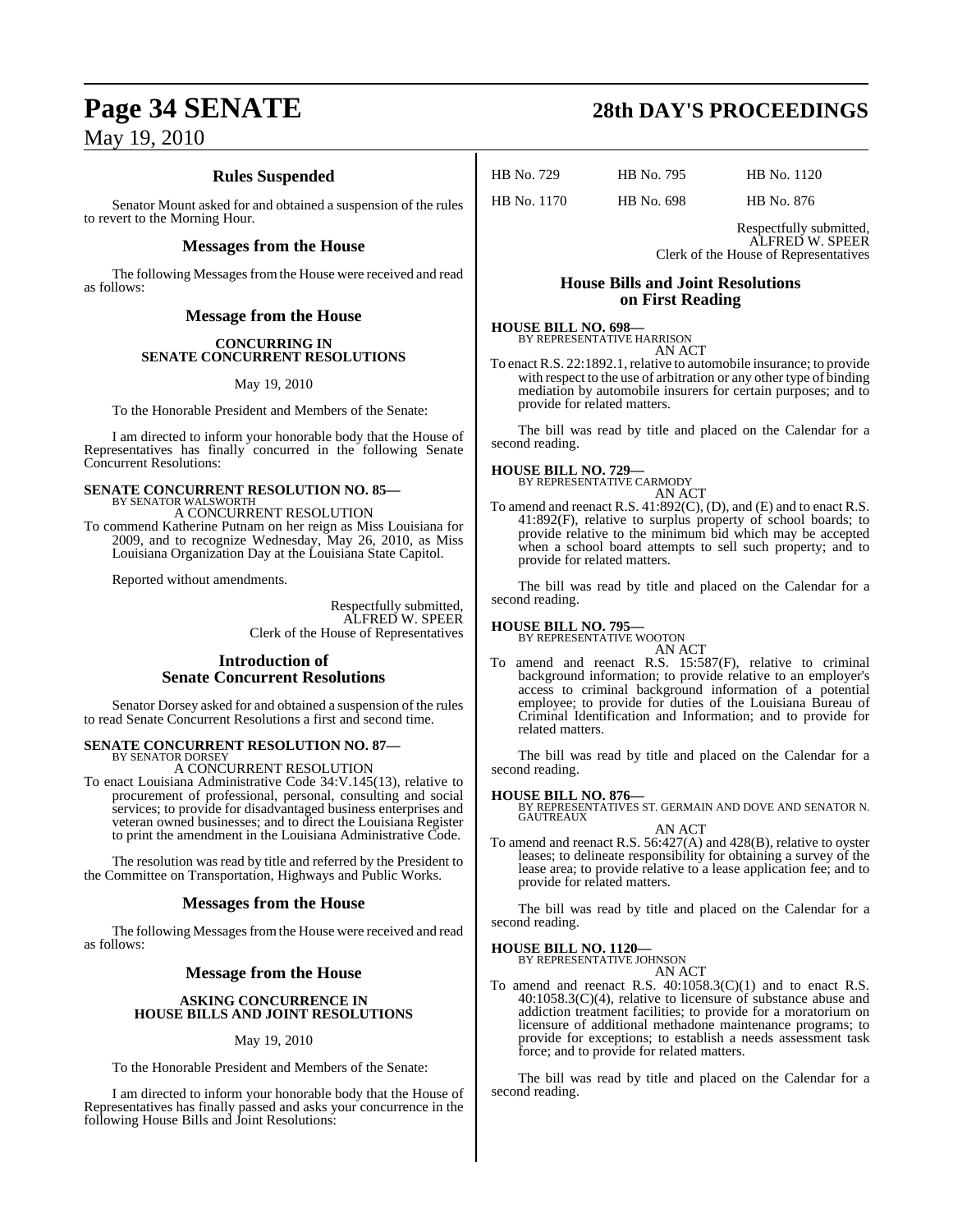## Rules Suspended

Senator Mount asked for and obtained a suspension of the rules to revert to the Morning Hour.

## Messages from the House

The following Messages from the House were received and read as follows:

## Message from the House

**CONCURRING IN SENATE CONCURRENT RESOLUTIONS**

May 19, 2010

To the Honorable President and Members of the Senate:

I am directed to inform your honorable body that the House of Representatives has finally concurred in the following Senate Concurrent Resolutions:

**SENATE CONCURRENT RESOLUTION NO. 85—**
BY SENATOR WALSWORTH
A CONCURRENT RESOLUTION

To commend Katherine Putnam on her reign as Miss Louisiana for 2009, and to recognize Wednesday, May 26, 2010, as Miss Louisiana Organization Day at the Louisiana State Capitol.

Reported without amendments.

Respectfully submitted,
ALFRED W. SPEER
Clerk of the House of Representatives

## Introduction of Senate Concurrent Resolutions

Senator Dorsey asked for and obtained a suspension of the rules to read Senate Concurrent Resolutions a first and second time.

**SENATE CONCURRENT RESOLUTION NO. 87—**
BY SENATOR DORSEY
A CONCURRENT RESOLUTION

To enact Louisiana Administrative Code 34:V.145(13), relative to procurement of professional, personal, consulting and social services; to provide for disadvantaged business enterprises and veteran owned businesses; and to direct the Louisiana Register to print the amendment in the Louisiana Administrative Code.

The resolution was read by title and referred by the President to the Committee on Transportation, Highways and Public Works.

## Messages from the House

The following Messages from the House were received and read as follows:

## Message from the House

**ASKING CONCURRENCE IN HOUSE BILLS AND JOINT RESOLUTIONS**

May 19, 2010

To the Honorable President and Members of the Senate:

I am directed to inform your honorable body that the House of Representatives has finally passed and asks your concurrence in the following House Bills and Joint Resolutions:

| | | |
|---|---|---|
| HB No. 729 | HB No. 795 | HB No. 1120 |
| HB No. 1170 | HB No. 698 | HB No. 876 |

Respectfully submitted,
ALFRED W. SPEER
Clerk of the House of Representatives

## House Bills and Joint Resolutions on First Reading

**HOUSE BILL NO. 698—**
BY REPRESENTATIVE HARRISON
AN ACT

To enact R.S. 22:1892.1, relative to automobile insurance; to provide with respect to the use of arbitration or any other type of binding mediation by automobile insurers for certain purposes; and to provide for related matters.

The bill was read by title and placed on the Calendar for a second reading.

**HOUSE BILL NO. 729—**
BY REPRESENTATIVE CARMODY
AN ACT

To amend and reenact R.S. 41:892(C), (D), and (E) and to enact R.S. 41:892(F), relative to surplus property of school boards; to provide relative to the minimum bid which may be accepted when a school board attempts to sell such property; and to provide for related matters.

The bill was read by title and placed on the Calendar for a second reading.

**HOUSE BILL NO. 795—**
BY REPRESENTATIVE WOOTON
AN ACT

To amend and reenact R.S. 15:587(F), relative to criminal background information; to provide relative to an employer's access to criminal background information of a potential employee; to provide for duties of the Louisiana Bureau of Criminal Identification and Information; and to provide for related matters.

The bill was read by title and placed on the Calendar for a second reading.

**HOUSE BILL NO. 876—**
BY REPRESENTATIVES ST. GERMAIN AND DOVE AND SENATOR N. GAUTREAUX
AN ACT

To amend and reenact R.S. 56:427(A) and 428(B), relative to oyster leases; to delineate responsibility for obtaining a survey of the lease area; to provide relative to a lease application fee; and to provide for related matters.

The bill was read by title and placed on the Calendar for a second reading.

**HOUSE BILL NO. 1120—**
BY REPRESENTATIVE JOHNSON
AN ACT

To amend and reenact R.S. 40:1058.3(C)(1) and to enact R.S. 40:1058.3(C)(4), relative to licensure of substance abuse and addiction treatment facilities; to provide for a moratorium on licensure of additional methadone maintenance programs; to provide for exceptions; to establish a needs assessment task force; and to provide for related matters.

The bill was read by title and placed on the Calendar for a second reading.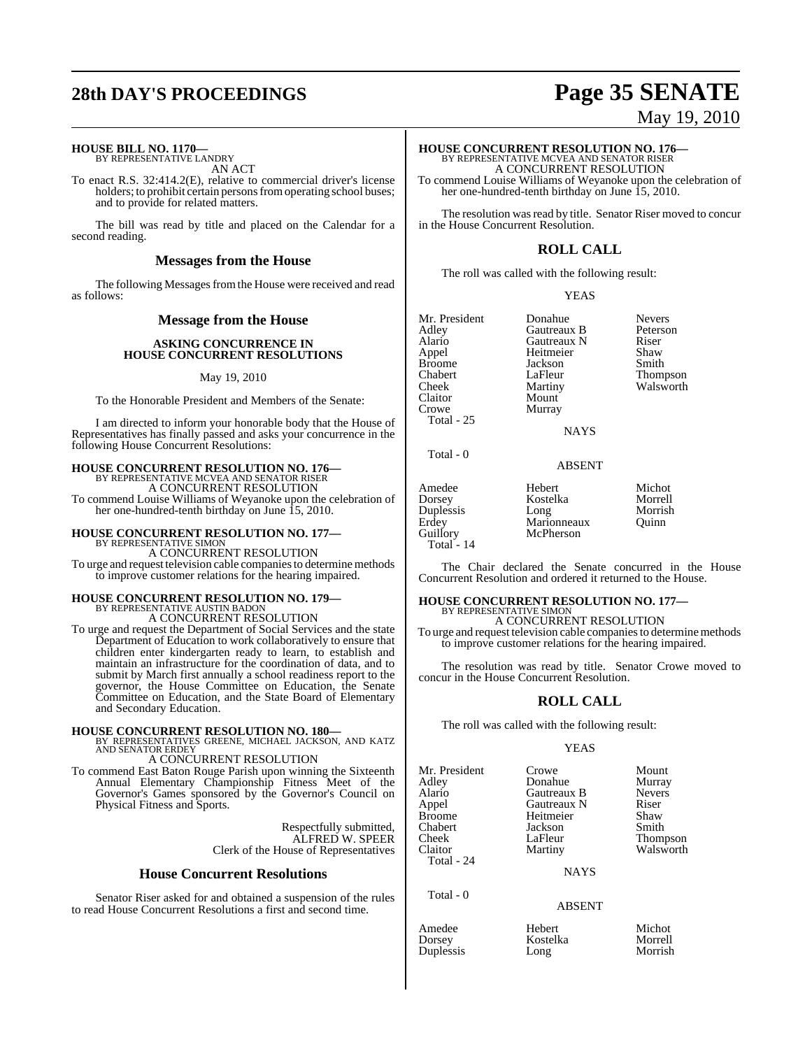**HOUSE BILL NO. 1170—**
BY REPRESENTATIVE LANDRY

AN ACT

To enact R.S. 32:414.2(E), relative to commercial driver's license holders; to prohibit certain persons from operating school buses; and to provide for related matters.

The bill was read by title and placed on the Calendar for a second reading.

## Messages from the House

The following Messages from the House were received and read as follows:

## Message from the House

### ASKING CONCURRENCE IN HOUSE CONCURRENT RESOLUTIONS

May 19, 2010

To the Honorable President and Members of the Senate:

I am directed to inform your honorable body that the House of Representatives has finally passed and asks your concurrence in the following House Concurrent Resolutions:

**HOUSE CONCURRENT RESOLUTION NO. 176—**
BY REPRESENTATIVE MCVEA AND SENATOR RISER

A CONCURRENT RESOLUTION

To commend Louise Williams of Weyanoke upon the celebration of her one-hundred-tenth birthday on June 15, 2010.

**HOUSE CONCURRENT RESOLUTION NO. 177—**
BY REPRESENTATIVE SIMON

A CONCURRENT RESOLUTION

To urge and request television cable companies to determine methods to improve customer relations for the hearing impaired.

**HOUSE CONCURRENT RESOLUTION NO. 179—**
BY REPRESENTATIVE AUSTIN BADON

A CONCURRENT RESOLUTION

To urge and request the Department of Social Services and the state Department of Education to work collaboratively to ensure that children enter kindergarten ready to learn, to establish and maintain an infrastructure for the coordination of data, and to submit by March first annually a school readiness report to the governor, the House Committee on Education, the Senate Committee on Education, and the State Board of Elementary and Secondary Education.

**HOUSE CONCURRENT RESOLUTION NO. 180—**
BY REPRESENTATIVES GREENE, MICHAEL JACKSON, AND KATZ AND SENATOR ERDEY

A CONCURRENT RESOLUTION

To commend East Baton Rouge Parish upon winning the Sixteenth Annual Elementary Championship Fitness Meet of the Governor's Games sponsored by the Governor's Council on Physical Fitness and Sports.

Respectfully submitted,
ALFRED W. SPEER
Clerk of the House of Representatives

## House Concurrent Resolutions

Senator Riser asked for and obtained a suspension of the rules to read House Concurrent Resolutions a first and second time.

**HOUSE CONCURRENT RESOLUTION NO. 176—**
BY REPRESENTATIVE MCVEA AND SENATOR RISER

A CONCURRENT RESOLUTION

To commend Louise Williams of Weyanoke upon the celebration of her one-hundred-tenth birthday on June 15, 2010.

The resolution was read by title. Senator Riser moved to concur in the House Concurrent Resolution.

## ROLL CALL

The roll was called with the following result:

YEAS

| | | |
|---|---|---|
| Mr. President | Donahue | Nevers |
| Adley | Gautreaux B | Peterson |
| Alario | Gautreaux N | Riser |
| Appel | Heitmeier | Shaw |
| Broome | Jackson | Smith |
| Chabert | LaFleur | Thompson |
| Cheek | Martiny | Walsworth |
| Claitor | Mount | |
| Crowe | Murray | |

Total - 25

NAYS

Total - 0

ABSENT

| | | |
|---|---|---|
| Amedee | Hebert | Michot |
| Dorsey | Kostelka | Morrell |
| Duplessis | Long | Morrish |
| Erdey | Marionneaux | Quinn |
| Guillory | McPherson | |

Total - 14

The Chair declared the Senate concurred in the House Concurrent Resolution and ordered it returned to the House.

**HOUSE CONCURRENT RESOLUTION NO. 177—**
BY REPRESENTATIVE SIMON

A CONCURRENT RESOLUTION

To urge and request television cable companies to determine methods to improve customer relations for the hearing impaired.

The resolution was read by title. Senator Crowe moved to concur in the House Concurrent Resolution.

## ROLL CALL

The roll was called with the following result:

YEAS

| | | |
|---|---|---|
| Mr. President | Crowe | Mount |
| Adley | Donahue | Murray |
| Alario | Gautreaux B | Nevers |
| Appel | Gautreaux N | Riser |
| Broome | Heitmeier | Shaw |
| Chabert | Jackson | Smith |
| Cheek | LaFleur | Thompson |
| Claitor | Martiny | Walsworth |

Total - 24

NAYS

Total - 0

ABSENT

| | | |
|---|---|---|
| Amedee | Hebert | Michot |
| Dorsey | Kostelka | Morrell |
| Duplessis | Long | Morrish |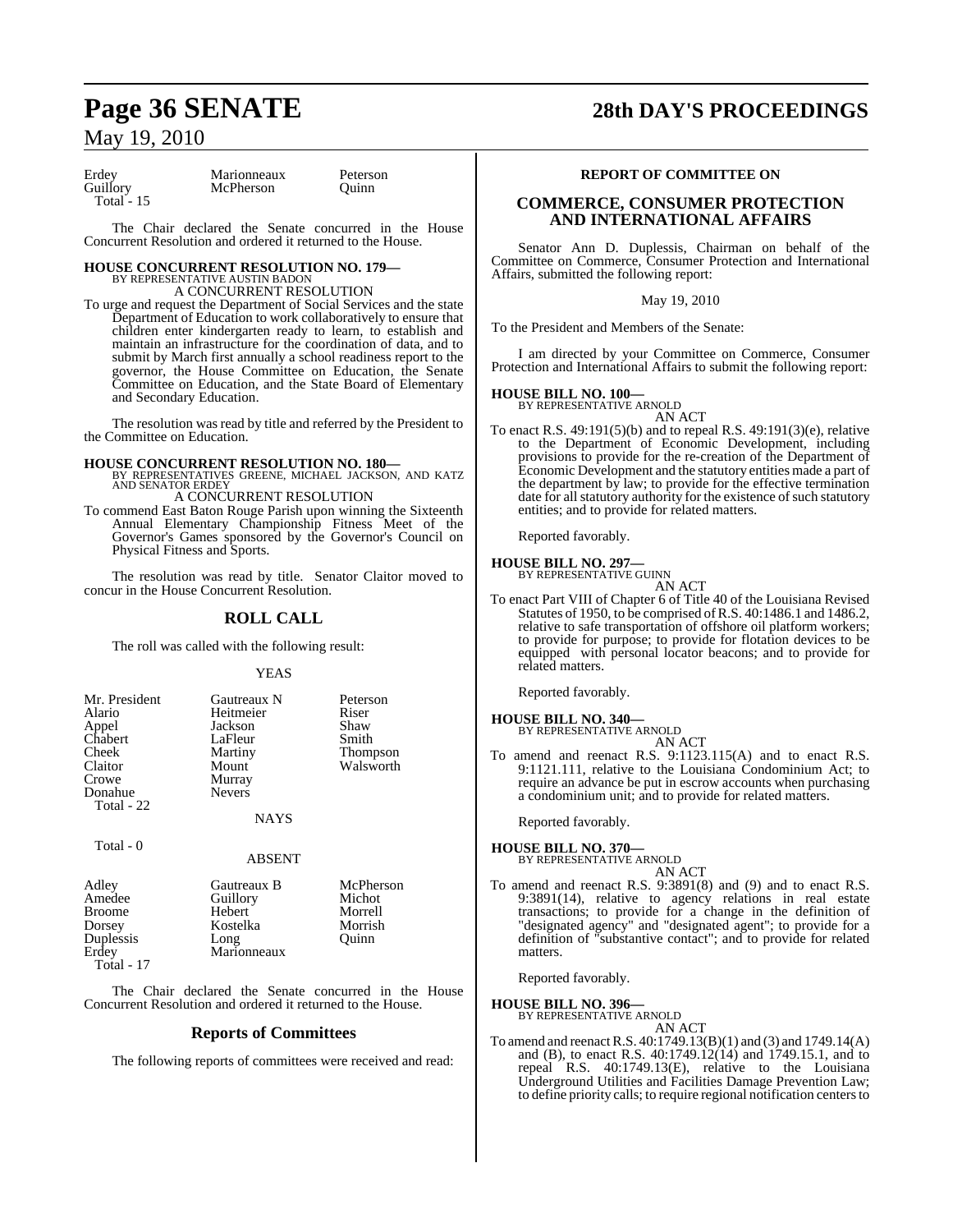| | | |
|---|---|---|
| Erdey | Marionneaux | Peterson |
| Guillory | McPherson | Quinn |
| Total - 15 | | |

The Chair declared the Senate concurred in the House Concurrent Resolution and ordered it returned to the House.

**HOUSE CONCURRENT RESOLUTION NO. 179—**
BY REPRESENTATIVE AUSTIN BADON
A CONCURRENT RESOLUTION

To urge and request the Department of Social Services and the state Department of Education to work collaboratively to ensure that children enter kindergarten ready to learn, to establish and maintain an infrastructure for the coordination of data, and to submit by March first annually a school readiness report to the governor, the House Committee on Education, the Senate Committee on Education, and the State Board of Elementary and Secondary Education.

The resolution was read by title and referred by the President to the Committee on Education.

**HOUSE CONCURRENT RESOLUTION NO. 180—**
BY REPRESENTATIVES GREENE, MICHAEL JACKSON, AND KATZ AND SENATOR ERDEY
A CONCURRENT RESOLUTION

To commend East Baton Rouge Parish upon winning the Sixteenth Annual Elementary Championship Fitness Meet of the Governor's Games sponsored by the Governor's Council on Physical Fitness and Sports.

The resolution was read by title. Senator Claitor moved to concur in the House Concurrent Resolution.

## ROLL CALL

The roll was called with the following result:

YEAS

| | | |
|---|---|---|
| Mr. President | Gautreaux N | Peterson |
| Alario | Heitmeier | Riser |
| Appel | Jackson | Shaw |
| Chabert | LaFleur | Smith |
| Cheek | Martiny | Thompson |
| Claitor | Mount | Walsworth |
| Crowe | Murray | |
| Donahue | Nevers | |
| Total - 22 | | |

NAYS

Total - 0

ABSENT

| | | |
|---|---|---|
| Adley | Gautreaux B | McPherson |
| Amedee | Guillory | Michot |
| Broome | Hebert | Morrell |
| Dorsey | Kostelka | Morrish |
| Duplessis | Long | Quinn |
| Erdey | Marionneaux | |
| Total - 17 | | |

The Chair declared the Senate concurred in the House Concurrent Resolution and ordered it returned to the House.

## Reports of Committees

The following reports of committees were received and read:

### REPORT OF COMMITTEE ON

## COMMERCE, CONSUMER PROTECTION AND INTERNATIONAL AFFAIRS

Senator Ann D. Duplessis, Chairman on behalf of the Committee on Commerce, Consumer Protection and International Affairs, submitted the following report:

May 19, 2010

To the President and Members of the Senate:

I am directed by your Committee on Commerce, Consumer Protection and International Affairs to submit the following report:

**HOUSE BILL NO. 100—**
BY REPRESENTATIVE ARNOLD
AN ACT

To enact R.S. 49:191(5)(b) and to repeal R.S. 49:191(3)(e), relative to the Department of Economic Development, including provisions to provide for the re-creation of the Department of Economic Development and the statutory entities made a part of the department by law; to provide for the effective termination date for all statutory authority for the existence of such statutory entities; and to provide for related matters.

Reported favorably.

**HOUSE BILL NO. 297—**
BY REPRESENTATIVE GUINN
AN ACT

To enact Part VIII of Chapter 6 of Title 40 of the Louisiana Revised Statutes of 1950, to be comprised of R.S. 40:1486.1 and 1486.2, relative to safe transportation of offshore oil platform workers; to provide for purpose; to provide for flotation devices to be equipped with personal locator beacons; and to provide for related matters.

Reported favorably.

**HOUSE BILL NO. 340—**
BY REPRESENTATIVE ARNOLD
AN ACT

To amend and reenact R.S. 9:1123.115(A) and to enact R.S. 9:1121.111, relative to the Louisiana Condominium Act; to require an advance be put in escrow accounts when purchasing a condominium unit; and to provide for related matters.

Reported favorably.

**HOUSE BILL NO. 370—**
BY REPRESENTATIVE ARNOLD
AN ACT

To amend and reenact R.S. 9:3891(8) and (9) and to enact R.S. 9:3891(14), relative to agency relations in real estate transactions; to provide for a change in the definition of "designated agency" and "designated agent"; to provide for a definition of "substantive contact"; and to provide for related matters.

Reported favorably.

**HOUSE BILL NO. 396—**
BY REPRESENTATIVE ARNOLD
AN ACT

To amend and reenact R.S. 40:1749.13(B)(1) and (3) and 1749.14(A) and (B), to enact R.S. 40:1749.12(14) and 1749.15.1, and to repeal R.S. 40:1749.13(E), relative to the Louisiana Underground Utilities and Facilities Damage Prevention Law; to define priority calls; to require regional notification centers to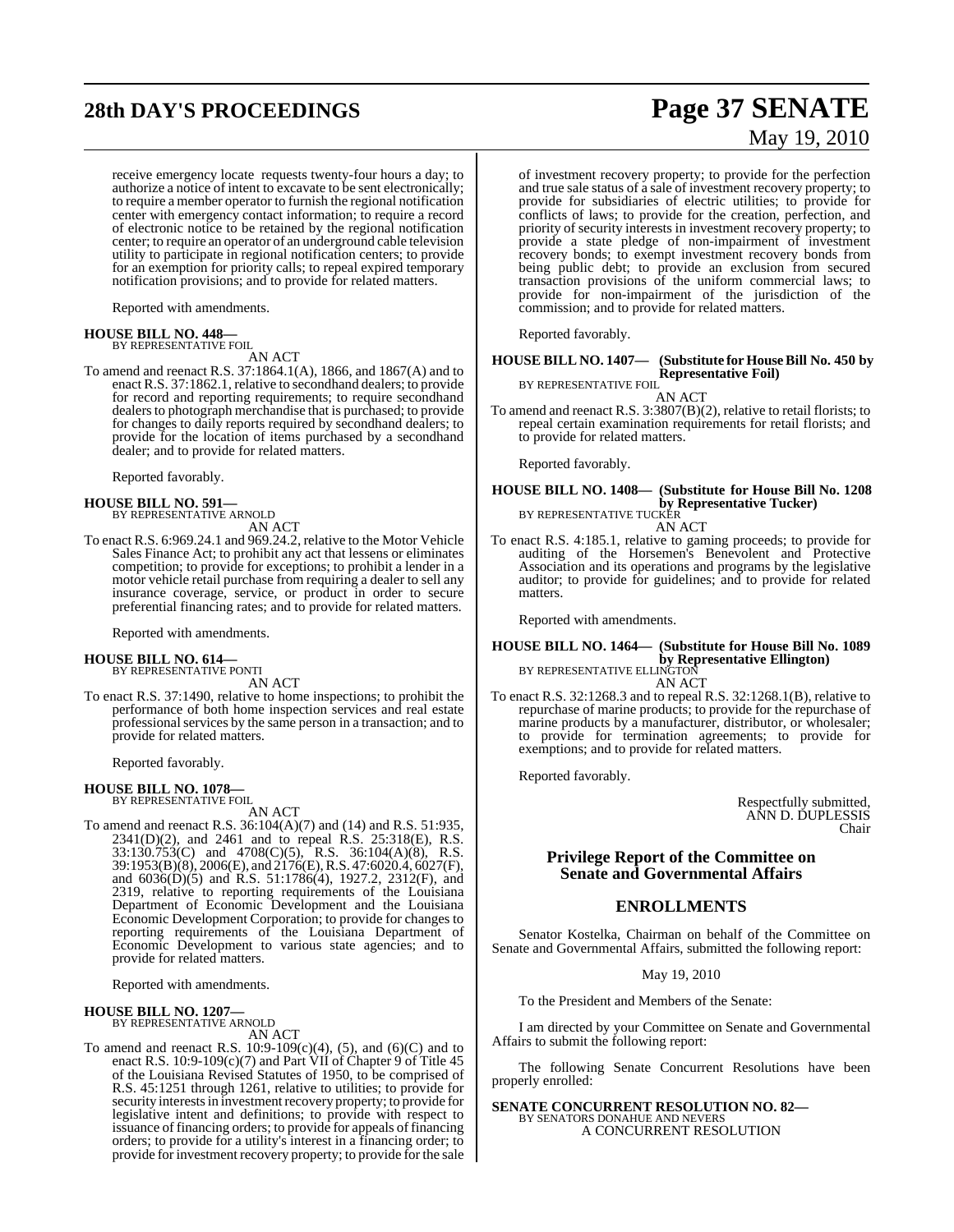receive emergency locate requests twenty-four hours a day; to authorize a notice of intent to excavate to be sent electronically; to require a member operator to furnish the regional notification center with emergency contact information; to require a record of electronic notice to be retained by the regional notification center; to require an operator of an underground cable television utility to participate in regional notification centers; to provide for an exemption for priority calls; to repeal expired temporary notification provisions; and to provide for related matters.

Reported with amendments.

**HOUSE BILL NO. 448—**
BY REPRESENTATIVE FOIL
AN ACT

To amend and reenact R.S. 37:1864.1(A), 1866, and 1867(A) and to enact R.S. 37:1862.1, relative to secondhand dealers; to provide for record and reporting requirements; to require secondhand dealers to photograph merchandise that is purchased; to provide for changes to daily reports required by secondhand dealers; to provide for the location of items purchased by a secondhand dealer; and to provide for related matters.

Reported favorably.

**HOUSE BILL NO. 591—**
BY REPRESENTATIVE ARNOLD
AN ACT

To enact R.S. 6:969.24.1 and 969.24.2, relative to the Motor Vehicle Sales Finance Act; to prohibit any act that lessens or eliminates competition; to provide for exceptions; to prohibit a lender in a motor vehicle retail purchase from requiring a dealer to sell any insurance coverage, service, or product in order to secure preferential financing rates; and to provide for related matters.

Reported with amendments.

**HOUSE BILL NO. 614—**
BY REPRESENTATIVE PONTI
AN ACT

To enact R.S. 37:1490, relative to home inspections; to prohibit the performance of both home inspection services and real estate professional services by the same person in a transaction; and to provide for related matters.

Reported favorably.

**HOUSE BILL NO. 1078—**
BY REPRESENTATIVE FOIL
AN ACT

To amend and reenact R.S. 36:104(A)(7) and (14) and R.S. 51:935, 2341(D)(2), and 2461 and to repeal R.S. 25:318(E), R.S. 33:130.753(C) and 4708(C)(5), R.S. 36:104(A)(8), R.S. 39:1953(B)(8), 2006(E), and 2176(E), R.S. 47:6020.4, 6027(F), and 6036(D)(5) and R.S. 51:1786(4), 1927.2, 2312(F), and 2319, relative to reporting requirements of the Louisiana Department of Economic Development and the Louisiana Economic Development Corporation; to provide for changes to reporting requirements of the Louisiana Department of Economic Development to various state agencies; and to provide for related matters.

Reported with amendments.

**HOUSE BILL NO. 1207—**
BY REPRESENTATIVE ARNOLD
AN ACT

To amend and reenact R.S. 10:9-109(c)(4), (5), and (6)(C) and to enact R.S. 10:9-109(c)(7) and Part VII of Chapter 9 of Title 45 of the Louisiana Revised Statutes of 1950, to be comprised of R.S. 45:1251 through 1261, relative to utilities; to provide for security interests in investment recovery property; to provide for legislative intent and definitions; to provide with respect to issuance of financing orders; to provide for appeals of financing orders; to provide for a utility's interest in a financing order; to provide for investment recovery property; to provide for the sale of investment recovery property; to provide for the perfection and true sale status of a sale of investment recovery property; to provide for subsidiaries of electric utilities; to provide for conflicts of laws; to provide for the creation, perfection, and priority of security interests in investment recovery property; to provide a state pledge of non-impairment of investment recovery bonds; to exempt investment recovery bonds from being public debt; to provide an exclusion from secured transaction provisions of the uniform commercial laws; to provide for non-impairment of the jurisdiction of the commission; and to provide for related matters.

Reported favorably.

**HOUSE BILL NO. 1407— (Substitute for House Bill No. 450 by Representative Foil)**
BY REPRESENTATIVE FOIL
AN ACT

To amend and reenact R.S. 3:3807(B)(2), relative to retail florists; to repeal certain examination requirements for retail florists; and to provide for related matters.

Reported favorably.

**HOUSE BILL NO. 1408— (Substitute for House Bill No. 1208 by Representative Tucker)**
BY REPRESENTATIVE TUCKER
AN ACT

To enact R.S. 4:185.1, relative to gaming proceeds; to provide for auditing of the Horsemen's Benevolent and Protective Association and its operations and programs by the legislative auditor; to provide for guidelines; and to provide for related matters.

Reported with amendments.

**HOUSE BILL NO. 1464— (Substitute for House Bill No. 1089 by Representative Ellington)**
BY REPRESENTATIVE ELLINGTON
AN ACT

To enact R.S. 32:1268.3 and to repeal R.S. 32:1268.1(B), relative to repurchase of marine products; to provide for the repurchase of marine products by a manufacturer, distributor, or wholesaler; to provide for termination agreements; to provide for exemptions; and to provide for related matters.

Reported favorably.

Respectfully submitted,
ANN D. DUPLESSIS
Chair

## Privilege Report of the Committee on Senate and Governmental Affairs

## ENROLLMENTS

Senator Kostelka, Chairman on behalf of the Committee on Senate and Governmental Affairs, submitted the following report:

May 19, 2010

To the President and Members of the Senate:

I am directed by your Committee on Senate and Governmental Affairs to submit the following report:

The following Senate Concurrent Resolutions have been properly enrolled:

**SENATE CONCURRENT RESOLUTION NO. 82—**
BY SENATORS DONAHUE AND NEVERS
A CONCURRENT RESOLUTION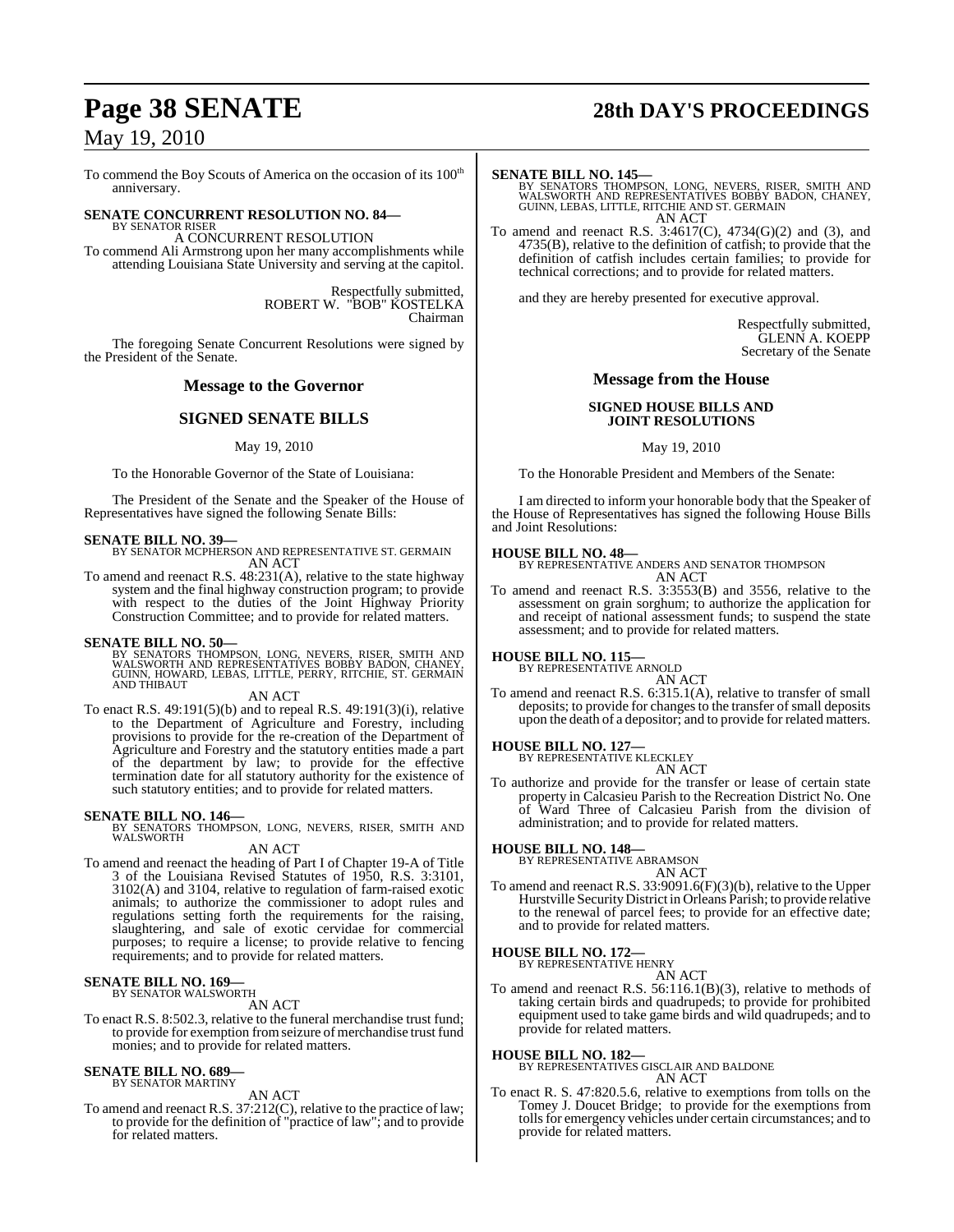To commend the Boy Scouts of America on the occasion of its 100th anniversary.

**SENATE CONCURRENT RESOLUTION NO. 84—**
BY SENATOR RISER
A CONCURRENT RESOLUTION
To commend Ali Armstrong upon her many accomplishments while attending Louisiana State University and serving at the capitol.

Respectfully submitted,
ROBERT W. "BOB" KOSTELKA
Chairman

The foregoing Senate Concurrent Resolutions were signed by the President of the Senate.

## Message to the Governor

## SIGNED SENATE BILLS

May 19, 2010

To the Honorable Governor of the State of Louisiana:

The President of the Senate and the Speaker of the House of Representatives have signed the following Senate Bills:

**SENATE BILL NO. 39—**
BY SENATOR MCPHERSON AND REPRESENTATIVE ST. GERMAIN
AN ACT
To amend and reenact R.S. 48:231(A), relative to the state highway system and the final highway construction program; to provide with respect to the duties of the Joint Highway Priority Construction Committee; and to provide for related matters.

**SENATE BILL NO. 50—**
BY SENATORS THOMPSON, LONG, NEVERS, RISER, SMITH AND WALSWORTH AND REPRESENTATIVES BOBBY BADON, CHANEY, GUINN, HOWARD, LEBAS, LITTLE, PERRY, RITCHIE, ST. GERMAIN AND THIBAUT
AN ACT
To enact R.S. 49:191(5)(b) and to repeal R.S. 49:191(3)(i), relative to the Department of Agriculture and Forestry, including provisions to provide for the re-creation of the Department of Agriculture and Forestry and the statutory entities made a part of the department by law; to provide for the effective termination date for all statutory authority for the existence of such statutory entities; and to provide for related matters.

**SENATE BILL NO. 146—**
BY SENATORS THOMPSON, LONG, NEVERS, RISER, SMITH AND WALSWORTH
AN ACT
To amend and reenact the heading of Part I of Chapter 19-A of Title 3 of the Louisiana Revised Statutes of 1950, R.S. 3:3101, 3102(A) and 3104, relative to regulation of farm-raised exotic animals; to authorize the commissioner to adopt rules and regulations setting forth the requirements for the raising, slaughtering, and sale of exotic cervidae for commercial purposes; to require a license; to provide relative to fencing requirements; and to provide for related matters.

**SENATE BILL NO. 169—**
BY SENATOR WALSWORTH
AN ACT
To enact R.S. 8:502.3, relative to the funeral merchandise trust fund; to provide for exemption from seizure of merchandise trust fund monies; and to provide for related matters.

**SENATE BILL NO. 689—**
BY SENATOR MARTINY
AN ACT
To amend and reenact R.S. 37:212(C), relative to the practice of law; to provide for the definition of "practice of law"; and to provide for related matters.

**SENATE BILL NO. 145—**
BY SENATORS THOMPSON, LONG, NEVERS, RISER, SMITH AND WALSWORTH AND REPRESENTATIVES BOBBY BADON, CHANEY, GUINN, LEBAS, LITTLE, RITCHIE AND ST. GERMAIN
AN ACT
To amend and reenact R.S. 3:4617(C), 4734(G)(2) and (3), and 4735(B), relative to the definition of catfish; to provide that the definition of catfish includes certain families; to provide for technical corrections; and to provide for related matters.

and they are hereby presented for executive approval.

Respectfully submitted,
GLENN A. KOEPP
Secretary of the Senate

## Message from the House

## SIGNED HOUSE BILLS AND JOINT RESOLUTIONS

May 19, 2010

To the Honorable President and Members of the Senate:

I am directed to inform your honorable body that the Speaker of the House of Representatives has signed the following House Bills and Joint Resolutions:

**HOUSE BILL NO. 48—**
BY REPRESENTATIVE ANDERS AND SENATOR THOMPSON
AN ACT
To amend and reenact R.S. 3:3553(B) and 3556, relative to the assessment on grain sorghum; to authorize the application for and receipt of national assessment funds; to suspend the state assessment; and to provide for related matters.

**HOUSE BILL NO. 115—**
BY REPRESENTATIVE ARNOLD
AN ACT
To amend and reenact R.S. 6:315.1(A), relative to transfer of small deposits; to provide for changes to the transfer of small deposits upon the death of a depositor; and to provide for related matters.

**HOUSE BILL NO. 127—**
BY REPRESENTATIVE KLECKLEY
AN ACT
To authorize and provide for the transfer or lease of certain state property in Calcasieu Parish to the Recreation District No. One of Ward Three of Calcasieu Parish from the division of administration; and to provide for related matters.

**HOUSE BILL NO. 148—**
BY REPRESENTATIVE ABRAMSON
AN ACT
To amend and reenact R.S. 33:9091.6(F)(3)(b), relative to the Upper Hurstville Security District in Orleans Parish; to provide relative to the renewal of parcel fees; to provide for an effective date; and to provide for related matters.

**HOUSE BILL NO. 172—**
BY REPRESENTATIVE HENRY
AN ACT
To amend and reenact R.S. 56:116.1(B)(3), relative to methods of taking certain birds and quadrupeds; to provide for prohibited equipment used to take game birds and wild quadrupeds; and to provide for related matters.

**HOUSE BILL NO. 182—**
BY REPRESENTATIVES GISCLAIR AND BALDONE
AN ACT
To enact R. S. 47:820.5.6, relative to exemptions from tolls on the Tomey J. Doucet Bridge; to provide for the exemptions from tolls for emergency vehicles under certain circumstances; and to provide for related matters.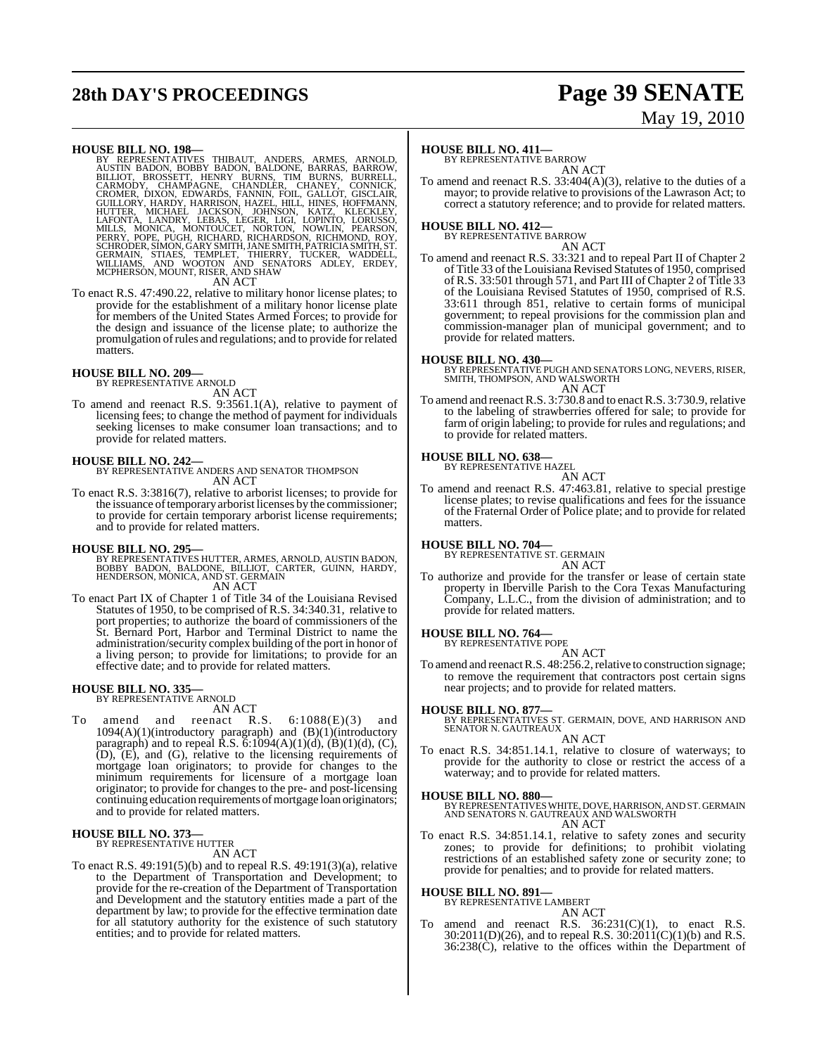**HOUSE BILL NO. 198—**
BY REPRESENTATIVES THIBAUT, ANDERS, ARMES, ARNOLD, AUSTIN BADON, BOBBY BADON, BALDONE, BARRAS, BARROW, BILLIOT, BROSSETT, HENRY BURNS, TIM BURNS, BURRELL, CARMODY, CHAMPAGNE, CHANDLER, CHANEY, CONNICK, CROMER, DIXON, EDWARDS, FANNIN, FOIL, GALLOT, GISCLAIR, GUILLORY, HARDY, HARRISON, HAZEL, HILL, HINES, HOFFMANN, HUTTER, MICHAEL JACKSON, JOHNSON, KATZ, KLECKLEY, LAFONTA, LANDRY, LEBAS, LEGER, LIGI, LOPINTO, LORUSSO, MILLS, MONICA, MONTOUCET, NORTON, NOWLIN, PEARSON, PERRY, POPE, PUGH, RICHARD, RICHARDSON, RICHMOND, ROY, SCHRODER, SIMON, GARY SMITH, JANE SMITH, PATRICIA SMITH, ST. GERMAIN, STIAES, TEMPLET, THIERRY, TUCKER, WADDELL, WILLIAMS, AND WOOTON AND SENATORS ADLEY, ERDEY, MCPHERSON, MOUNT, RISER, AND SHAW

AN ACT

To enact R.S. 47:490.22, relative to military honor license plates; to provide for the establishment of a military honor license plate for members of the United States Armed Forces; to provide for the design and issuance of the license plate; to authorize the promulgation of rules and regulations; and to provide for related matters.

**HOUSE BILL NO. 209—**
BY REPRESENTATIVE ARNOLD

AN ACT

To amend and reenact R.S. 9:3561.1(A), relative to payment of licensing fees; to change the method of payment for individuals seeking licenses to make consumer loan transactions; and to provide for related matters.

**HOUSE BILL NO. 242—**
BY REPRESENTATIVE ANDERS AND SENATOR THOMPSON

AN ACT

To enact R.S. 3:3816(7), relative to arborist licenses; to provide for the issuance of temporary arborist licenses by the commissioner; to provide for certain temporary arborist license requirements; and to provide for related matters.

**HOUSE BILL NO. 295—**
BY REPRESENTATIVES HUTTER, ARMES, ARNOLD, AUSTIN BADON, BOBBY BADON, BALDONE, BILLIOT, CARTER, GUINN, HARDY, HENDERSON, MONICA, AND ST. GERMAIN

AN ACT

To enact Part IX of Chapter 1 of Title 34 of the Louisiana Revised Statutes of 1950, to be comprised of R.S. 34:340.31, relative to port properties; to authorize the board of commissioners of the St. Bernard Port, Harbor and Terminal District to name the administration/security complex building of the port in honor of a living person; to provide for limitations; to provide for an effective date; and to provide for related matters.

**HOUSE BILL NO. 335—**
BY REPRESENTATIVE ARNOLD

AN ACT

To amend and reenact R.S. 6:1088(E)(3) and 1094(A)(1)(introductory paragraph) and (B)(1)(introductory paragraph) and to repeal R.S. 6:1094(A)(1)(d), (B)(1)(d), (C), (D), (E), and (G), relative to the licensing requirements of mortgage loan originators; to provide for changes to the minimum requirements for licensure of a mortgage loan originator; to provide for changes to the pre- and post-licensing continuing education requirements of mortgage loan originators; and to provide for related matters.

**HOUSE BILL NO. 373—**
BY REPRESENTATIVE HUTTER

AN ACT

To enact R.S. 49:191(5)(b) and to repeal R.S. 49:191(3)(a), relative to the Department of Transportation and Development; to provide for the re-creation of the Department of Transportation and Development and the statutory entities made a part of the department by law; to provide for the effective termination date for all statutory authority for the existence of such statutory entities; and to provide for related matters.

**HOUSE BILL NO. 411—**
BY REPRESENTATIVE BARROW

AN ACT

To amend and reenact R.S. 33:404(A)(3), relative to the duties of a mayor; to provide relative to provisions of the Lawrason Act; to correct a statutory reference; and to provide for related matters.

**HOUSE BILL NO. 412—**
BY REPRESENTATIVE BARROW

AN ACT

To amend and reenact R.S. 33:321 and to repeal Part II of Chapter 2 of Title 33 of the Louisiana Revised Statutes of 1950, comprised of R.S. 33:501 through 571, and Part III of Chapter 2 of Title 33 of the Louisiana Revised Statutes of 1950, comprised of R.S. 33:611 through 851, relative to certain forms of municipal government; to repeal provisions for the commission plan and commission-manager plan of municipal government; and to provide for related matters.

**HOUSE BILL NO. 430—**
BY REPRESENTATIVE PUGH AND SENATORS LONG, NEVERS, RISER, SMITH, THOMPSON, AND WALSWORTH

AN ACT

To amend and reenact R.S. 3:730.8 and to enact R.S. 3:730.9, relative to the labeling of strawberries offered for sale; to provide for farm of origin labeling; to provide for rules and regulations; and to provide for related matters.

**HOUSE BILL NO. 638—**
BY REPRESENTATIVE HAZEL

AN ACT

To amend and reenact R.S. 47:463.81, relative to special prestige license plates; to revise qualifications and fees for the issuance of the Fraternal Order of Police plate; and to provide for related matters.

**HOUSE BILL NO. 704—**
BY REPRESENTATIVE ST. GERMAIN

AN ACT

To authorize and provide for the transfer or lease of certain state property in Iberville Parish to the Cora Texas Manufacturing Company, L.L.C., from the division of administration; and to provide for related matters.

**HOUSE BILL NO. 764—**
BY REPRESENTATIVE POPE

AN ACT

To amend and reenact R.S. 48:256.2, relative to construction signage; to remove the requirement that contractors post certain signs near projects; and to provide for related matters.

**HOUSE BILL NO. 877—**
BY REPRESENTATIVES ST. GERMAIN, DOVE, AND HARRISON AND SENATOR N. GAUTREAUX

AN ACT

To enact R.S. 34:851.14.1, relative to closure of waterways; to provide for the authority to close or restrict the access of a waterway; and to provide for related matters.

**HOUSE BILL NO. 880—**
BY REPRESENTATIVES WHITE, DOVE, HARRISON, AND ST. GERMAIN AND SENATORS N. GAUTREAUX AND WALSWORTH

AN ACT

To enact R.S. 34:851.14.1, relative to safety zones and security zones; to provide for definitions; to prohibit violating restrictions of an established safety zone or security zone; to provide for penalties; and to provide for related matters.

**HOUSE BILL NO. 891—**
BY REPRESENTATIVE LAMBERT

AN ACT

To amend and reenact R.S. 36:231(C)(1), to enact R.S. 30:2011(D)(26), and to repeal R.S. 30:2011(C)(1)(b) and R.S. 36:238(C), relative to the offices within the Department of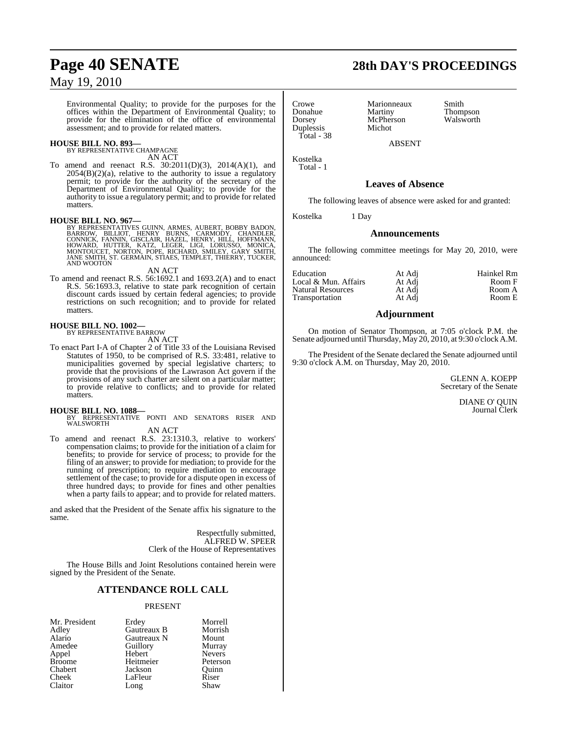Environmental Quality; to provide for the purposes for the offices within the Department of Environmental Quality; to provide for the elimination of the office of environmental assessment; and to provide for related matters.

**HOUSE BILL NO. 893—**
BY REPRESENTATIVE CHAMPAGNE
AN ACT

To amend and reenact R.S. 30:2011(D)(3), 2014(A)(1), and 2054(B)(2)(a), relative to the authority to issue a regulatory permit; to provide for the authority of the secretary of the Department of Environmental Quality; to provide for the authority to issue a regulatory permit; and to provide for related matters.

**HOUSE BILL NO. 967—**
BY REPRESENTATIVES GUINN, ARMES, AUBERT, BOBBY BADON, BARROW, BILLIOT, HENRY BURNS, CARMODY, CHANDLER, CONNICK, FANNIN, GISCLAIR, HAZEL, HENRY, HILL, HOFFMANN, HOWARD, HUTTER, KATZ, LEGER, LIGI, LORUSSO, MONICA, MONTOUCET, NORTON, POPE, RICHARD, SMILEY, GARY SMITH, JANE SMITH, ST. GERMAIN, STIAES, TEMPLET, THIERRY, TUCKER, AND WOOTON
AN ACT

To amend and reenact R.S. 56:1692.1 and 1693.2(A) and to enact R.S. 56:1693.3, relative to state park recognition of certain discount cards issued by certain federal agencies; to provide restrictions on such recognition; and to provide for related matters.

**HOUSE BILL NO. 1002—**
BY REPRESENTATIVE BARROW
AN ACT

To enact Part I-A of Chapter 2 of Title 33 of the Louisiana Revised Statutes of 1950, to be comprised of R.S. 33:481, relative to municipalities governed by special legislative charters; to provide that the provisions of the Lawrason Act govern if the provisions of any such charter are silent on a particular matter; to provide relative to conflicts; and to provide for related matters.

**HOUSE BILL NO. 1088—**
BY REPRESENTATIVE PONTI AND SENATORS RISER AND WALSWORTH
AN ACT

To amend and reenact R.S. 23:1310.3, relative to workers' compensation claims; to provide for the initiation of a claim for benefits; to provide for service of process; to provide for the filing of an answer; to provide for mediation; to provide for the running of prescription; to require mediation to encourage settlement of the case; to provide for a dispute open in excess of three hundred days; to provide for fines and other penalties when a party fails to appear; and to provide for related matters.

and asked that the President of the Senate affix his signature to the same.

Respectfully submitted,
ALFRED W. SPEER
Clerk of the House of Representatives

The House Bills and Joint Resolutions contained herein were signed by the President of the Senate.

## ATTENDANCE ROLL CALL

PRESENT

| | | |
|---|---|---|
| Mr. President | Erdey | Morrell |
| Adley | Gautreaux B | Morrish |
| Alario | Gautreaux N | Mount |
| Amedee | Guillory | Murray |
| Appel | Hebert | Nevers |
| Broome | Heitmeier | Peterson |
| Chabert | Jackson | Quinn |
| Cheek | LaFleur | Riser |
| Claitor | Long | Shaw |
| Crowe | Marionneaux | Smith |
| Donahue | Martiny | Thompson |
| Dorsey | McPherson | Walsworth |
| Duplessis | Michot | |

Total - 38

ABSENT

Kostelka

Total - 1

## Leaves of Absence

The following leaves of absence were asked for and granted:

Kostelka 1 Day

## Announcements

The following committee meetings for May 20, 2010, were announced:

| | | |
|---|---|---|
| Education | At Adj | Hainkel Rm |
| Local & Mun. Affairs | At Adj | Room F |
| Natural Resources | At Adj | Room A |
| Transportation | At Adj | Room E |

## Adjournment

On motion of Senator Thompson, at 7:05 o'clock P.M. the Senate adjourned until Thursday, May 20, 2010, at 9:30 o'clock A.M.

The President of the Senate declared the Senate adjourned until 9:30 o'clock A.M. on Thursday, May 20, 2010.

GLENN A. KOEPP
Secretary of the Senate

DIANE O' QUIN
Journal Clerk